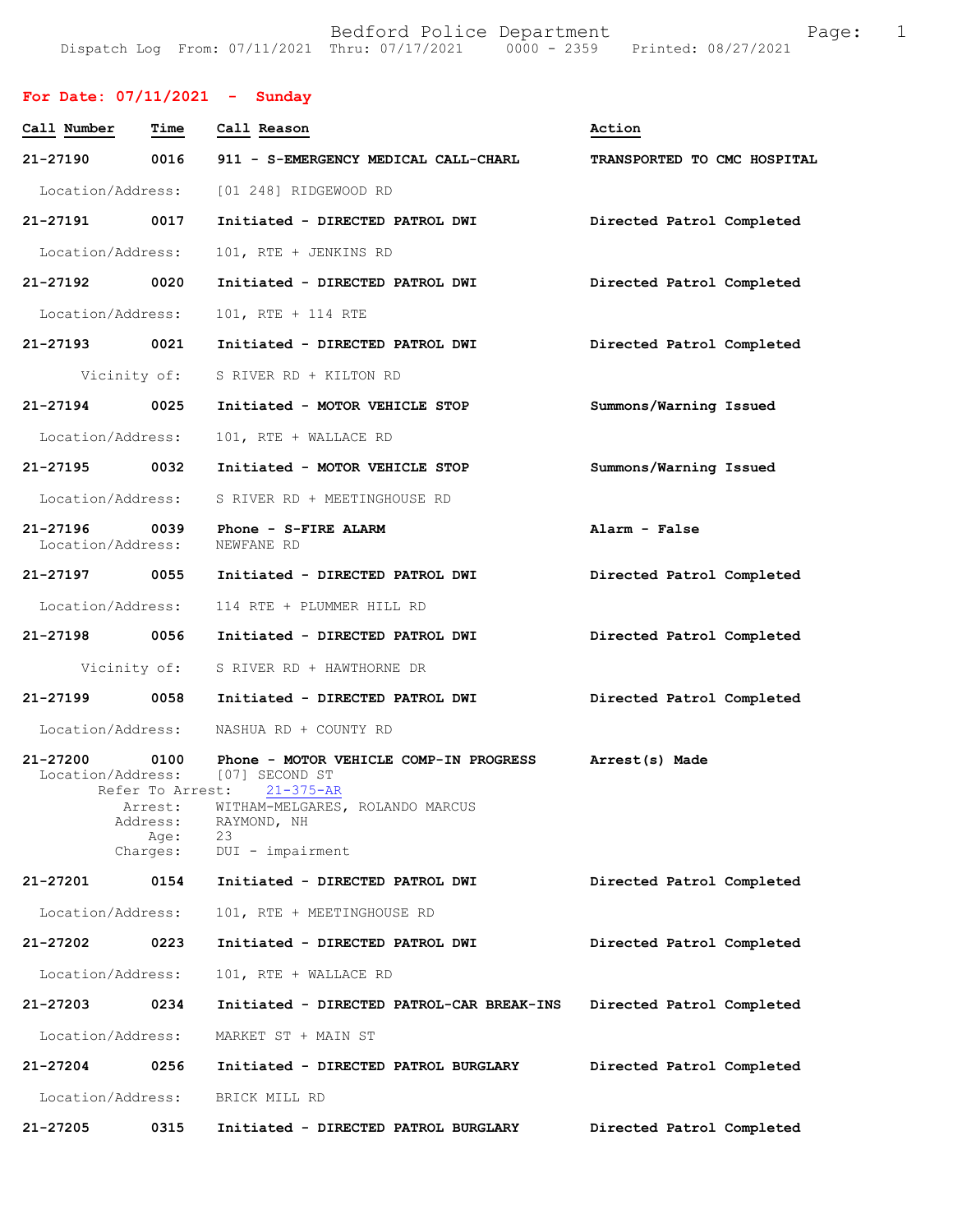Bedford Police Department
Dispatch Log From: 07/11/2021 Thru: 07/17/2021 0000 - 2359 Printed: 08/27/2021

## For Date: 07/11/2021 - Sunday

| Call Number | Time | Call Reason | Action |
|---|---|---|---|
| 21-27190 | 0016 | 911 - S-EMERGENCY MEDICAL CALL-CHARL | TRANSPORTED TO CMC HOSPITAL |

Location/Address: [01 248] RIDGEWOOD RD

| Call Number | Time | Call Reason | Action |
|---|---|---|---|
| 21-27191 | 0017 | Initiated - DIRECTED PATROL DWI | Directed Patrol Completed |

Location/Address: 101, RTE + JENKINS RD

| Call Number | Time | Call Reason | Action |
|---|---|---|---|
| 21-27192 | 0020 | Initiated - DIRECTED PATROL DWI | Directed Patrol Completed |

Location/Address: 101, RTE + 114 RTE

| Call Number | Time | Call Reason | Action |
|---|---|---|---|
| 21-27193 | 0021 | Initiated - DIRECTED PATROL DWI | Directed Patrol Completed |

Vicinity of: S RIVER RD + KILTON RD

| Call Number | Time | Call Reason | Action |
|---|---|---|---|
| 21-27194 | 0025 | Initiated - MOTOR VEHICLE STOP | Summons/Warning Issued |

Location/Address: 101, RTE + WALLACE RD

| Call Number | Time | Call Reason | Action |
|---|---|---|---|
| 21-27195 | 0032 | Initiated - MOTOR VEHICLE STOP | Summons/Warning Issued |

Location/Address: S RIVER RD + MEETINGHOUSE RD

| Call Number | Time | Call Reason | Action |
|---|---|---|---|
| 21-27196 | 0039 | Phone - S-FIRE ALARM | Alarm - False |

Location/Address: NEWFANE RD

| Call Number | Time | Call Reason | Action |
|---|---|---|---|
| 21-27197 | 0055 | Initiated - DIRECTED PATROL DWI | Directed Patrol Completed |

Location/Address: 114 RTE + PLUMMER HILL RD

| Call Number | Time | Call Reason | Action |
|---|---|---|---|
| 21-27198 | 0056 | Initiated - DIRECTED PATROL DWI | Directed Patrol Completed |

Vicinity of: S RIVER RD + HAWTHORNE DR

| Call Number | Time | Call Reason | Action |
|---|---|---|---|
| 21-27199 | 0058 | Initiated - DIRECTED PATROL DWI | Directed Patrol Completed |

Location/Address: NASHUA RD + COUNTY RD

| Call Number | Time | Call Reason | Action |
|---|---|---|---|
| 21-27200 | 0100 | Phone - MOTOR VEHICLE COMP-IN PROGRESS | Arrest(s) Made |

Location/Address: [07] SECOND ST
Refer To Arrest: 21-375-AR
Arrest: WITHAM-MELGARES, ROLANDO MARCUS
Address: RAYMOND, NH
Age: 23
Charges: DUI - impairment

| Call Number | Time | Call Reason | Action |
|---|---|---|---|
| 21-27201 | 0154 | Initiated - DIRECTED PATROL DWI | Directed Patrol Completed |

Location/Address: 101, RTE + MEETINGHOUSE RD

| Call Number | Time | Call Reason | Action |
|---|---|---|---|
| 21-27202 | 0223 | Initiated - DIRECTED PATROL DWI | Directed Patrol Completed |

Location/Address: 101, RTE + WALLACE RD

| Call Number | Time | Call Reason | Action |
|---|---|---|---|
| 21-27203 | 0234 | Initiated - DIRECTED PATROL-CAR BREAK-INS | Directed Patrol Completed |

Location/Address: MARKET ST + MAIN ST

| Call Number | Time | Call Reason | Action |
|---|---|---|---|
| 21-27204 | 0256 | Initiated - DIRECTED PATROL BURGLARY | Directed Patrol Completed |

Location/Address: BRICK MILL RD

| Call Number | Time | Call Reason | Action |
|---|---|---|---|
| 21-27205 | 0315 | Initiated - DIRECTED PATROL BURGLARY | Directed Patrol Completed |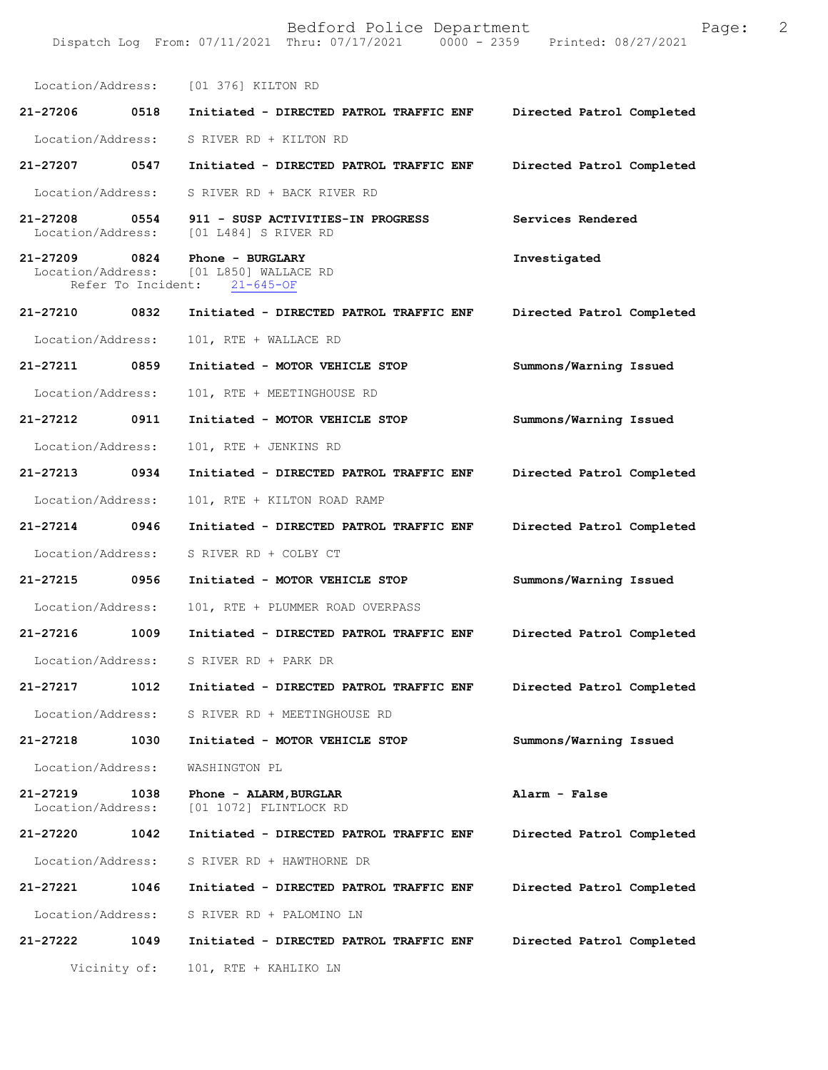Location/Address: [01 376] KILTON RD

| Call Number | Time | Call Reason | Action |
|---|---|---|---|
| 21-27206 | 0518 | Initiated - DIRECTED PATROL TRAFFIC ENF | Directed Patrol Completed |
| | | Location/Address: S RIVER RD + KILTON RD | |
| 21-27207 | 0547 | Initiated - DIRECTED PATROL TRAFFIC ENF | Directed Patrol Completed |
| | | Location/Address: S RIVER RD + BACK RIVER RD | |
| 21-27208 | 0554 | 911 - SUSP ACTIVITIES-IN PROGRESS | Services Rendered |
| | | Location/Address: [01 L484] S RIVER RD | |
| 21-27209 | 0824 | Phone - BURGLARY | Investigated |
| | | Location/Address: [01 L850] WALLACE RD<br>Refer To Incident: 21-645-OF | |
| 21-27210 | 0832 | Initiated - DIRECTED PATROL TRAFFIC ENF | Directed Patrol Completed |
| | | Location/Address: 101, RTE + WALLACE RD | |
| 21-27211 | 0859 | Initiated - MOTOR VEHICLE STOP | Summons/Warning Issued |
| | | Location/Address: 101, RTE + MEETINGHOUSE RD | |
| 21-27212 | 0911 | Initiated - MOTOR VEHICLE STOP | Summons/Warning Issued |
| | | Location/Address: 101, RTE + JENKINS RD | |
| 21-27213 | 0934 | Initiated - DIRECTED PATROL TRAFFIC ENF | Directed Patrol Completed |
| | | Location/Address: 101, RTE + KILTON ROAD RAMP | |
| 21-27214 | 0946 | Initiated - DIRECTED PATROL TRAFFIC ENF | Directed Patrol Completed |
| | | Location/Address: S RIVER RD + COLBY CT | |
| 21-27215 | 0956 | Initiated - MOTOR VEHICLE STOP | Summons/Warning Issued |
| | | Location/Address: 101, RTE + PLUMMER ROAD OVERPASS | |
| 21-27216 | 1009 | Initiated - DIRECTED PATROL TRAFFIC ENF | Directed Patrol Completed |
| | | Location/Address: S RIVER RD + PARK DR | |
| 21-27217 | 1012 | Initiated - DIRECTED PATROL TRAFFIC ENF | Directed Patrol Completed |
| | | Location/Address: S RIVER RD + MEETINGHOUSE RD | |
| 21-27218 | 1030 | Initiated - MOTOR VEHICLE STOP | Summons/Warning Issued |
| | | Location/Address: WASHINGTON PL | |
| 21-27219 | 1038 | Phone - ALARM,BURGLAR | Alarm - False |
| | | Location/Address: [01 1072] FLINTLOCK RD | |
| 21-27220 | 1042 | Initiated - DIRECTED PATROL TRAFFIC ENF | Directed Patrol Completed |
| | | Location/Address: S RIVER RD + HAWTHORNE DR | |
| 21-27221 | 1046 | Initiated - DIRECTED PATROL TRAFFIC ENF | Directed Patrol Completed |
| | | Location/Address: S RIVER RD + PALOMINO LN | |
| 21-27222 | 1049 | Initiated - DIRECTED PATROL TRAFFIC ENF | Directed Patrol Completed |
| | | Vicinity of: 101, RTE + KAHLIKO LN | |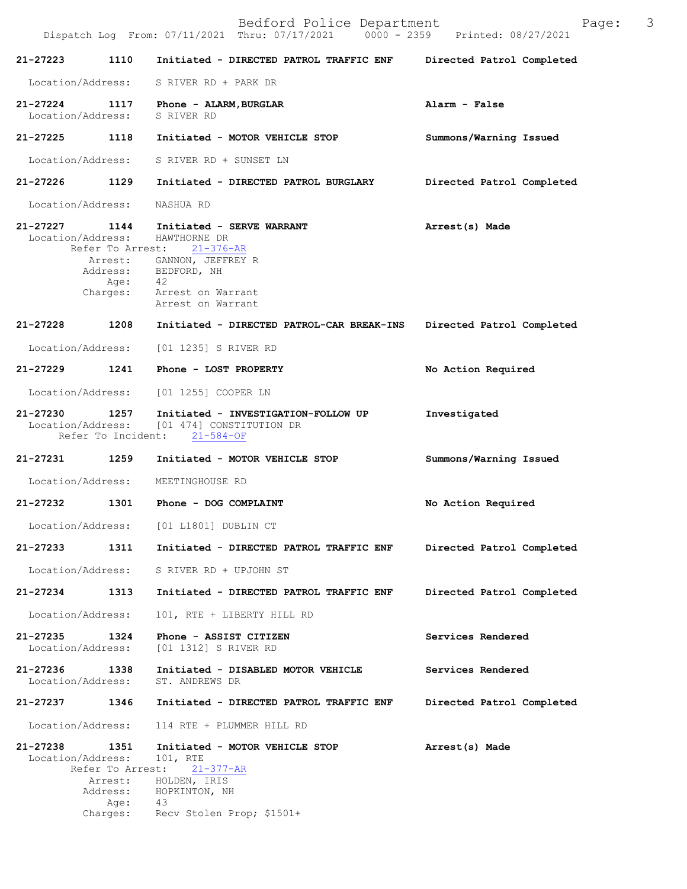21-27223 1110 Initiated - DIRECTED PATROL TRAFFIC ENF Directed Patrol Completed

Location/Address: S RIVER RD + PARK DR

21-27224 1117 Phone - ALARM,BURGLAR Alarm - False
Location/Address: S RIVER RD

21-27225 1118 Initiated - MOTOR VEHICLE STOP Summons/Warning Issued

Location/Address: S RIVER RD + SUNSET LN

21-27226 1129 Initiated - DIRECTED PATROL BURGLARY Directed Patrol Completed

Location/Address: NASHUA RD

21-27227 1144 Initiated - SERVE WARRANT Arrest(s) Made
Location/Address: HAWTHORNE DR
Refer To Arrest: 21-376-AR
Arrest: GANNON, JEFFREY R
Address: BEDFORD, NH
Age: 42
Charges: Arrest on Warrant
Arrest on Warrant

21-27228 1208 Initiated - DIRECTED PATROL-CAR BREAK-INS Directed Patrol Completed

Location/Address: [01 1235] S RIVER RD

21-27229 1241 Phone - LOST PROPERTY No Action Required

Location/Address: [01 1255] COOPER LN

21-27230 1257 Initiated - INVESTIGATION-FOLLOW UP Investigated
Location/Address: [01 474] CONSTITUTION DR
Refer To Incident: 21-584-OF

21-27231 1259 Initiated - MOTOR VEHICLE STOP Summons/Warning Issued

Location/Address: MEETINGHOUSE RD

21-27232 1301 Phone - DOG COMPLAINT No Action Required

Location/Address: [01 L1801] DUBLIN CT

21-27233 1311 Initiated - DIRECTED PATROL TRAFFIC ENF Directed Patrol Completed

Location/Address: S RIVER RD + UPJOHN ST

21-27234 1313 Initiated - DIRECTED PATROL TRAFFIC ENF Directed Patrol Completed

Location/Address: 101, RTE + LIBERTY HILL RD

21-27235 1324 Phone - ASSIST CITIZEN Services Rendered
Location/Address: [01 1312] S RIVER RD

21-27236 1338 Initiated - DISABLED MOTOR VEHICLE Services Rendered
Location/Address: ST. ANDREWS DR

21-27237 1346 Initiated - DIRECTED PATROL TRAFFIC ENF Directed Patrol Completed

Location/Address: 114 RTE + PLUMMER HILL RD

21-27238 1351 Initiated - MOTOR VEHICLE STOP Arrest(s) Made
Location/Address: 101, RTE
Refer To Arrest: 21-377-AR
Arrest: HOLDEN, IRIS
Address: HOPKINTON, NH
Age: 43
Charges: Recv Stolen Prop; $1501+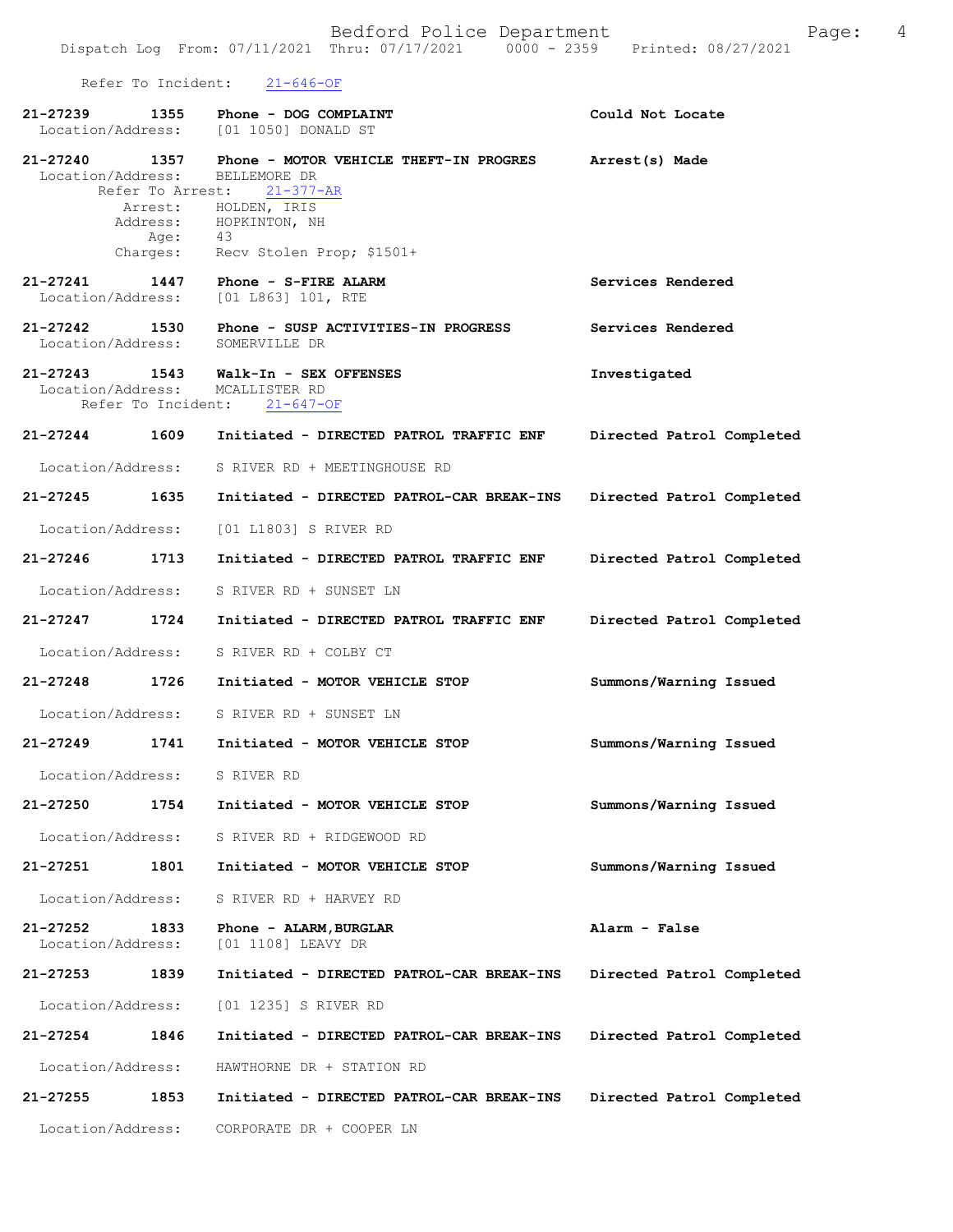Refer To Incident: 21-646-OF

**21-27239** 1355 **Phone - DOG COMPLAINT** **Could Not Locate**
Location/Address: [01 1050] DONALD ST

**21-27240** 1357 **Phone - MOTOR VEHICLE THEFT-IN PROGRES** **Arrest(s) Made**
Location/Address: BELLEMORE DR
Refer To Arrest: 21-377-AR
Arrest: HOLDEN, IRIS
Address: HOPKINTON, NH
Age: 43
Charges: Recv Stolen Prop; $1501+

**21-27241** 1447 **Phone - S-FIRE ALARM** **Services Rendered**
Location/Address: [01 L863] 101, RTE

**21-27242** 1530 **Phone - SUSP ACTIVITIES-IN PROGRESS** **Services Rendered**
Location/Address: SOMERVILLE DR

**21-27243** 1543 **Walk-In - SEX OFFENSES** **Investigated**
Location/Address: MCALLISTER RD
Refer To Incident: 21-647-OF

**21-27244** 1609 **Initiated - DIRECTED PATROL TRAFFIC ENF** **Directed Patrol Completed**
Location/Address: S RIVER RD + MEETINGHOUSE RD

**21-27245** 1635 **Initiated - DIRECTED PATROL-CAR BREAK-INS** **Directed Patrol Completed**
Location/Address: [01 L1803] S RIVER RD

**21-27246** 1713 **Initiated - DIRECTED PATROL TRAFFIC ENF** **Directed Patrol Completed**
Location/Address: S RIVER RD + SUNSET LN

**21-27247** 1724 **Initiated - DIRECTED PATROL TRAFFIC ENF** **Directed Patrol Completed**
Location/Address: S RIVER RD + COLBY CT

**21-27248** 1726 **Initiated - MOTOR VEHICLE STOP** **Summons/Warning Issued**
Location/Address: S RIVER RD + SUNSET LN

**21-27249** 1741 **Initiated - MOTOR VEHICLE STOP** **Summons/Warning Issued**
Location/Address: S RIVER RD

**21-27250** 1754 **Initiated - MOTOR VEHICLE STOP** **Summons/Warning Issued**
Location/Address: S RIVER RD + RIDGEWOOD RD

**21-27251** 1801 **Initiated - MOTOR VEHICLE STOP** **Summons/Warning Issued**
Location/Address: S RIVER RD + HARVEY RD

**21-27252** 1833 **Phone - ALARM,BURGLAR** **Alarm - False**
Location/Address: [01 1108] LEAVY DR

**21-27253** 1839 **Initiated - DIRECTED PATROL-CAR BREAK-INS** **Directed Patrol Completed**
Location/Address: [01 1235] S RIVER RD

**21-27254** 1846 **Initiated - DIRECTED PATROL-CAR BREAK-INS** **Directed Patrol Completed**
Location/Address: HAWTHORNE DR + STATION RD

**21-27255** 1853 **Initiated - DIRECTED PATROL-CAR BREAK-INS** **Directed Patrol Completed**
Location/Address: CORPORATE DR + COOPER LN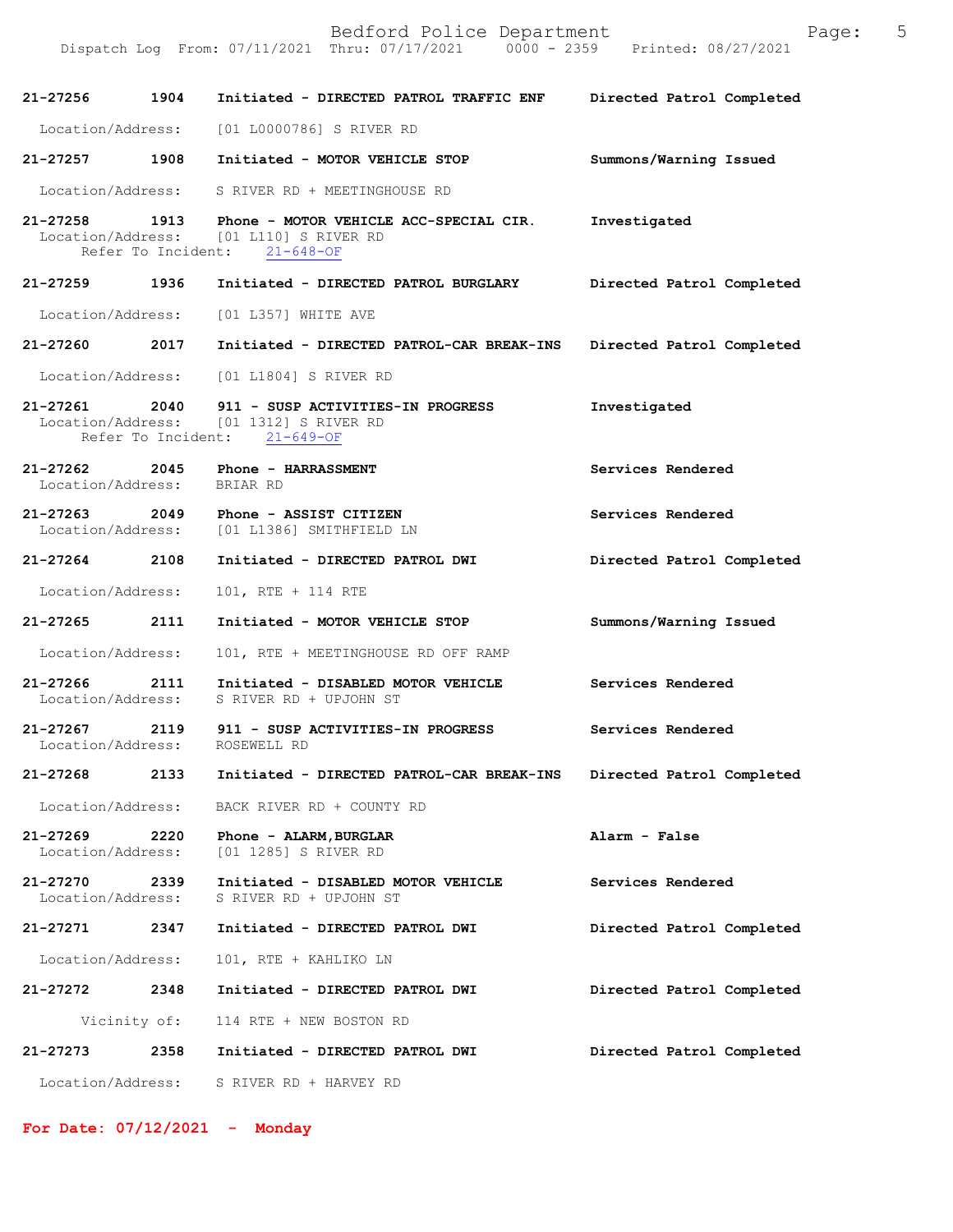**21-27256 1904 Initiated - DIRECTED PATROL TRAFFIC ENF — Directed Patrol Completed**

Location/Address: [01 L0000786] S RIVER RD

**21-27257 1908 Initiated - MOTOR VEHICLE STOP — Summons/Warning Issued**

Location/Address: S RIVER RD + MEETINGHOUSE RD

**21-27258 1913 Phone - MOTOR VEHICLE ACC-SPECIAL CIR. — Investigated**

Location/Address: [01 L110] S RIVER RD
Refer To Incident: 21-648-OF

**21-27259 1936 Initiated - DIRECTED PATROL BURGLARY — Directed Patrol Completed**

Location/Address: [01 L357] WHITE AVE

**21-27260 2017 Initiated - DIRECTED PATROL-CAR BREAK-INS — Directed Patrol Completed**

Location/Address: [01 L1804] S RIVER RD

**21-27261 2040 911 - SUSP ACTIVITIES-IN PROGRESS — Investigated**

Location/Address: [01 1312] S RIVER RD
Refer To Incident: 21-649-OF

**21-27262 2045 Phone - HARRASSMENT — Services Rendered**

Location/Address: BRIAR RD

**21-27263 2049 Phone - ASSIST CITIZEN — Services Rendered**

Location/Address: [01 L1386] SMITHFIELD LN

**21-27264 2108 Initiated - DIRECTED PATROL DWI — Directed Patrol Completed**

Location/Address: 101, RTE + 114 RTE

**21-27265 2111 Initiated - MOTOR VEHICLE STOP — Summons/Warning Issued**

Location/Address: 101, RTE + MEETINGHOUSE RD OFF RAMP

**21-27266 2111 Initiated - DISABLED MOTOR VEHICLE — Services Rendered**

Location/Address: S RIVER RD + UPJOHN ST

**21-27267 2119 911 - SUSP ACTIVITIES-IN PROGRESS — Services Rendered**

Location/Address: ROSEWELL RD

**21-27268 2133 Initiated - DIRECTED PATROL-CAR BREAK-INS — Directed Patrol Completed**

Location/Address: BACK RIVER RD + COUNTY RD

**21-27269 2220 Phone - ALARM,BURGLAR — Alarm - False**

Location/Address: [01 1285] S RIVER RD

**21-27270 2339 Initiated - DISABLED MOTOR VEHICLE — Services Rendered**

Location/Address: S RIVER RD + UPJOHN ST

**21-27271 2347 Initiated - DIRECTED PATROL DWI — Directed Patrol Completed**

Location/Address: 101, RTE + KAHLIKO LN

**21-27272 2348 Initiated - DIRECTED PATROL DWI — Directed Patrol Completed**

Vicinity of: 114 RTE + NEW BOSTON RD

**21-27273 2358 Initiated - DIRECTED PATROL DWI — Directed Patrol Completed**

Location/Address: S RIVER RD + HARVEY RD

## For Date: 07/12/2021 - Monday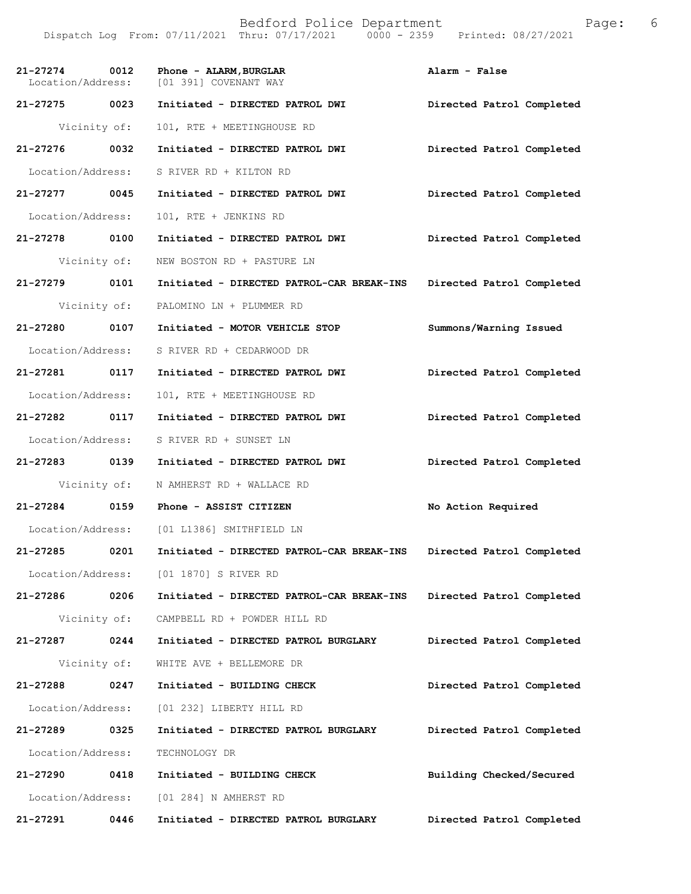Bedford Police Department

Dispatch Log From: 07/11/2021 Thru: 07/17/2021 0000 - 2359 Printed: 08/27/2021

**21-27274 0012 Phone - ALARM,BURGLAR** **Alarm - False**
Location/Address: [01 391] COVENANT WAY

**21-27275 0023 Initiated - DIRECTED PATROL DWI** **Directed Patrol Completed**
Vicinity of: 101, RTE + MEETINGHOUSE RD

**21-27276 0032 Initiated - DIRECTED PATROL DWI** **Directed Patrol Completed**
Location/Address: S RIVER RD + KILTON RD

**21-27277 0045 Initiated - DIRECTED PATROL DWI** **Directed Patrol Completed**
Location/Address: 101, RTE + JENKINS RD

**21-27278 0100 Initiated - DIRECTED PATROL DWI** **Directed Patrol Completed**
Vicinity of: NEW BOSTON RD + PASTURE LN

**21-27279 0101 Initiated - DIRECTED PATROL-CAR BREAK-INS** **Directed Patrol Completed**
Vicinity of: PALOMINO LN + PLUMMER RD

**21-27280 0107 Initiated - MOTOR VEHICLE STOP** **Summons/Warning Issued**
Location/Address: S RIVER RD + CEDARWOOD DR

**21-27281 0117 Initiated - DIRECTED PATROL DWI** **Directed Patrol Completed**
Location/Address: 101, RTE + MEETINGHOUSE RD

**21-27282 0117 Initiated - DIRECTED PATROL DWI** **Directed Patrol Completed**
Location/Address: S RIVER RD + SUNSET LN

**21-27283 0139 Initiated - DIRECTED PATROL DWI** **Directed Patrol Completed**
Vicinity of: N AMHERST RD + WALLACE RD

**21-27284 0159 Phone - ASSIST CITIZEN** **No Action Required**
Location/Address: [01 L1386] SMITHFIELD LN

**21-27285 0201 Initiated - DIRECTED PATROL-CAR BREAK-INS** **Directed Patrol Completed**
Location/Address: [01 1870] S RIVER RD

**21-27286 0206 Initiated - DIRECTED PATROL-CAR BREAK-INS** **Directed Patrol Completed**
Vicinity of: CAMPBELL RD + POWDER HILL RD

**21-27287 0244 Initiated - DIRECTED PATROL BURGLARY** **Directed Patrol Completed**
Vicinity of: WHITE AVE + BELLEMORE DR

**21-27288 0247 Initiated - BUILDING CHECK** **Directed Patrol Completed**
Location/Address: [01 232] LIBERTY HILL RD

**21-27289 0325 Initiated - DIRECTED PATROL BURGLARY** **Directed Patrol Completed**
Location/Address: TECHNOLOGY DR

**21-27290 0418 Initiated - BUILDING CHECK** **Building Checked/Secured**
Location/Address: [01 284] N AMHERST RD

**21-27291 0446 Initiated - DIRECTED PATROL BURGLARY** **Directed Patrol Completed**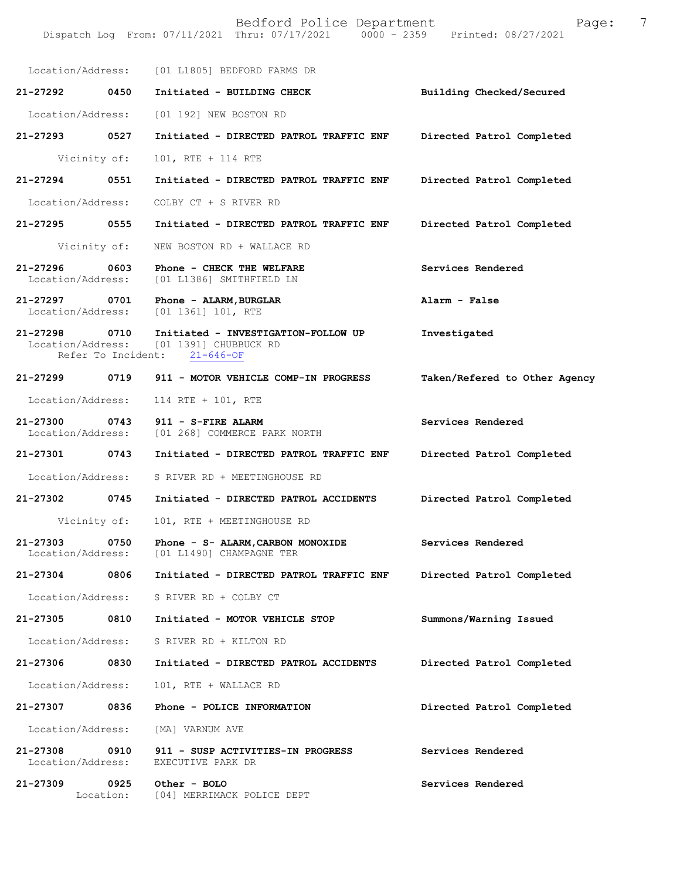Location/Address: [01 L1805] BEDFORD FARMS DR

**21-27292 0450 Initiated - BUILDING CHECK** Building Checked/Secured

Location/Address: [01 192] NEW BOSTON RD

**21-27293 0527 Initiated - DIRECTED PATROL TRAFFIC ENF** Directed Patrol Completed

Vicinity of: 101, RTE + 114 RTE

**21-27294 0551 Initiated - DIRECTED PATROL TRAFFIC ENF** Directed Patrol Completed

Location/Address: COLBY CT + S RIVER RD

**21-27295 0555 Initiated - DIRECTED PATROL TRAFFIC ENF** Directed Patrol Completed

Vicinity of: NEW BOSTON RD + WALLACE RD

**21-27296 0603 Phone - CHECK THE WELFARE** Services Rendered
Location/Address: [01 L1386] SMITHFIELD LN

**21-27297 0701 Phone - ALARM,BURGLAR** Alarm - False
Location/Address: [01 1361] 101, RTE

**21-27298 0710 Initiated - INVESTIGATION-FOLLOW UP** Investigated
Location/Address: [01 1391] CHUBBUCK RD
Refer To Incident: 21-646-OF

**21-27299 0719 911 - MOTOR VEHICLE COMP-IN PROGRESS** Taken/Refered to Other Agency

Location/Address: 114 RTE + 101, RTE

**21-27300 0743 911 - S-FIRE ALARM** Services Rendered
Location/Address: [01 268] COMMERCE PARK NORTH

**21-27301 0743 Initiated - DIRECTED PATROL TRAFFIC ENF** Directed Patrol Completed

Location/Address: S RIVER RD + MEETINGHOUSE RD

**21-27302 0745 Initiated - DIRECTED PATROL ACCIDENTS** Directed Patrol Completed

Vicinity of: 101, RTE + MEETINGHOUSE RD

**21-27303 0750 Phone - S- ALARM,CARBON MONOXIDE** Services Rendered
Location/Address: [01 L1490] CHAMPAGNE TER

**21-27304 0806 Initiated - DIRECTED PATROL TRAFFIC ENF** Directed Patrol Completed

Location/Address: S RIVER RD + COLBY CT

**21-27305 0810 Initiated - MOTOR VEHICLE STOP** Summons/Warning Issued

Location/Address: S RIVER RD + KILTON RD

**21-27306 0830 Initiated - DIRECTED PATROL ACCIDENTS** Directed Patrol Completed

Location/Address: 101, RTE + WALLACE RD

**21-27307 0836 Phone - POLICE INFORMATION** Directed Patrol Completed

Location/Address: [MA] VARNUM AVE

**21-27308 0910 911 - SUSP ACTIVITIES-IN PROGRESS** Services Rendered
Location/Address: EXECUTIVE PARK DR

**21-27309 0925 Other - BOLO** Services Rendered
Location: [04] MERRIMACK POLICE DEPT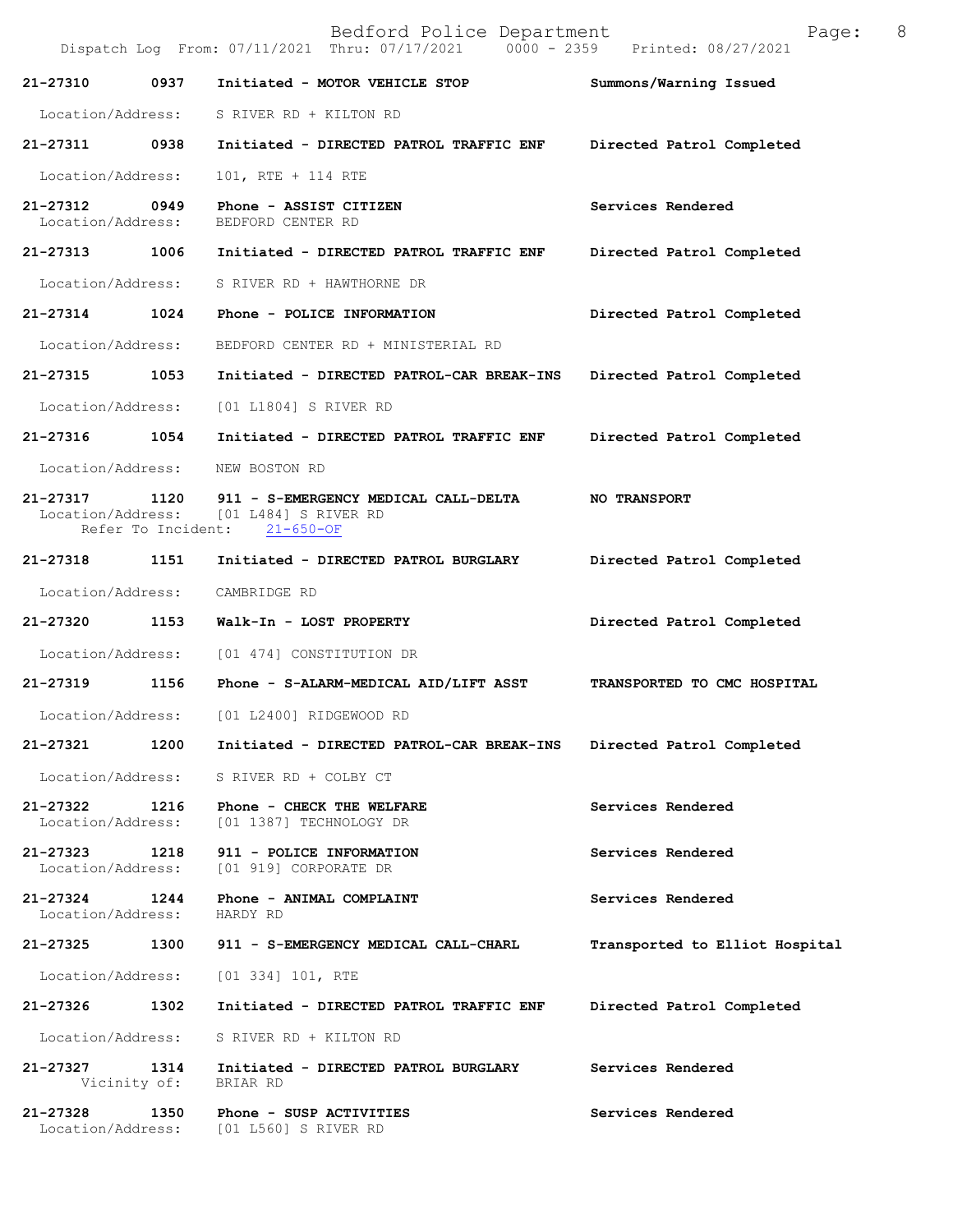Dispatch Log From: 07/11/2021 Thru: 07/17/2021 0000 - 2359 Printed: 08/27/2021

**21-27310 0937 Initiated - MOTOR VEHICLE STOP** — **Summons/Warning Issued**
Location/Address: S RIVER RD + KILTON RD

**21-27311 0938 Initiated - DIRECTED PATROL TRAFFIC ENF** — **Directed Patrol Completed**
Location/Address: 101, RTE + 114 RTE

**21-27312 0949 Phone - ASSIST CITIZEN** — **Services Rendered**
Location/Address: BEDFORD CENTER RD

**21-27313 1006 Initiated - DIRECTED PATROL TRAFFIC ENF** — **Directed Patrol Completed**
Location/Address: S RIVER RD + HAWTHORNE DR

**21-27314 1024 Phone - POLICE INFORMATION** — **Directed Patrol Completed**
Location/Address: BEDFORD CENTER RD + MINISTERIAL RD

**21-27315 1053 Initiated - DIRECTED PATROL-CAR BREAK-INS** — **Directed Patrol Completed**
Location/Address: [01 L1804] S RIVER RD

**21-27316 1054 Initiated - DIRECTED PATROL TRAFFIC ENF** — **Directed Patrol Completed**
Location/Address: NEW BOSTON RD

**21-27317 1120 911 - S-EMERGENCY MEDICAL CALL-DELTA** — **NO TRANSPORT**
Location/Address: [01 L484] S RIVER RD
Refer To Incident: 21-650-OF

**21-27318 1151 Initiated - DIRECTED PATROL BURGLARY** — **Directed Patrol Completed**
Location/Address: CAMBRIDGE RD

**21-27320 1153 Walk-In - LOST PROPERTY** — **Directed Patrol Completed**
Location/Address: [01 474] CONSTITUTION DR

**21-27319 1156 Phone - S-ALARM-MEDICAL AID/LIFT ASST** — **TRANSPORTED TO CMC HOSPITAL**
Location/Address: [01 L2400] RIDGEWOOD RD

**21-27321 1200 Initiated - DIRECTED PATROL-CAR BREAK-INS** — **Directed Patrol Completed**
Location/Address: S RIVER RD + COLBY CT

**21-27322 1216 Phone - CHECK THE WELFARE** — **Services Rendered**
Location/Address: [01 1387] TECHNOLOGY DR

**21-27323 1218 911 - POLICE INFORMATION** — **Services Rendered**
Location/Address: [01 919] CORPORATE DR

**21-27324 1244 Phone - ANIMAL COMPLAINT** — **Services Rendered**
Location/Address: HARDY RD

**21-27325 1300 911 - S-EMERGENCY MEDICAL CALL-CHARL** — **Transported to Elliot Hospital**
Location/Address: [01 334] 101, RTE

**21-27326 1302 Initiated - DIRECTED PATROL TRAFFIC ENF** — **Directed Patrol Completed**
Location/Address: S RIVER RD + KILTON RD

**21-27327 1314 Initiated - DIRECTED PATROL BURGLARY** — **Services Rendered**
Vicinity of: BRIAR RD

**21-27328 1350 Phone - SUSP ACTIVITIES** — **Services Rendered**
Location/Address: [01 L560] S RIVER RD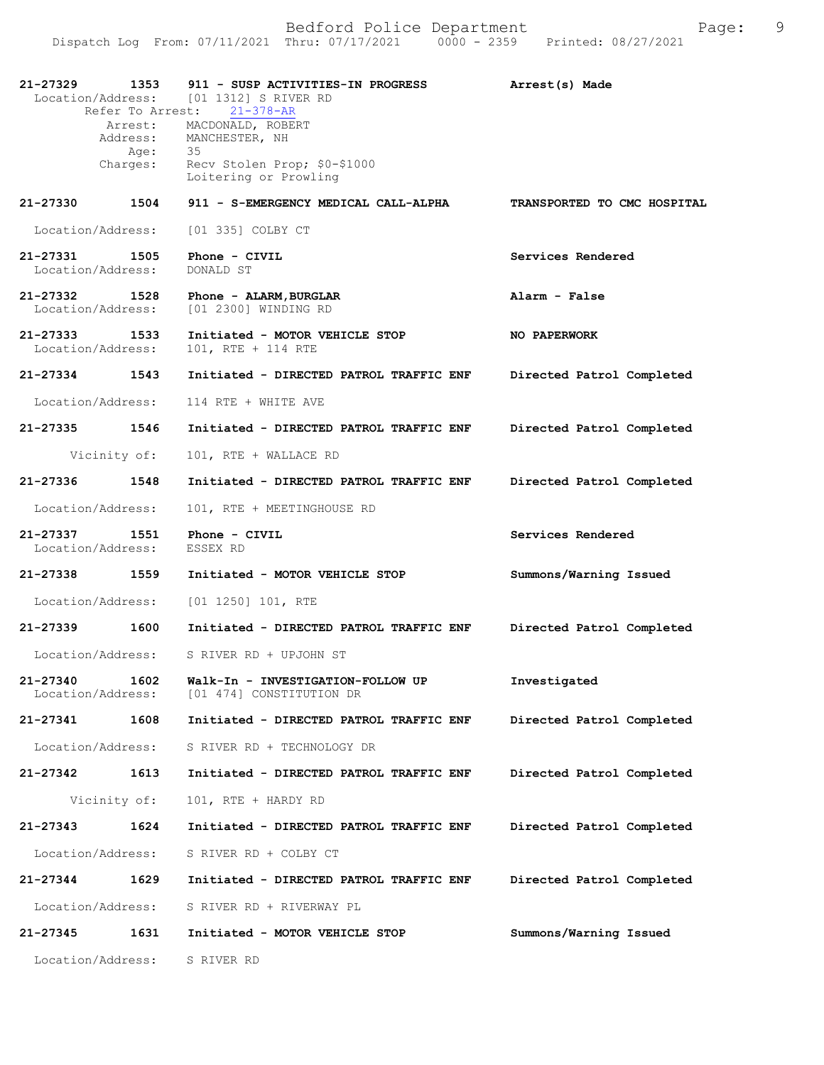21-27329 1353 911 - SUSP ACTIVITIES-IN PROGRESS Arrest(s) Made
Location/Address: [01 1312] S RIVER RD
Refer To Arrest: 21-378-AR
Arrest: MACDONALD, ROBERT
Address: MANCHESTER, NH
Age: 35
Charges: Recv Stolen Prop; $0-$1000
Loitering or Prowling

21-27330 1504 911 - S-EMERGENCY MEDICAL CALL-ALPHA TRANSPORTED TO CMC HOSPITAL
Location/Address: [01 335] COLBY CT

21-27331 1505 Phone - CIVIL Services Rendered
Location/Address: DONALD ST

21-27332 1528 Phone - ALARM,BURGLAR Alarm - False
Location/Address: [01 2300] WINDING RD

21-27333 1533 Initiated - MOTOR VEHICLE STOP NO PAPERWORK
Location/Address: 101, RTE + 114 RTE

21-27334 1543 Initiated - DIRECTED PATROL TRAFFIC ENF Directed Patrol Completed
Location/Address: 114 RTE + WHITE AVE

21-27335 1546 Initiated - DIRECTED PATROL TRAFFIC ENF Directed Patrol Completed
Vicinity of: 101, RTE + WALLACE RD

21-27336 1548 Initiated - DIRECTED PATROL TRAFFIC ENF Directed Patrol Completed
Location/Address: 101, RTE + MEETINGHOUSE RD

21-27337 1551 Phone - CIVIL Services Rendered
Location/Address: ESSEX RD

21-27338 1559 Initiated - MOTOR VEHICLE STOP Summons/Warning Issued
Location/Address: [01 1250] 101, RTE

21-27339 1600 Initiated - DIRECTED PATROL TRAFFIC ENF Directed Patrol Completed
Location/Address: S RIVER RD + UPJOHN ST

21-27340 1602 Walk-In - INVESTIGATION-FOLLOW UP Investigated
Location/Address: [01 474] CONSTITUTION DR

21-27341 1608 Initiated - DIRECTED PATROL TRAFFIC ENF Directed Patrol Completed
Location/Address: S RIVER RD + TECHNOLOGY DR

21-27342 1613 Initiated - DIRECTED PATROL TRAFFIC ENF Directed Patrol Completed
Vicinity of: 101, RTE + HARDY RD

21-27343 1624 Initiated - DIRECTED PATROL TRAFFIC ENF Directed Patrol Completed
Location/Address: S RIVER RD + COLBY CT

21-27344 1629 Initiated - DIRECTED PATROL TRAFFIC ENF Directed Patrol Completed
Location/Address: S RIVER RD + RIVERWAY PL

21-27345 1631 Initiated - MOTOR VEHICLE STOP Summons/Warning Issued
Location/Address: S RIVER RD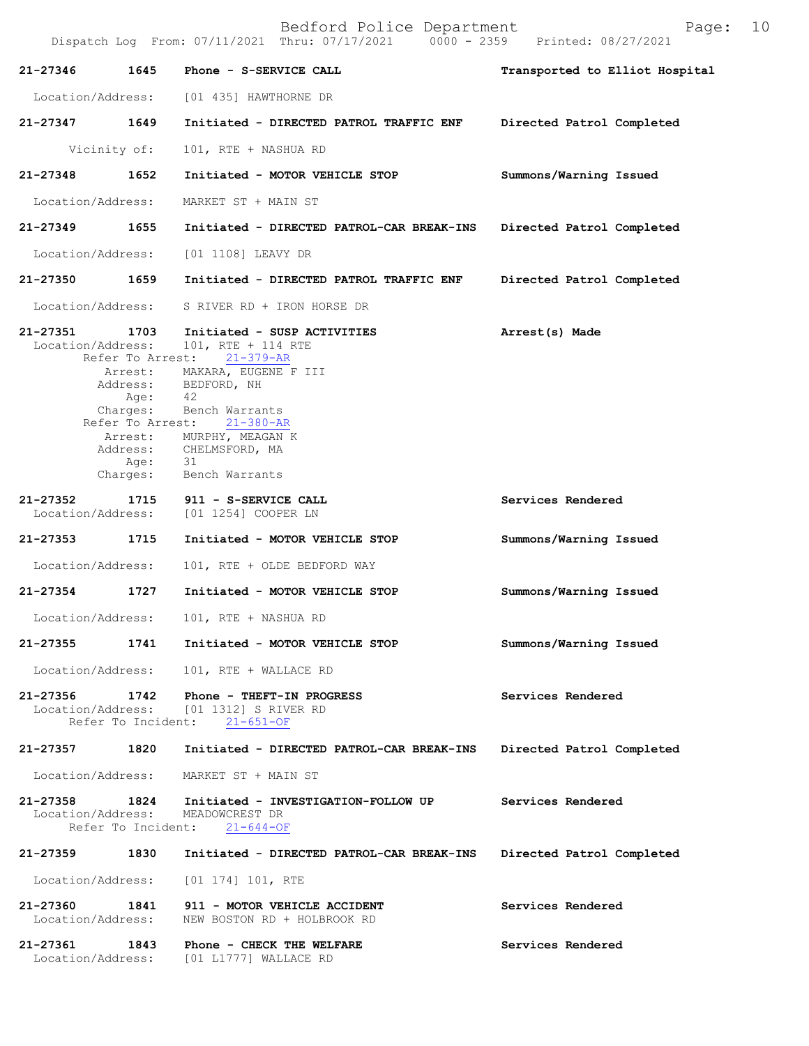| Call # | Time | Type | Disposition |
|---|---|---|---|
| 21-27346 | 1645 | Phone - S-SERVICE CALL | Transported to Elliot Hospital |

Location/Address: [01 435] HAWTHORNE DR

| Call # | Time | Type | Disposition |
|---|---|---|---|
| 21-27347 | 1649 | Initiated - DIRECTED PATROL TRAFFIC ENF | Directed Patrol Completed |

Vicinity of: 101, RTE + NASHUA RD

| Call # | Time | Type | Disposition |
|---|---|---|---|
| 21-27348 | 1652 | Initiated - MOTOR VEHICLE STOP | Summons/Warning Issued |

Location/Address: MARKET ST + MAIN ST

| Call # | Time | Type | Disposition |
|---|---|---|---|
| 21-27349 | 1655 | Initiated - DIRECTED PATROL-CAR BREAK-INS | Directed Patrol Completed |

Location/Address: [01 1108] LEAVY DR

| Call # | Time | Type | Disposition |
|---|---|---|---|
| 21-27350 | 1659 | Initiated - DIRECTED PATROL TRAFFIC ENF | Directed Patrol Completed |

Location/Address: S RIVER RD + IRON HORSE DR

| Call # | Time | Type | Disposition |
|---|---|---|---|
| 21-27351 | 1703 | Initiated - SUSP ACTIVITIES | Arrest(s) Made |

Location/Address: 101, RTE + 114 RTE
Refer To Arrest: 21-379-AR
Arrest: MAKARA, EUGENE F III
Address: BEDFORD, NH
Age: 42
Charges: Bench Warrants
Refer To Arrest: 21-380-AR
Arrest: MURPHY, MEAGAN K
Address: CHELMSFORD, MA
Age: 31
Charges: Bench Warrants

| Call # | Time | Type | Disposition |
|---|---|---|---|
| 21-27352 | 1715 | 911 - S-SERVICE CALL | Services Rendered |

Location/Address: [01 1254] COOPER LN

| Call # | Time | Type | Disposition |
|---|---|---|---|
| 21-27353 | 1715 | Initiated - MOTOR VEHICLE STOP | Summons/Warning Issued |

Location/Address: 101, RTE + OLDE BEDFORD WAY

| Call # | Time | Type | Disposition |
|---|---|---|---|
| 21-27354 | 1727 | Initiated - MOTOR VEHICLE STOP | Summons/Warning Issued |

Location/Address: 101, RTE + NASHUA RD

| Call # | Time | Type | Disposition |
|---|---|---|---|
| 21-27355 | 1741 | Initiated - MOTOR VEHICLE STOP | Summons/Warning Issued |

Location/Address: 101, RTE + WALLACE RD

| Call # | Time | Type | Disposition |
|---|---|---|---|
| 21-27356 | 1742 | Phone - THEFT-IN PROGRESS | Services Rendered |

Location/Address: [01 1312] S RIVER RD
Refer To Incident: 21-651-OF

| Call # | Time | Type | Disposition |
|---|---|---|---|
| 21-27357 | 1820 | Initiated - DIRECTED PATROL-CAR BREAK-INS | Directed Patrol Completed |

Location/Address: MARKET ST + MAIN ST

| Call # | Time | Type | Disposition |
|---|---|---|---|
| 21-27358 | 1824 | Initiated - INVESTIGATION-FOLLOW UP | Services Rendered |

Location/Address: MEADOWCREST DR
Refer To Incident: 21-644-OF

| Call # | Time | Type | Disposition |
|---|---|---|---|
| 21-27359 | 1830 | Initiated - DIRECTED PATROL-CAR BREAK-INS | Directed Patrol Completed |

Location/Address: [01 174] 101, RTE

| Call # | Time | Type | Disposition |
|---|---|---|---|
| 21-27360 | 1841 | 911 - MOTOR VEHICLE ACCIDENT | Services Rendered |

Location/Address: NEW BOSTON RD + HOLBROOK RD

| Call # | Time | Type | Disposition |
|---|---|---|---|
| 21-27361 | 1843 | Phone - CHECK THE WELFARE | Services Rendered |

Location/Address: [01 L1777] WALLACE RD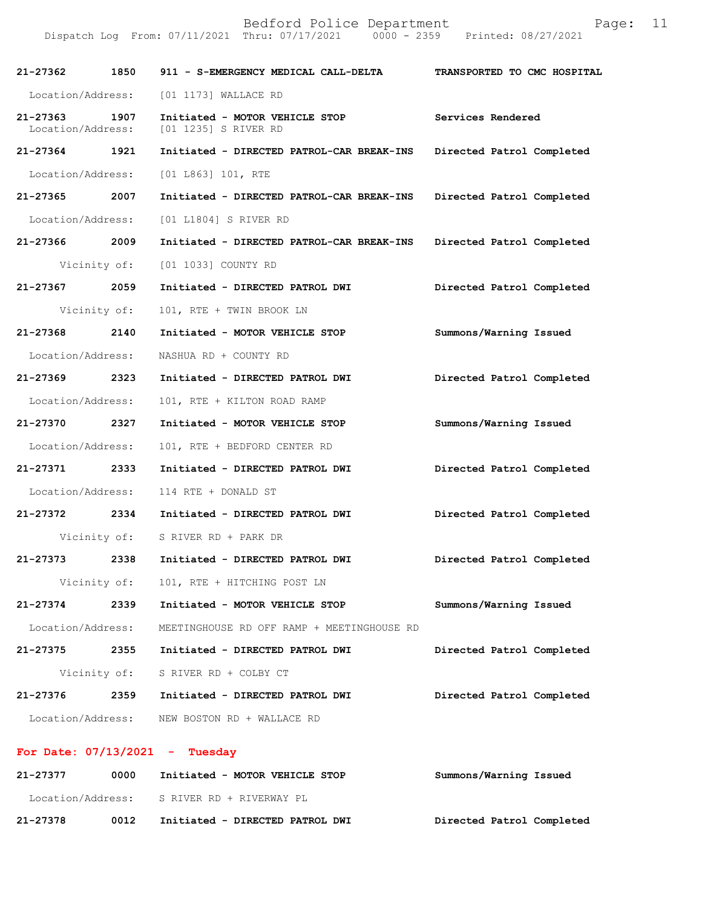| Call Number | Time | Call Reason | Action |
|---|---|---|---|
| 21-27362 | 1850 | 911 - S-EMERGENCY MEDICAL CALL-DELTA | TRANSPORTED TO CMC HOSPITAL |
| Location/Address: | | [01 1173] WALLACE RD | |
| 21-27363 | 1907 | Initiated - MOTOR VEHICLE STOP | Services Rendered |
| Location/Address: | | [01 1235] S RIVER RD | |
| 21-27364 | 1921 | Initiated - DIRECTED PATROL-CAR BREAK-INS | Directed Patrol Completed |
| Location/Address: | | [01 L863] 101, RTE | |
| 21-27365 | 2007 | Initiated - DIRECTED PATROL-CAR BREAK-INS | Directed Patrol Completed |
| Location/Address: | | [01 L1804] S RIVER RD | |
| 21-27366 | 2009 | Initiated - DIRECTED PATROL-CAR BREAK-INS | Directed Patrol Completed |
| Vicinity of: | | [01 1033] COUNTY RD | |
| 21-27367 | 2059 | Initiated - DIRECTED PATROL DWI | Directed Patrol Completed |
| Vicinity of: | | 101, RTE + TWIN BROOK LN | |
| 21-27368 | 2140 | Initiated - MOTOR VEHICLE STOP | Summons/Warning Issued |
| Location/Address: | | NASHUA RD + COUNTY RD | |
| 21-27369 | 2323 | Initiated - DIRECTED PATROL DWI | Directed Patrol Completed |
| Location/Address: | | 101, RTE + KILTON ROAD RAMP | |
| 21-27370 | 2327 | Initiated - MOTOR VEHICLE STOP | Summons/Warning Issued |
| Location/Address: | | 101, RTE + BEDFORD CENTER RD | |
| 21-27371 | 2333 | Initiated - DIRECTED PATROL DWI | Directed Patrol Completed |
| Location/Address: | | 114 RTE + DONALD ST | |
| 21-27372 | 2334 | Initiated - DIRECTED PATROL DWI | Directed Patrol Completed |
| Vicinity of: | | S RIVER RD + PARK DR | |
| 21-27373 | 2338 | Initiated - DIRECTED PATROL DWI | Directed Patrol Completed |
| Vicinity of: | | 101, RTE + HITCHING POST LN | |
| 21-27374 | 2339 | Initiated - MOTOR VEHICLE STOP | Summons/Warning Issued |
| Location/Address: | | MEETINGHOUSE RD OFF RAMP + MEETINGHOUSE RD | |
| 21-27375 | 2355 | Initiated - DIRECTED PATROL DWI | Directed Patrol Completed |
| Vicinity of: | | S RIVER RD + COLBY CT | |
| 21-27376 | 2359 | Initiated - DIRECTED PATROL DWI | Directed Patrol Completed |
| Location/Address: | | NEW BOSTON RD + WALLACE RD | |

**For Date: 07/13/2021 - Tuesday**

| Call Number | Time | Call Reason | Action |
|---|---|---|---|
| 21-27377 | 0000 | Initiated - MOTOR VEHICLE STOP | Summons/Warning Issued |
| Location/Address: | | S RIVER RD + RIVERWAY PL | |
| 21-27378 | 0012 | Initiated - DIRECTED PATROL DWI | Directed Patrol Completed |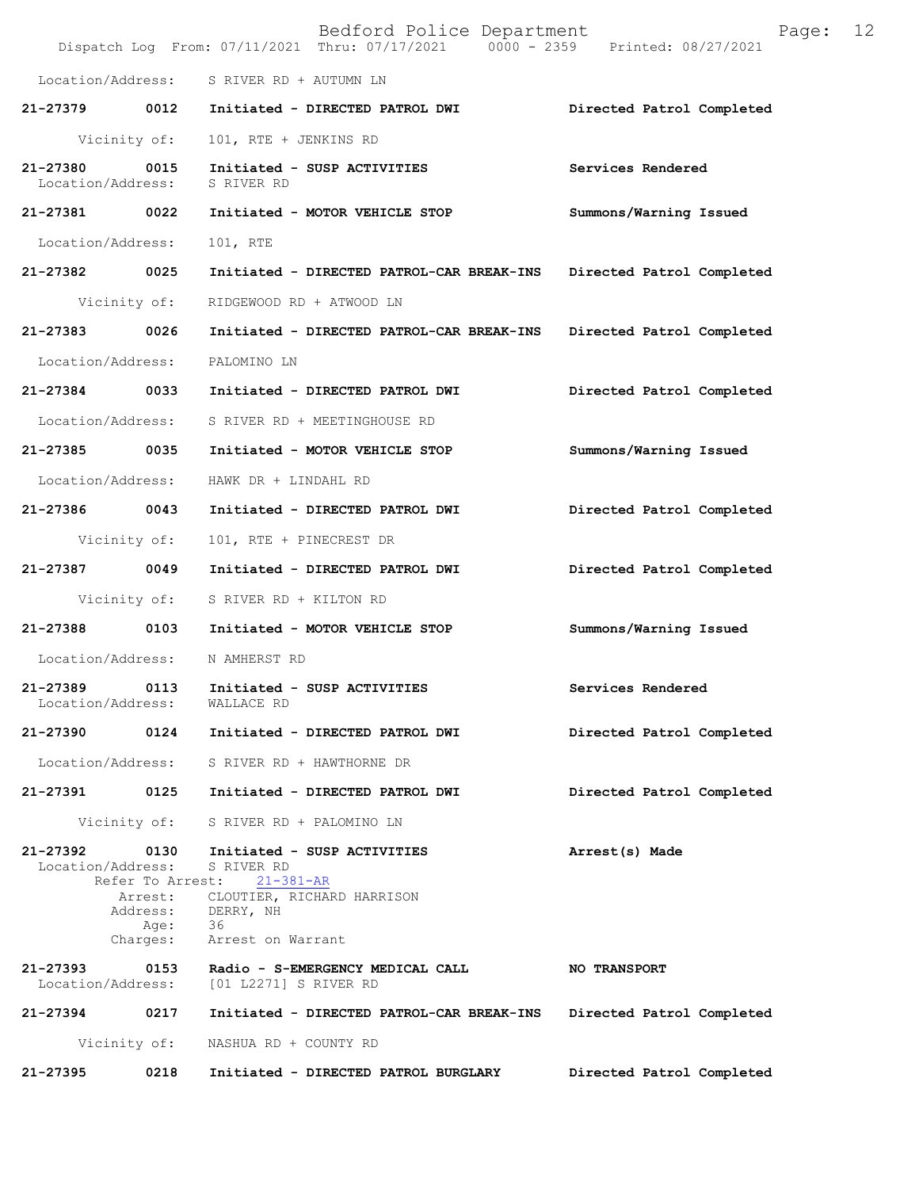Location/Address: S RIVER RD + AUTUMN LN

**21-27379 0012 Initiated - DIRECTED PATROL DWI** — **Directed Patrol Completed**

Vicinity of: 101, RTE + JENKINS RD

**21-27380 0015 Initiated - SUSP ACTIVITIES** — **Services Rendered**
Location/Address: S RIVER RD

**21-27381 0022 Initiated - MOTOR VEHICLE STOP** — **Summons/Warning Issued**

Location/Address: 101, RTE

**21-27382 0025 Initiated - DIRECTED PATROL-CAR BREAK-INS** — **Directed Patrol Completed**

Vicinity of: RIDGEWOOD RD + ATWOOD LN

**21-27383 0026 Initiated - DIRECTED PATROL-CAR BREAK-INS** — **Directed Patrol Completed**

Location/Address: PALOMINO LN

**21-27384 0033 Initiated - DIRECTED PATROL DWI** — **Directed Patrol Completed**

Location/Address: S RIVER RD + MEETINGHOUSE RD

**21-27385 0035 Initiated - MOTOR VEHICLE STOP** — **Summons/Warning Issued**

Location/Address: HAWK DR + LINDAHL RD

**21-27386 0043 Initiated - DIRECTED PATROL DWI** — **Directed Patrol Completed**

Vicinity of: 101, RTE + PINECREST DR

**21-27387 0049 Initiated - DIRECTED PATROL DWI** — **Directed Patrol Completed**

Vicinity of: S RIVER RD + KILTON RD

**21-27388 0103 Initiated - MOTOR VEHICLE STOP** — **Summons/Warning Issued**

Location/Address: N AMHERST RD

**21-27389 0113 Initiated - SUSP ACTIVITIES** — **Services Rendered**
Location/Address: WALLACE RD

**21-27390 0124 Initiated - DIRECTED PATROL DWI** — **Directed Patrol Completed**

Location/Address: S RIVER RD + HAWTHORNE DR

**21-27391 0125 Initiated - DIRECTED PATROL DWI** — **Directed Patrol Completed**

Vicinity of: S RIVER RD + PALOMINO LN

**21-27392 0130 Initiated - SUSP ACTIVITIES** — **Arrest(s) Made**
Location/Address: S RIVER RD
Refer To Arrest: 21-381-AR
Arrest: CLOUTIER, RICHARD HARRISON
Address: DERRY, NH
Age: 36
Charges: Arrest on Warrant

**21-27393 0153 Radio - S-EMERGENCY MEDICAL CALL** — **NO TRANSPORT**
Location/Address: [01 L2271] S RIVER RD

**21-27394 0217 Initiated - DIRECTED PATROL-CAR BREAK-INS** — **Directed Patrol Completed**

Vicinity of: NASHUA RD + COUNTY RD

**21-27395 0218 Initiated - DIRECTED PATROL BURGLARY** — **Directed Patrol Completed**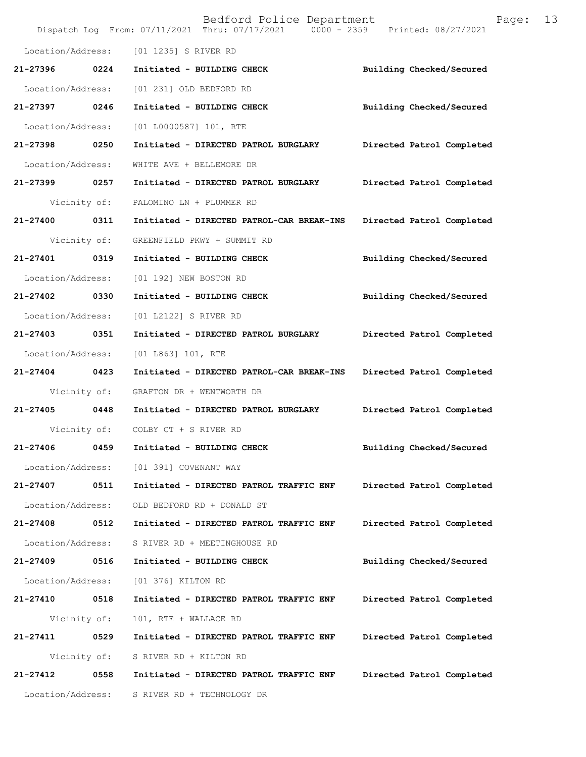Location/Address: [01 1235] S RIVER RD

**21-27396 0224 Initiated - BUILDING CHECK Building Checked/Secured**

Location/Address: [01 231] OLD BEDFORD RD

**21-27397 0246 Initiated - BUILDING CHECK Building Checked/Secured**

Location/Address: [01 L0000587] 101, RTE

**21-27398 0250 Initiated - DIRECTED PATROL BURGLARY Directed Patrol Completed**

Location/Address: WHITE AVE + BELLEMORE DR

**21-27399 0257 Initiated - DIRECTED PATROL BURGLARY Directed Patrol Completed**

Vicinity of: PALOMINO LN + PLUMMER RD

**21-27400 0311 Initiated - DIRECTED PATROL-CAR BREAK-INS Directed Patrol Completed**

Vicinity of: GREENFIELD PKWY + SUMMIT RD

**21-27401 0319 Initiated - BUILDING CHECK Building Checked/Secured**

Location/Address: [01 192] NEW BOSTON RD

**21-27402 0330 Initiated - BUILDING CHECK Building Checked/Secured**

Location/Address: [01 L2122] S RIVER RD

**21-27403 0351 Initiated - DIRECTED PATROL BURGLARY Directed Patrol Completed**

Location/Address: [01 L863] 101, RTE

**21-27404 0423 Initiated - DIRECTED PATROL-CAR BREAK-INS Directed Patrol Completed**

Vicinity of: GRAFTON DR + WENTWORTH DR

**21-27405 0448 Initiated - DIRECTED PATROL BURGLARY Directed Patrol Completed**

Vicinity of: COLBY CT + S RIVER RD

**21-27406 0459 Initiated - BUILDING CHECK Building Checked/Secured**

Location/Address: [01 391] COVENANT WAY

**21-27407 0511 Initiated - DIRECTED PATROL TRAFFIC ENF Directed Patrol Completed**

Location/Address: OLD BEDFORD RD + DONALD ST

**21-27408 0512 Initiated - DIRECTED PATROL TRAFFIC ENF Directed Patrol Completed**

Location/Address: S RIVER RD + MEETINGHOUSE RD

**21-27409 0516 Initiated - BUILDING CHECK Building Checked/Secured**

Location/Address: [01 376] KILTON RD

**21-27410 0518 Initiated - DIRECTED PATROL TRAFFIC ENF Directed Patrol Completed**

Vicinity of: 101, RTE + WALLACE RD

**21-27411 0529 Initiated - DIRECTED PATROL TRAFFIC ENF Directed Patrol Completed**

Vicinity of: S RIVER RD + KILTON RD

**21-27412 0558 Initiated - DIRECTED PATROL TRAFFIC ENF Directed Patrol Completed**

Location/Address: S RIVER RD + TECHNOLOGY DR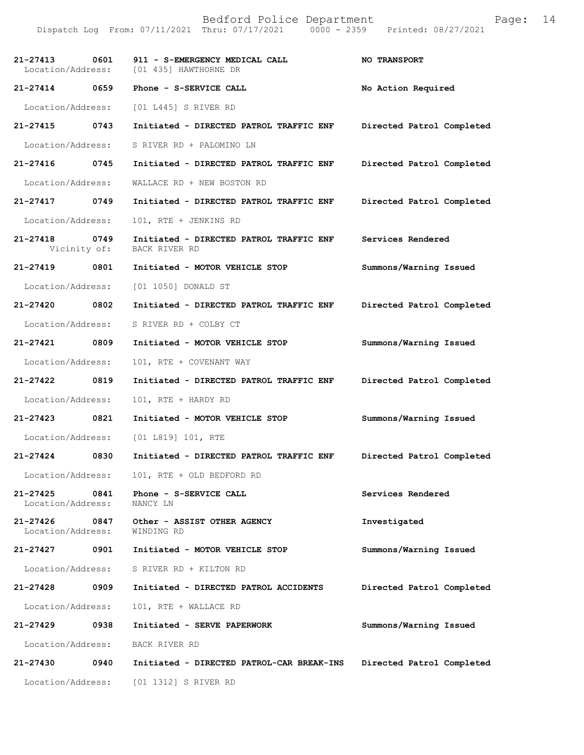| Call Number | Time | Call Reason | Action |
|---|---|---|---|
| 21-27413 | 0601 | 911 - S-EMERGENCY MEDICAL CALL | NO TRANSPORT |
| Location/Address: | | [01 435] HAWTHORNE DR | |
| 21-27414 | 0659 | Phone - S-SERVICE CALL | No Action Required |
| Location/Address: | | [01 L445] S RIVER RD | |
| 21-27415 | 0743 | Initiated - DIRECTED PATROL TRAFFIC ENF | Directed Patrol Completed |
| Location/Address: | | S RIVER RD + PALOMINO LN | |
| 21-27416 | 0745 | Initiated - DIRECTED PATROL TRAFFIC ENF | Directed Patrol Completed |
| Location/Address: | | WALLACE RD + NEW BOSTON RD | |
| 21-27417 | 0749 | Initiated - DIRECTED PATROL TRAFFIC ENF | Directed Patrol Completed |
| Location/Address: | | 101, RTE + JENKINS RD | |
| 21-27418 | 0749 | Initiated - DIRECTED PATROL TRAFFIC ENF | Services Rendered |
| Vicinity of: | | BACK RIVER RD | |
| 21-27419 | 0801 | Initiated - MOTOR VEHICLE STOP | Summons/Warning Issued |
| Location/Address: | | [01 1050] DONALD ST | |
| 21-27420 | 0802 | Initiated - DIRECTED PATROL TRAFFIC ENF | Directed Patrol Completed |
| Location/Address: | | S RIVER RD + COLBY CT | |
| 21-27421 | 0809 | Initiated - MOTOR VEHICLE STOP | Summons/Warning Issued |
| Location/Address: | | 101, RTE + COVENANT WAY | |
| 21-27422 | 0819 | Initiated - DIRECTED PATROL TRAFFIC ENF | Directed Patrol Completed |
| Location/Address: | | 101, RTE + HARDY RD | |
| 21-27423 | 0821 | Initiated - MOTOR VEHICLE STOP | Summons/Warning Issued |
| Location/Address: | | [01 L819] 101, RTE | |
| 21-27424 | 0830 | Initiated - DIRECTED PATROL TRAFFIC ENF | Directed Patrol Completed |
| Location/Address: | | 101, RTE + OLD BEDFORD RD | |
| 21-27425 | 0841 | Phone - S-SERVICE CALL | Services Rendered |
| Location/Address: | | NANCY LN | |
| 21-27426 | 0847 | Other - ASSIST OTHER AGENCY | Investigated |
| Location/Address: | | WINDING RD | |
| 21-27427 | 0901 | Initiated - MOTOR VEHICLE STOP | Summons/Warning Issued |
| Location/Address: | | S RIVER RD + KILTON RD | |
| 21-27428 | 0909 | Initiated - DIRECTED PATROL ACCIDENTS | Directed Patrol Completed |
| Location/Address: | | 101, RTE + WALLACE RD | |
| 21-27429 | 0938 | Initiated - SERVE PAPERWORK | Summons/Warning Issued |
| Location/Address: | | BACK RIVER RD | |
| 21-27430 | 0940 | Initiated - DIRECTED PATROL-CAR BREAK-INS | Directed Patrol Completed |
| Location/Address: | | [01 1312] S RIVER RD | |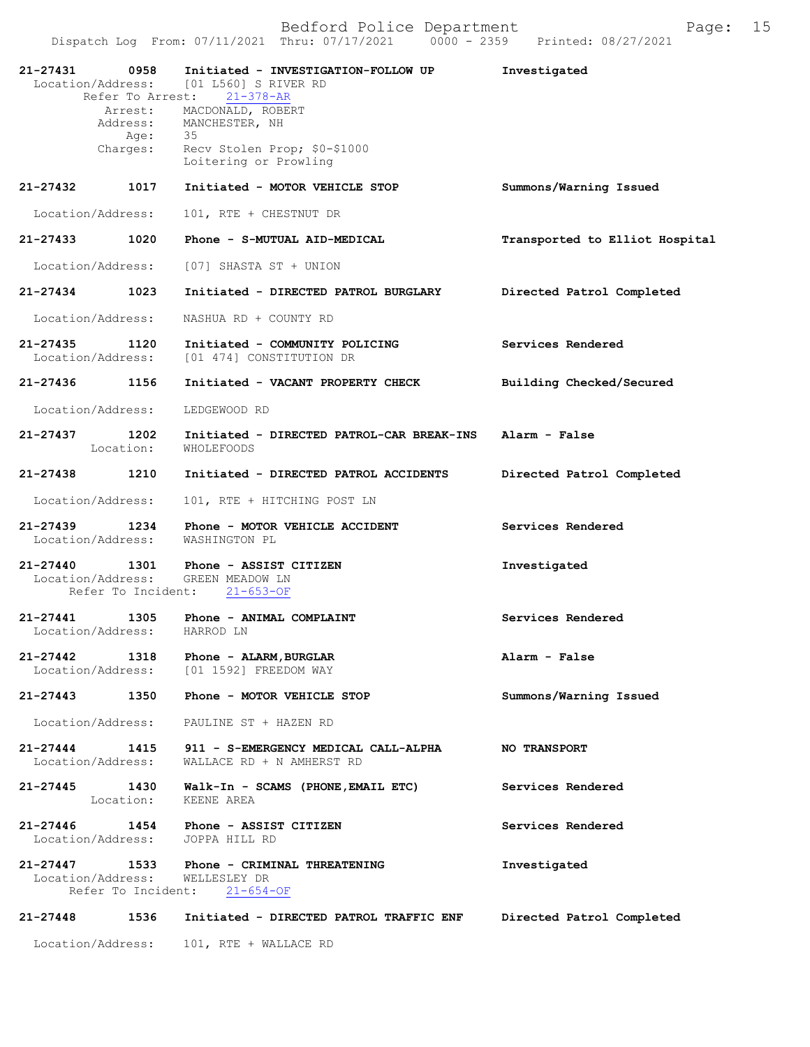**21-27431** **0958** **Initiated - INVESTIGATION-FOLLOW UP** **Investigated**
Location/Address: [01 L560] S RIVER RD
Refer To Arrest: 21-378-AR
Arrest: MACDONALD, ROBERT
Address: MANCHESTER, NH
Age: 35
Charges: Recv Stolen Prop; $0-$1000
Loitering or Prowling

**21-27432** **1017** **Initiated - MOTOR VEHICLE STOP** **Summons/Warning Issued**
Location/Address: 101, RTE + CHESTNUT DR

**21-27433** **1020** **Phone - S-MUTUAL AID-MEDICAL** **Transported to Elliot Hospital**
Location/Address: [07] SHASTA ST + UNION

**21-27434** **1023** **Initiated - DIRECTED PATROL BURGLARY** **Directed Patrol Completed**
Location/Address: NASHUA RD + COUNTY RD

**21-27435** **1120** **Initiated - COMMUNITY POLICING** **Services Rendered**
Location/Address: [01 474] CONSTITUTION DR

**21-27436** **1156** **Initiated - VACANT PROPERTY CHECK** **Building Checked/Secured**
Location/Address: LEDGEWOOD RD

**21-27437** **1202** **Initiated - DIRECTED PATROL-CAR BREAK-INS** **Alarm - False**
Location: WHOLEFOODS

**21-27438** **1210** **Initiated - DIRECTED PATROL ACCIDENTS** **Directed Patrol Completed**
Location/Address: 101, RTE + HITCHING POST LN

**21-27439** **1234** **Phone - MOTOR VEHICLE ACCIDENT** **Services Rendered**
Location/Address: WASHINGTON PL

**21-27440** **1301** **Phone - ASSIST CITIZEN** **Investigated**
Location/Address: GREEN MEADOW LN
Refer To Incident: 21-653-OF

**21-27441** **1305** **Phone - ANIMAL COMPLAINT** **Services Rendered**
Location/Address: HARROD LN

**21-27442** **1318** **Phone - ALARM,BURGLAR** **Alarm - False**
Location/Address: [01 1592] FREEDOM WAY

**21-27443** **1350** **Phone - MOTOR VEHICLE STOP** **Summons/Warning Issued**
Location/Address: PAULINE ST + HAZEN RD

**21-27444** **1415** **911 - S-EMERGENCY MEDICAL CALL-ALPHA** **NO TRANSPORT**
Location/Address: WALLACE RD + N AMHERST RD

**21-27445** **1430** **Walk-In - SCAMS (PHONE,EMAIL ETC)** **Services Rendered**
Location: KEENE AREA

**21-27446** **1454** **Phone - ASSIST CITIZEN** **Services Rendered**
Location/Address: JOPPA HILL RD

**21-27447** **1533** **Phone - CRIMINAL THREATENING** **Investigated**
Location/Address: WELLESLEY DR
Refer To Incident: 21-654-OF

**21-27448** **1536** **Initiated - DIRECTED PATROL TRAFFIC ENF** **Directed Patrol Completed**
Location/Address: 101, RTE + WALLACE RD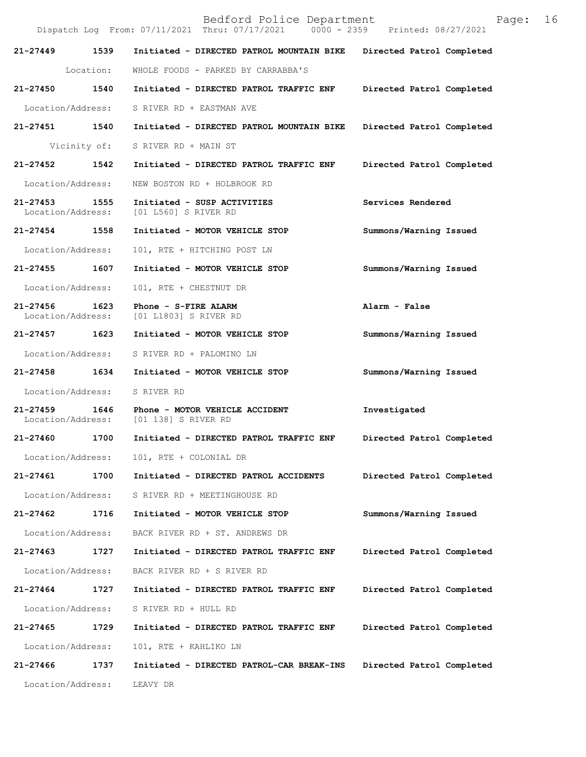Dispatch Log From: 07/11/2021 Thru: 07/17/2021 0000 - 2359 Printed: 08/27/2021

**21-27449 1539** Initiated - DIRECTED PATROL MOUNTAIN BIKE — Directed Patrol Completed
Location: WHOLE FOODS - PARKED BY CARRABBA'S

**21-27450 1540** Initiated - DIRECTED PATROL TRAFFIC ENF — Directed Patrol Completed
Location/Address: S RIVER RD + EASTMAN AVE

**21-27451 1540** Initiated - DIRECTED PATROL MOUNTAIN BIKE — Directed Patrol Completed
Vicinity of: S RIVER RD + MAIN ST

**21-27452 1542** Initiated - DIRECTED PATROL TRAFFIC ENF — Directed Patrol Completed
Location/Address: NEW BOSTON RD + HOLBROOK RD

**21-27453 1555** Initiated - SUSP ACTIVITIES — Services Rendered
Location/Address: [01 L560] S RIVER RD

**21-27454 1558** Initiated - MOTOR VEHICLE STOP — Summons/Warning Issued
Location/Address: 101, RTE + HITCHING POST LN

**21-27455 1607** Initiated - MOTOR VEHICLE STOP — Summons/Warning Issued
Location/Address: 101, RTE + CHESTNUT DR

**21-27456 1623** Phone - S-FIRE ALARM — Alarm - False
Location/Address: [01 L1803] S RIVER RD

**21-27457 1623** Initiated - MOTOR VEHICLE STOP — Summons/Warning Issued
Location/Address: S RIVER RD + PALOMINO LN

**21-27458 1634** Initiated - MOTOR VEHICLE STOP — Summons/Warning Issued
Location/Address: S RIVER RD

**21-27459 1646** Phone - MOTOR VEHICLE ACCIDENT — Investigated
Location/Address: [01 138] S RIVER RD

**21-27460 1700** Initiated - DIRECTED PATROL TRAFFIC ENF — Directed Patrol Completed
Location/Address: 101, RTE + COLONIAL DR

**21-27461 1700** Initiated - DIRECTED PATROL ACCIDENTS — Directed Patrol Completed
Location/Address: S RIVER RD + MEETINGHOUSE RD

**21-27462 1716** Initiated - MOTOR VEHICLE STOP — Summons/Warning Issued
Location/Address: BACK RIVER RD + ST. ANDREWS DR

**21-27463 1727** Initiated - DIRECTED PATROL TRAFFIC ENF — Directed Patrol Completed
Location/Address: BACK RIVER RD + S RIVER RD

**21-27464 1727** Initiated - DIRECTED PATROL TRAFFIC ENF — Directed Patrol Completed
Location/Address: S RIVER RD + HULL RD

**21-27465 1729** Initiated - DIRECTED PATROL TRAFFIC ENF — Directed Patrol Completed
Location/Address: 101, RTE + KAHLIKO LN

**21-27466 1737** Initiated - DIRECTED PATROL-CAR BREAK-INS — Directed Patrol Completed
Location/Address: LEAVY DR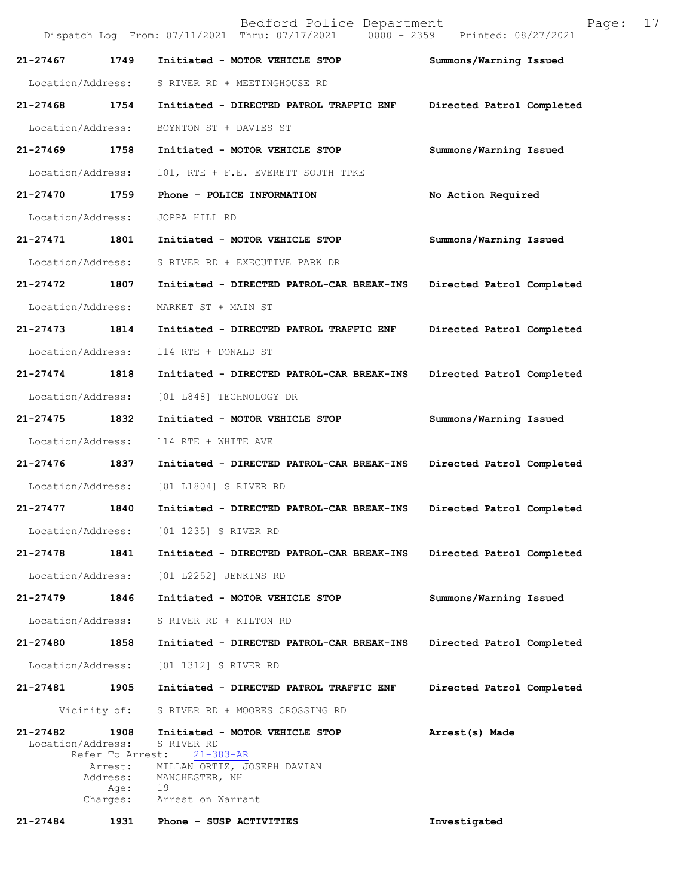**21-27467 1749 Initiated - MOTOR VEHICLE STOP — Summons/Warning Issued**

Location/Address: S RIVER RD + MEETINGHOUSE RD

**21-27468 1754 Initiated - DIRECTED PATROL TRAFFIC ENF — Directed Patrol Completed**

Location/Address: BOYNTON ST + DAVIES ST

**21-27469 1758 Initiated - MOTOR VEHICLE STOP — Summons/Warning Issued**

Location/Address: 101, RTE + F.E. EVERETT SOUTH TPKE

**21-27470 1759 Phone - POLICE INFORMATION — No Action Required**

Location/Address: JOPPA HILL RD

**21-27471 1801 Initiated - MOTOR VEHICLE STOP — Summons/Warning Issued**

Location/Address: S RIVER RD + EXECUTIVE PARK DR

**21-27472 1807 Initiated - DIRECTED PATROL-CAR BREAK-INS — Directed Patrol Completed**

Location/Address: MARKET ST + MAIN ST

**21-27473 1814 Initiated - DIRECTED PATROL TRAFFIC ENF — Directed Patrol Completed**

Location/Address: 114 RTE + DONALD ST

**21-27474 1818 Initiated - DIRECTED PATROL-CAR BREAK-INS — Directed Patrol Completed**

Location/Address: [01 L848] TECHNOLOGY DR

**21-27475 1832 Initiated - MOTOR VEHICLE STOP — Summons/Warning Issued**

Location/Address: 114 RTE + WHITE AVE

**21-27476 1837 Initiated - DIRECTED PATROL-CAR BREAK-INS — Directed Patrol Completed**

Location/Address: [01 L1804] S RIVER RD

**21-27477 1840 Initiated - DIRECTED PATROL-CAR BREAK-INS — Directed Patrol Completed**

Location/Address: [01 1235] S RIVER RD

**21-27478 1841 Initiated - DIRECTED PATROL-CAR BREAK-INS — Directed Patrol Completed**

Location/Address: [01 L2252] JENKINS RD

**21-27479 1846 Initiated - MOTOR VEHICLE STOP — Summons/Warning Issued**

Location/Address: S RIVER RD + KILTON RD

**21-27480 1858 Initiated - DIRECTED PATROL-CAR BREAK-INS — Directed Patrol Completed**

Location/Address: [01 1312] S RIVER RD

**21-27481 1905 Initiated - DIRECTED PATROL TRAFFIC ENF — Directed Patrol Completed**

Vicinity of: S RIVER RD + MOORES CROSSING RD

**21-27482 1908 Initiated - MOTOR VEHICLE STOP — Arrest(s) Made**

Location/Address: S RIVER RD
Refer To Arrest: 21-383-AR
Arrest: MILLAN ORTIZ, JOSEPH DAVIAN
Address: MANCHESTER, NH
Age: 19
Charges: Arrest on Warrant

**21-27484 1931 Phone - SUSP ACTIVITIES — Investigated**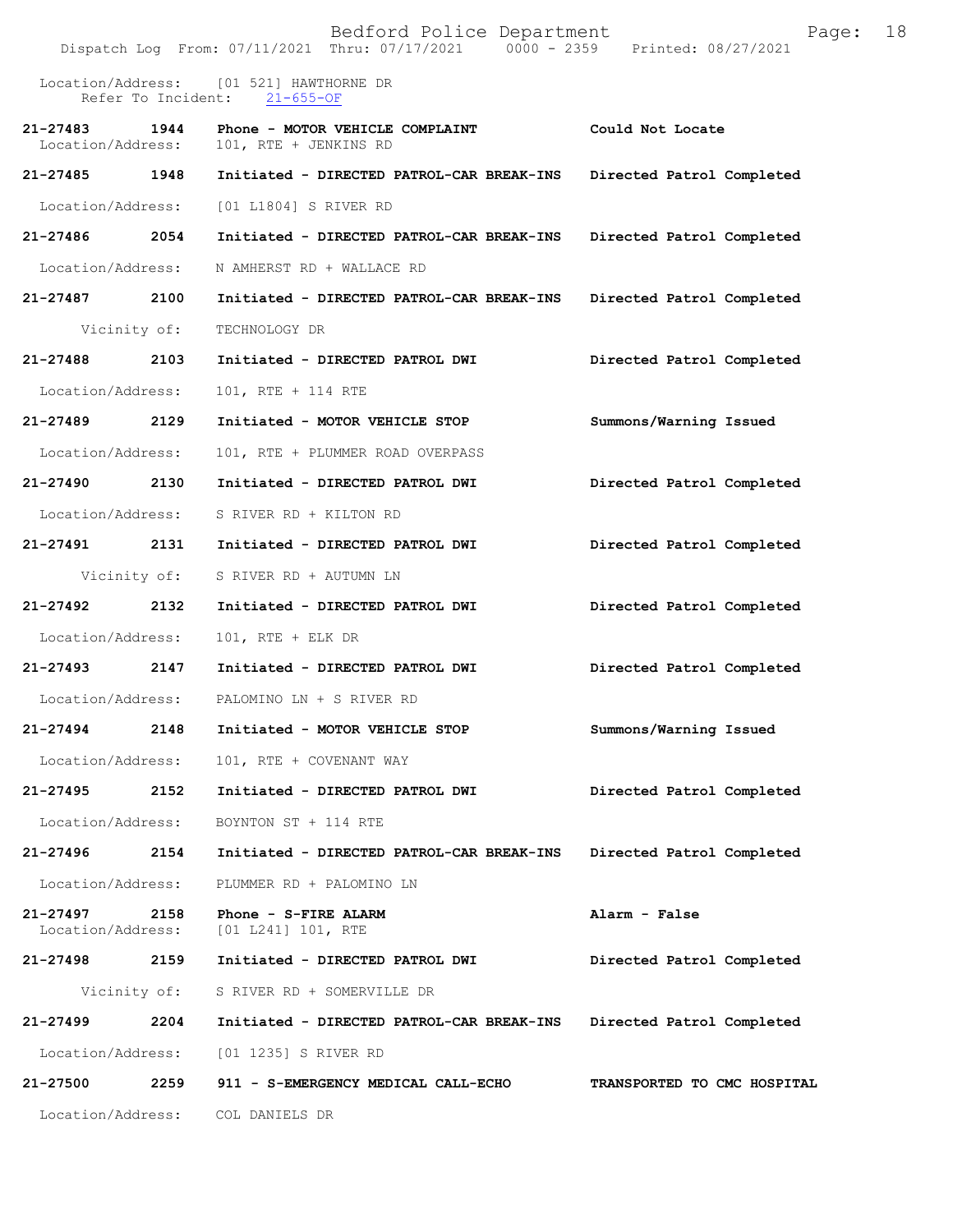Location/Address: [01 521] HAWTHORNE DR
Refer To Incident: 21-655-OF

| Call # | Time | Call Type | Disposition |
|---|---|---|---|
| 21-27483 | 1944 | Phone - MOTOR VEHICLE COMPLAINT | Could Not Locate |
| | | Location/Address: 101, RTE + JENKINS RD | |
| 21-27485 | 1948 | Initiated - DIRECTED PATROL-CAR BREAK-INS | Directed Patrol Completed |
| | | Location/Address: [01 L1804] S RIVER RD | |
| 21-27486 | 2054 | Initiated - DIRECTED PATROL-CAR BREAK-INS | Directed Patrol Completed |
| | | Location/Address: N AMHERST RD + WALLACE RD | |
| 21-27487 | 2100 | Initiated - DIRECTED PATROL-CAR BREAK-INS | Directed Patrol Completed |
| | | Vicinity of: TECHNOLOGY DR | |
| 21-27488 | 2103 | Initiated - DIRECTED PATROL DWI | Directed Patrol Completed |
| | | Location/Address: 101, RTE + 114 RTE | |
| 21-27489 | 2129 | Initiated - MOTOR VEHICLE STOP | Summons/Warning Issued |
| | | Location/Address: 101, RTE + PLUMMER ROAD OVERPASS | |
| 21-27490 | 2130 | Initiated - DIRECTED PATROL DWI | Directed Patrol Completed |
| | | Location/Address: S RIVER RD + KILTON RD | |
| 21-27491 | 2131 | Initiated - DIRECTED PATROL DWI | Directed Patrol Completed |
| | | Vicinity of: S RIVER RD + AUTUMN LN | |
| 21-27492 | 2132 | Initiated - DIRECTED PATROL DWI | Directed Patrol Completed |
| | | Location/Address: 101, RTE + ELK DR | |
| 21-27493 | 2147 | Initiated - DIRECTED PATROL DWI | Directed Patrol Completed |
| | | Location/Address: PALOMINO LN + S RIVER RD | |
| 21-27494 | 2148 | Initiated - MOTOR VEHICLE STOP | Summons/Warning Issued |
| | | Location/Address: 101, RTE + COVENANT WAY | |
| 21-27495 | 2152 | Initiated - DIRECTED PATROL DWI | Directed Patrol Completed |
| | | Location/Address: BOYNTON ST + 114 RTE | |
| 21-27496 | 2154 | Initiated - DIRECTED PATROL-CAR BREAK-INS | Directed Patrol Completed |
| | | Location/Address: PLUMMER RD + PALOMINO LN | |
| 21-27497 | 2158 | Phone - S-FIRE ALARM | Alarm - False |
| | | Location/Address: [01 L241] 101, RTE | |
| 21-27498 | 2159 | Initiated - DIRECTED PATROL DWI | Directed Patrol Completed |
| | | Vicinity of: S RIVER RD + SOMERVILLE DR | |
| 21-27499 | 2204 | Initiated - DIRECTED PATROL-CAR BREAK-INS | Directed Patrol Completed |
| | | Location/Address: [01 1235] S RIVER RD | |
| 21-27500 | 2259 | 911 - S-EMERGENCY MEDICAL CALL-ECHO | TRANSPORTED TO CMC HOSPITAL |
| | | Location/Address: COL DANIELS DR | |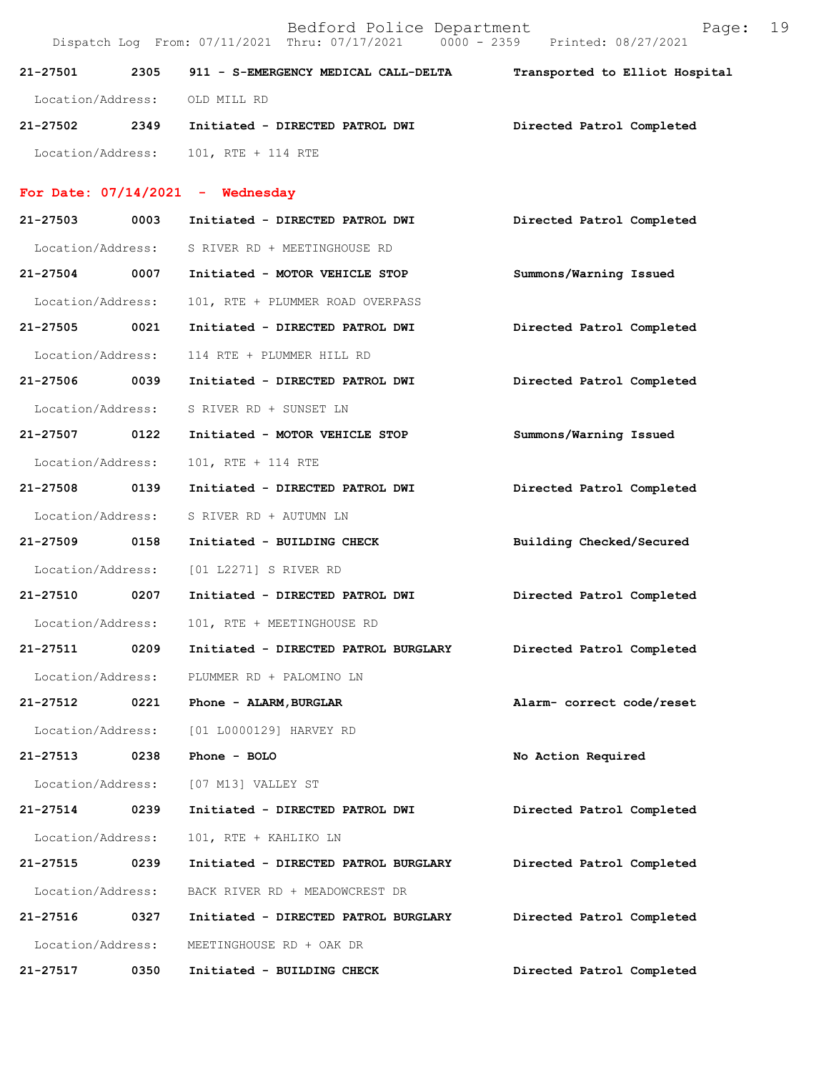**21-27501 2305 911 - S-EMERGENCY MEDICAL CALL-DELTA Transported to Elliot Hospital**

Location/Address: OLD MILL RD

**21-27502 2349 Initiated - DIRECTED PATROL DWI Directed Patrol Completed**

Location/Address: 101, RTE + 114 RTE

## For Date: 07/14/2021 - Wednesday

**21-27503 0003 Initiated - DIRECTED PATROL DWI Directed Patrol Completed**

Location/Address: S RIVER RD + MEETINGHOUSE RD

**21-27504 0007 Initiated - MOTOR VEHICLE STOP Summons/Warning Issued**

Location/Address: 101, RTE + PLUMMER ROAD OVERPASS

**21-27505 0021 Initiated - DIRECTED PATROL DWI Directed Patrol Completed**

Location/Address: 114 RTE + PLUMMER HILL RD

**21-27506 0039 Initiated - DIRECTED PATROL DWI Directed Patrol Completed**

Location/Address: S RIVER RD + SUNSET LN

**21-27507 0122 Initiated - MOTOR VEHICLE STOP Summons/Warning Issued**

Location/Address: 101, RTE + 114 RTE

**21-27508 0139 Initiated - DIRECTED PATROL DWI Directed Patrol Completed**

Location/Address: S RIVER RD + AUTUMN LN

**21-27509 0158 Initiated - BUILDING CHECK Building Checked/Secured**

Location/Address: [01 L2271] S RIVER RD

**21-27510 0207 Initiated - DIRECTED PATROL DWI Directed Patrol Completed**

Location/Address: 101, RTE + MEETINGHOUSE RD

**21-27511 0209 Initiated - DIRECTED PATROL BURGLARY Directed Patrol Completed**

Location/Address: PLUMMER RD + PALOMINO LN

**21-27512 0221 Phone - ALARM,BURGLAR Alarm- correct code/reset**

Location/Address: [01 L0000129] HARVEY RD

**21-27513 0238 Phone - BOLO No Action Required**

Location/Address: [07 M13] VALLEY ST

**21-27514 0239 Initiated - DIRECTED PATROL DWI Directed Patrol Completed**

Location/Address: 101, RTE + KAHLIKO LN

**21-27515 0239 Initiated - DIRECTED PATROL BURGLARY Directed Patrol Completed**

Location/Address: BACK RIVER RD + MEADOWCREST DR

**21-27516 0327 Initiated - DIRECTED PATROL BURGLARY Directed Patrol Completed**

Location/Address: MEETINGHOUSE RD + OAK DR

**21-27517 0350 Initiated - BUILDING CHECK Directed Patrol Completed**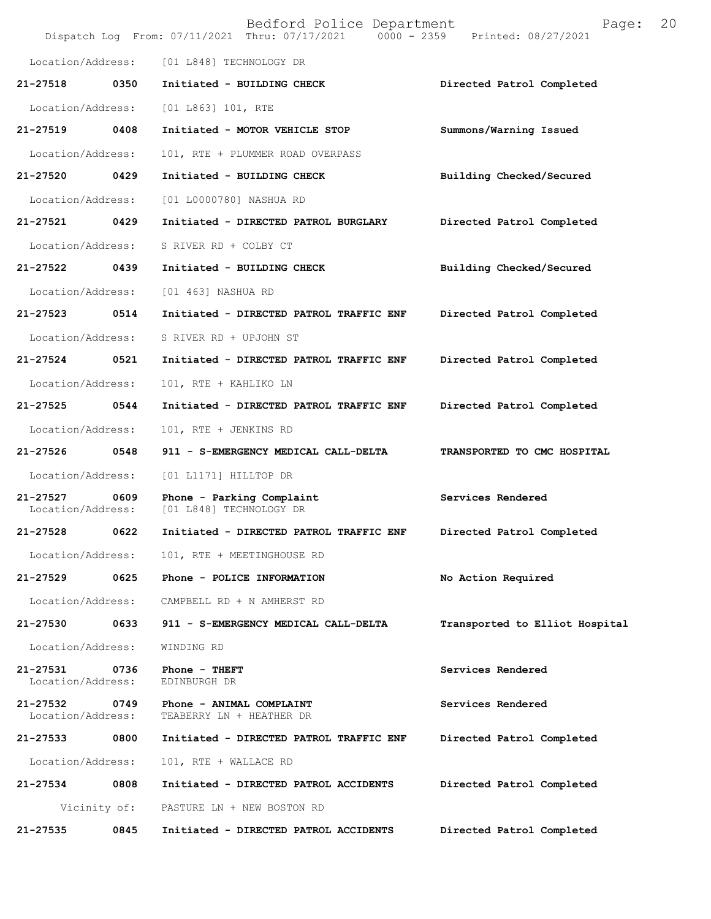Location/Address: [01 L848] TECHNOLOGY DR

| | | | |
|---|---|---|---|
| 21-27518 | 0350 | Initiated - BUILDING CHECK | Directed Patrol Completed |
| Location/Address: | | [01 L863] 101, RTE | |
| 21-27519 | 0408 | Initiated - MOTOR VEHICLE STOP | Summons/Warning Issued |
| Location/Address: | | 101, RTE + PLUMMER ROAD OVERPASS | |
| 21-27520 | 0429 | Initiated - BUILDING CHECK | Building Checked/Secured |
| Location/Address: | | [01 L0000780] NASHUA RD | |
| 21-27521 | 0429 | Initiated - DIRECTED PATROL BURGLARY | Directed Patrol Completed |
| Location/Address: | | S RIVER RD + COLBY CT | |
| 21-27522 | 0439 | Initiated - BUILDING CHECK | Building Checked/Secured |
| Location/Address: | | [01 463] NASHUA RD | |
| 21-27523 | 0514 | Initiated - DIRECTED PATROL TRAFFIC ENF | Directed Patrol Completed |
| Location/Address: | | S RIVER RD + UPJOHN ST | |
| 21-27524 | 0521 | Initiated - DIRECTED PATROL TRAFFIC ENF | Directed Patrol Completed |
| Location/Address: | | 101, RTE + KAHLIKO LN | |
| 21-27525 | 0544 | Initiated - DIRECTED PATROL TRAFFIC ENF | Directed Patrol Completed |
| Location/Address: | | 101, RTE + JENKINS RD | |
| 21-27526 | 0548 | 911 - S-EMERGENCY MEDICAL CALL-DELTA | TRANSPORTED TO CMC HOSPITAL |
| Location/Address: | | [01 L1171] HILLTOP DR | |
| 21-27527 | 0609 | Phone - Parking Complaint | Services Rendered |
| Location/Address: | | [01 L848] TECHNOLOGY DR | |
| 21-27528 | 0622 | Initiated - DIRECTED PATROL TRAFFIC ENF | Directed Patrol Completed |
| Location/Address: | | 101, RTE + MEETINGHOUSE RD | |
| 21-27529 | 0625 | Phone - POLICE INFORMATION | No Action Required |
| Location/Address: | | CAMPBELL RD + N AMHERST RD | |
| 21-27530 | 0633 | 911 - S-EMERGENCY MEDICAL CALL-DELTA | Transported to Elliot Hospital |
| Location/Address: | | WINDING RD | |
| 21-27531 | 0736 | Phone - THEFT | Services Rendered |
| Location/Address: | | EDINBURGH DR | |
| 21-27532 | 0749 | Phone - ANIMAL COMPLAINT | Services Rendered |
| Location/Address: | | TEABERRY LN + HEATHER DR | |
| 21-27533 | 0800 | Initiated - DIRECTED PATROL TRAFFIC ENF | Directed Patrol Completed |
| Location/Address: | | 101, RTE + WALLACE RD | |
| 21-27534 | 0808 | Initiated - DIRECTED PATROL ACCIDENTS | Directed Patrol Completed |
| Vicinity of: | | PASTURE LN + NEW BOSTON RD | |
| 21-27535 | 0845 | Initiated - DIRECTED PATROL ACCIDENTS | Directed Patrol Completed |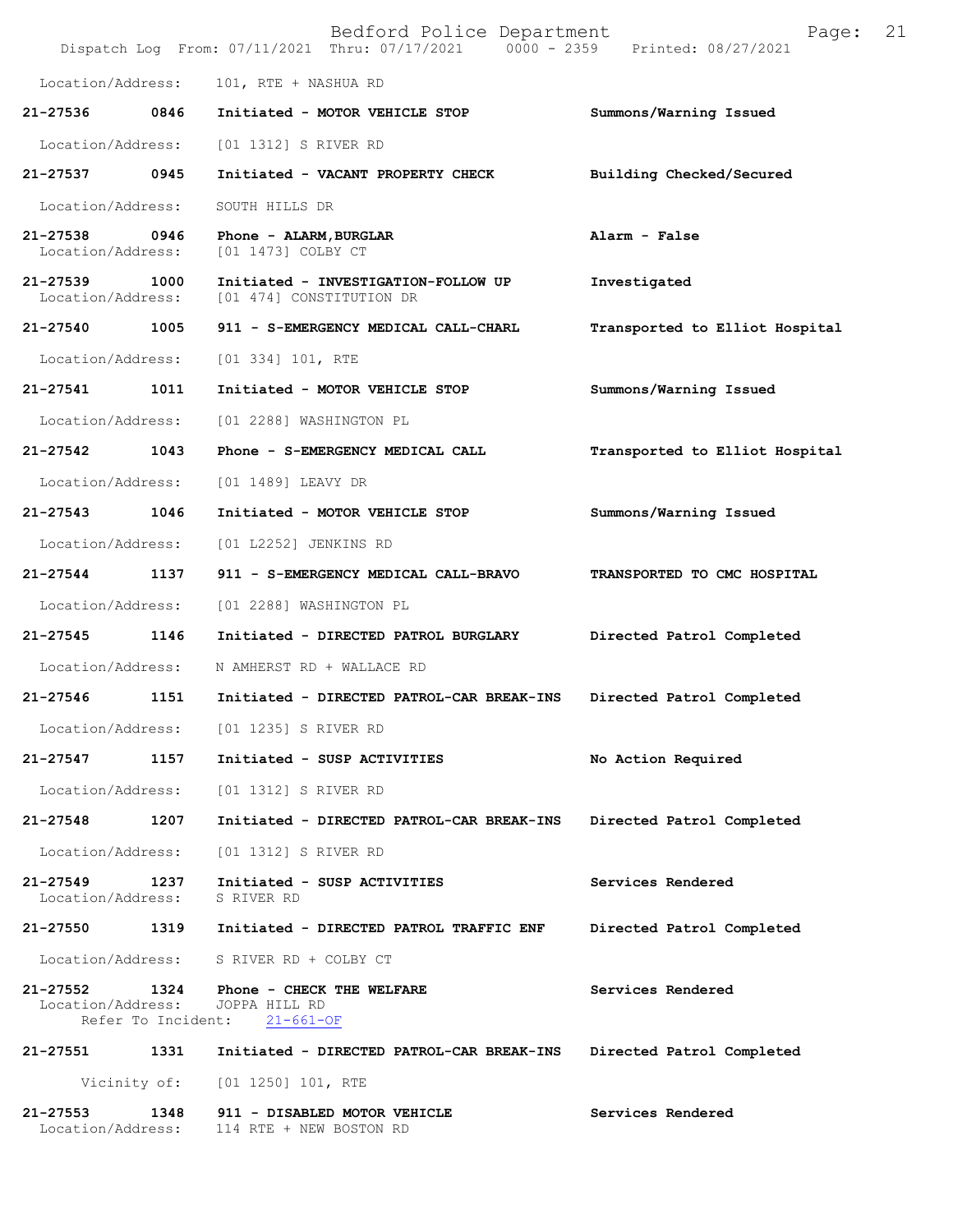Location/Address: 101, RTE + NASHUA RD

**21-27536** 0846 **Initiated - MOTOR VEHICLE STOP** **Summons/Warning Issued**
Location/Address: [01 1312] S RIVER RD

**21-27537** 0945 **Initiated - VACANT PROPERTY CHECK** **Building Checked/Secured**
Location/Address: SOUTH HILLS DR

**21-27538** 0946 **Phone - ALARM,BURGLAR** **Alarm - False**
Location/Address: [01 1473] COLBY CT

**21-27539** 1000 **Initiated - INVESTIGATION-FOLLOW UP** **Investigated**
Location/Address: [01 474] CONSTITUTION DR

**21-27540** 1005 **911 - S-EMERGENCY MEDICAL CALL-CHARL** **Transported to Elliot Hospital**
Location/Address: [01 334] 101, RTE

**21-27541** 1011 **Initiated - MOTOR VEHICLE STOP** **Summons/Warning Issued**
Location/Address: [01 2288] WASHINGTON PL

**21-27542** 1043 **Phone - S-EMERGENCY MEDICAL CALL** **Transported to Elliot Hospital**
Location/Address: [01 1489] LEAVY DR

**21-27543** 1046 **Initiated - MOTOR VEHICLE STOP** **Summons/Warning Issued**
Location/Address: [01 L2252] JENKINS RD

**21-27544** 1137 **911 - S-EMERGENCY MEDICAL CALL-BRAVO** **TRANSPORTED TO CMC HOSPITAL**
Location/Address: [01 2288] WASHINGTON PL

**21-27545** 1146 **Initiated - DIRECTED PATROL BURGLARY** **Directed Patrol Completed**
Location/Address: N AMHERST RD + WALLACE RD

**21-27546** 1151 **Initiated - DIRECTED PATROL-CAR BREAK-INS** **Directed Patrol Completed**
Location/Address: [01 1235] S RIVER RD

**21-27547** 1157 **Initiated - SUSP ACTIVITIES** **No Action Required**
Location/Address: [01 1312] S RIVER RD

**21-27548** 1207 **Initiated - DIRECTED PATROL-CAR BREAK-INS** **Directed Patrol Completed**
Location/Address: [01 1312] S RIVER RD

**21-27549** 1237 **Initiated - SUSP ACTIVITIES** **Services Rendered**
Location/Address: S RIVER RD

**21-27550** 1319 **Initiated - DIRECTED PATROL TRAFFIC ENF** **Directed Patrol Completed**
Location/Address: S RIVER RD + COLBY CT

**21-27552** 1324 **Phone - CHECK THE WELFARE** **Services Rendered**
Location/Address: JOPPA HILL RD
Refer To Incident: 21-661-OF

**21-27551** 1331 **Initiated - DIRECTED PATROL-CAR BREAK-INS** **Directed Patrol Completed**
Vicinity of: [01 1250] 101, RTE

**21-27553** 1348 **911 - DISABLED MOTOR VEHICLE** **Services Rendered**
Location/Address: 114 RTE + NEW BOSTON RD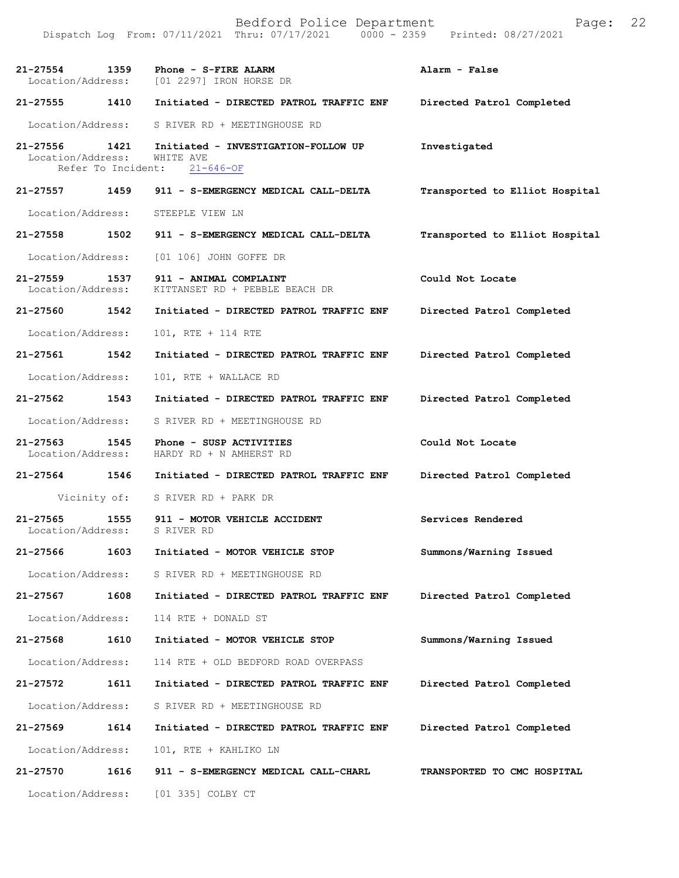| Call Number | Time | Call Reason | Action |
|---|---|---|---|
| 21-27554 | 1359 | Phone - S-FIRE ALARM | Alarm - False |
| Location/Address: | | [01 2297] IRON HORSE DR | |
| 21-27555 | 1410 | Initiated - DIRECTED PATROL TRAFFIC ENF | Directed Patrol Completed |
| Location/Address: | | S RIVER RD + MEETINGHOUSE RD | |
| 21-27556 | 1421 | Initiated - INVESTIGATION-FOLLOW UP | Investigated |
| Location/Address: | | WHITE AVE | |
| Refer To Incident: | | 21-646-OF | |
| 21-27557 | 1459 | 911 - S-EMERGENCY MEDICAL CALL-DELTA | Transported to Elliot Hospital |
| Location/Address: | | STEEPLE VIEW LN | |
| 21-27558 | 1502 | 911 - S-EMERGENCY MEDICAL CALL-DELTA | Transported to Elliot Hospital |
| Location/Address: | | [01 106] JOHN GOFFE DR | |
| 21-27559 | 1537 | 911 - ANIMAL COMPLAINT | Could Not Locate |
| Location/Address: | | KITTANSET RD + PEBBLE BEACH DR | |
| 21-27560 | 1542 | Initiated - DIRECTED PATROL TRAFFIC ENF | Directed Patrol Completed |
| Location/Address: | | 101, RTE + 114 RTE | |
| 21-27561 | 1542 | Initiated - DIRECTED PATROL TRAFFIC ENF | Directed Patrol Completed |
| Location/Address: | | 101, RTE + WALLACE RD | |
| 21-27562 | 1543 | Initiated - DIRECTED PATROL TRAFFIC ENF | Directed Patrol Completed |
| Location/Address: | | S RIVER RD + MEETINGHOUSE RD | |
| 21-27563 | 1545 | Phone - SUSP ACTIVITIES | Could Not Locate |
| Location/Address: | | HARDY RD + N AMHERST RD | |
| 21-27564 | 1546 | Initiated - DIRECTED PATROL TRAFFIC ENF | Directed Patrol Completed |
| Vicinity of: | | S RIVER RD + PARK DR | |
| 21-27565 | 1555 | 911 - MOTOR VEHICLE ACCIDENT | Services Rendered |
| Location/Address: | | S RIVER RD | |
| 21-27566 | 1603 | Initiated - MOTOR VEHICLE STOP | Summons/Warning Issued |
| Location/Address: | | S RIVER RD + MEETINGHOUSE RD | |
| 21-27567 | 1608 | Initiated - DIRECTED PATROL TRAFFIC ENF | Directed Patrol Completed |
| Location/Address: | | 114 RTE + DONALD ST | |
| 21-27568 | 1610 | Initiated - MOTOR VEHICLE STOP | Summons/Warning Issued |
| Location/Address: | | 114 RTE + OLD BEDFORD ROAD OVERPASS | |
| 21-27572 | 1611 | Initiated - DIRECTED PATROL TRAFFIC ENF | Directed Patrol Completed |
| Location/Address: | | S RIVER RD + MEETINGHOUSE RD | |
| 21-27569 | 1614 | Initiated - DIRECTED PATROL TRAFFIC ENF | Directed Patrol Completed |
| Location/Address: | | 101, RTE + KAHLIKO LN | |
| 21-27570 | 1616 | 911 - S-EMERGENCY MEDICAL CALL-CHARL | TRANSPORTED TO CMC HOSPITAL |
| Location/Address: | | [01 335] COLBY CT | |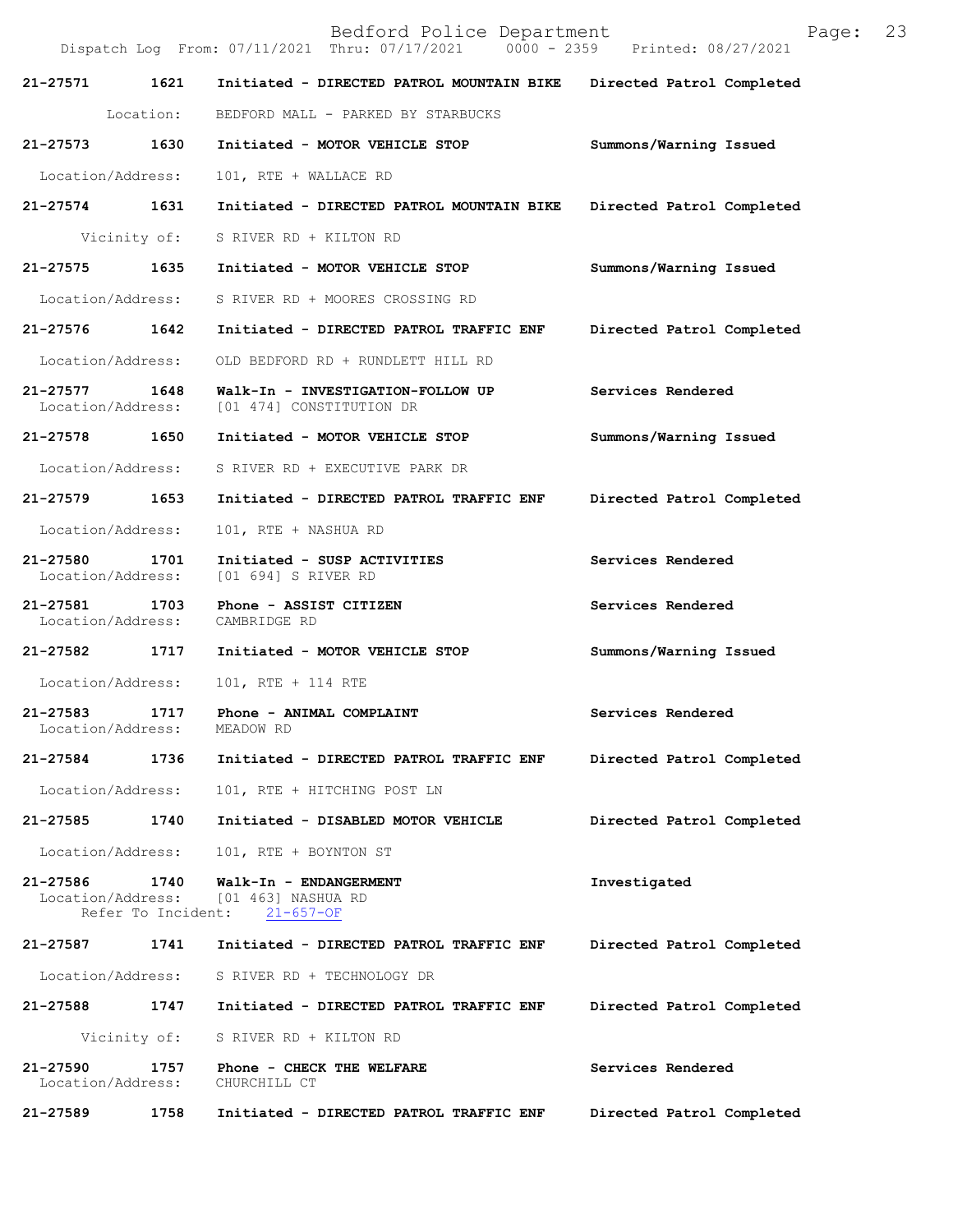Bedford Police Department
Dispatch Log From: 07/11/2021 Thru: 07/17/2021 0000 - 2359 Printed: 08/27/2021

**21-27571 1621 Initiated - DIRECTED PATROL MOUNTAIN BIKE** Directed Patrol Completed
Location: BEDFORD MALL - PARKED BY STARBUCKS

**21-27573 1630 Initiated - MOTOR VEHICLE STOP** Summons/Warning Issued
Location/Address: 101, RTE + WALLACE RD

**21-27574 1631 Initiated - DIRECTED PATROL MOUNTAIN BIKE** Directed Patrol Completed
Vicinity of: S RIVER RD + KILTON RD

**21-27575 1635 Initiated - MOTOR VEHICLE STOP** Summons/Warning Issued
Location/Address: S RIVER RD + MOORES CROSSING RD

**21-27576 1642 Initiated - DIRECTED PATROL TRAFFIC ENF** Directed Patrol Completed
Location/Address: OLD BEDFORD RD + RUNDLETT HILL RD

**21-27577 1648 Walk-In - INVESTIGATION-FOLLOW UP** Services Rendered
Location/Address: [01 474] CONSTITUTION DR

**21-27578 1650 Initiated - MOTOR VEHICLE STOP** Summons/Warning Issued
Location/Address: S RIVER RD + EXECUTIVE PARK DR

**21-27579 1653 Initiated - DIRECTED PATROL TRAFFIC ENF** Directed Patrol Completed
Location/Address: 101, RTE + NASHUA RD

**21-27580 1701 Initiated - SUSP ACTIVITIES** Services Rendered
Location/Address: [01 694] S RIVER RD

**21-27581 1703 Phone - ASSIST CITIZEN** Services Rendered
Location/Address: CAMBRIDGE RD

**21-27582 1717 Initiated - MOTOR VEHICLE STOP** Summons/Warning Issued
Location/Address: 101, RTE + 114 RTE

**21-27583 1717 Phone - ANIMAL COMPLAINT** Services Rendered
Location/Address: MEADOW RD

**21-27584 1736 Initiated - DIRECTED PATROL TRAFFIC ENF** Directed Patrol Completed
Location/Address: 101, RTE + HITCHING POST LN

**21-27585 1740 Initiated - DISABLED MOTOR VEHICLE** Directed Patrol Completed
Location/Address: 101, RTE + BOYNTON ST

**21-27586 1740 Walk-In - ENDANGERMENT** Investigated
Location/Address: [01 463] NASHUA RD
Refer To Incident: 21-657-OF

**21-27587 1741 Initiated - DIRECTED PATROL TRAFFIC ENF** Directed Patrol Completed
Location/Address: S RIVER RD + TECHNOLOGY DR

**21-27588 1747 Initiated - DIRECTED PATROL TRAFFIC ENF** Directed Patrol Completed
Vicinity of: S RIVER RD + KILTON RD

**21-27590 1757 Phone - CHECK THE WELFARE** Services Rendered
Location/Address: CHURCHILL CT

**21-27589 1758 Initiated - DIRECTED PATROL TRAFFIC ENF** Directed Patrol Completed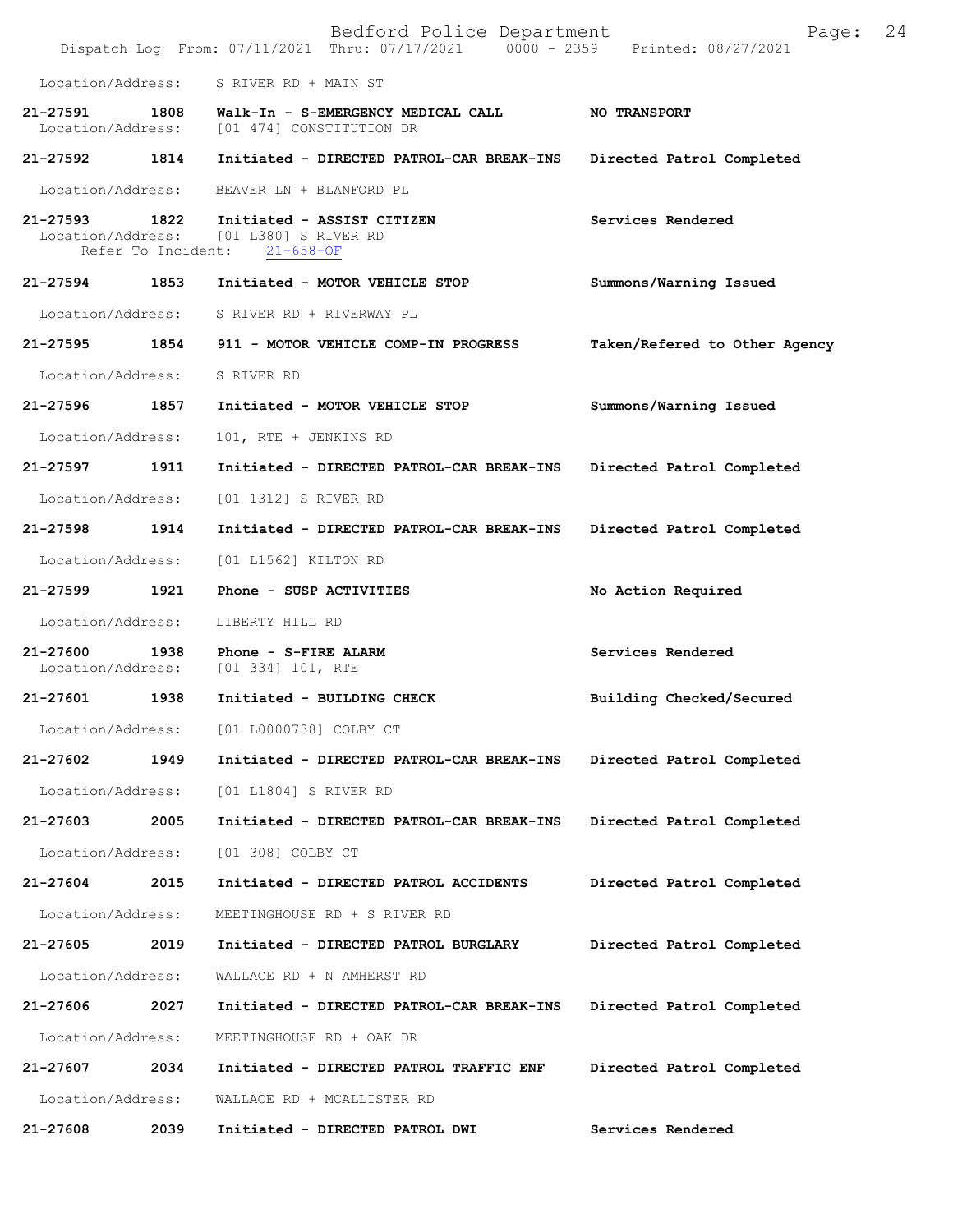Location/Address: S RIVER RD + MAIN ST

**21-27591 1808 Walk-In - S-EMERGENCY MEDICAL CALL** **NO TRANSPORT**
Location/Address: [01 474] CONSTITUTION DR

**21-27592 1814 Initiated - DIRECTED PATROL-CAR BREAK-INS** **Directed Patrol Completed**
Location/Address: BEAVER LN + BLANFORD PL

**21-27593 1822 Initiated - ASSIST CITIZEN** **Services Rendered**
Location/Address: [01 L380] S RIVER RD
Refer To Incident: 21-658-OF

**21-27594 1853 Initiated - MOTOR VEHICLE STOP** **Summons/Warning Issued**
Location/Address: S RIVER RD + RIVERWAY PL

**21-27595 1854 911 - MOTOR VEHICLE COMP-IN PROGRESS** **Taken/Refered to Other Agency**
Location/Address: S RIVER RD

**21-27596 1857 Initiated - MOTOR VEHICLE STOP** **Summons/Warning Issued**
Location/Address: 101, RTE + JENKINS RD

**21-27597 1911 Initiated - DIRECTED PATROL-CAR BREAK-INS** **Directed Patrol Completed**
Location/Address: [01 1312] S RIVER RD

**21-27598 1914 Initiated - DIRECTED PATROL-CAR BREAK-INS** **Directed Patrol Completed**
Location/Address: [01 L1562] KILTON RD

**21-27599 1921 Phone - SUSP ACTIVITIES** **No Action Required**
Location/Address: LIBERTY HILL RD

**21-27600 1938 Phone - S-FIRE ALARM** **Services Rendered**
Location/Address: [01 334] 101, RTE

**21-27601 1938 Initiated - BUILDING CHECK** **Building Checked/Secured**
Location/Address: [01 L0000738] COLBY CT

**21-27602 1949 Initiated - DIRECTED PATROL-CAR BREAK-INS** **Directed Patrol Completed**
Location/Address: [01 L1804] S RIVER RD

**21-27603 2005 Initiated - DIRECTED PATROL-CAR BREAK-INS** **Directed Patrol Completed**
Location/Address: [01 308] COLBY CT

**21-27604 2015 Initiated - DIRECTED PATROL ACCIDENTS** **Directed Patrol Completed**
Location/Address: MEETINGHOUSE RD + S RIVER RD

**21-27605 2019 Initiated - DIRECTED PATROL BURGLARY** **Directed Patrol Completed**
Location/Address: WALLACE RD + N AMHERST RD

**21-27606 2027 Initiated - DIRECTED PATROL-CAR BREAK-INS** **Directed Patrol Completed**
Location/Address: MEETINGHOUSE RD + OAK DR

**21-27607 2034 Initiated - DIRECTED PATROL TRAFFIC ENF** **Directed Patrol Completed**
Location/Address: WALLACE RD + MCALLISTER RD

**21-27608 2039 Initiated - DIRECTED PATROL DWI** **Services Rendered**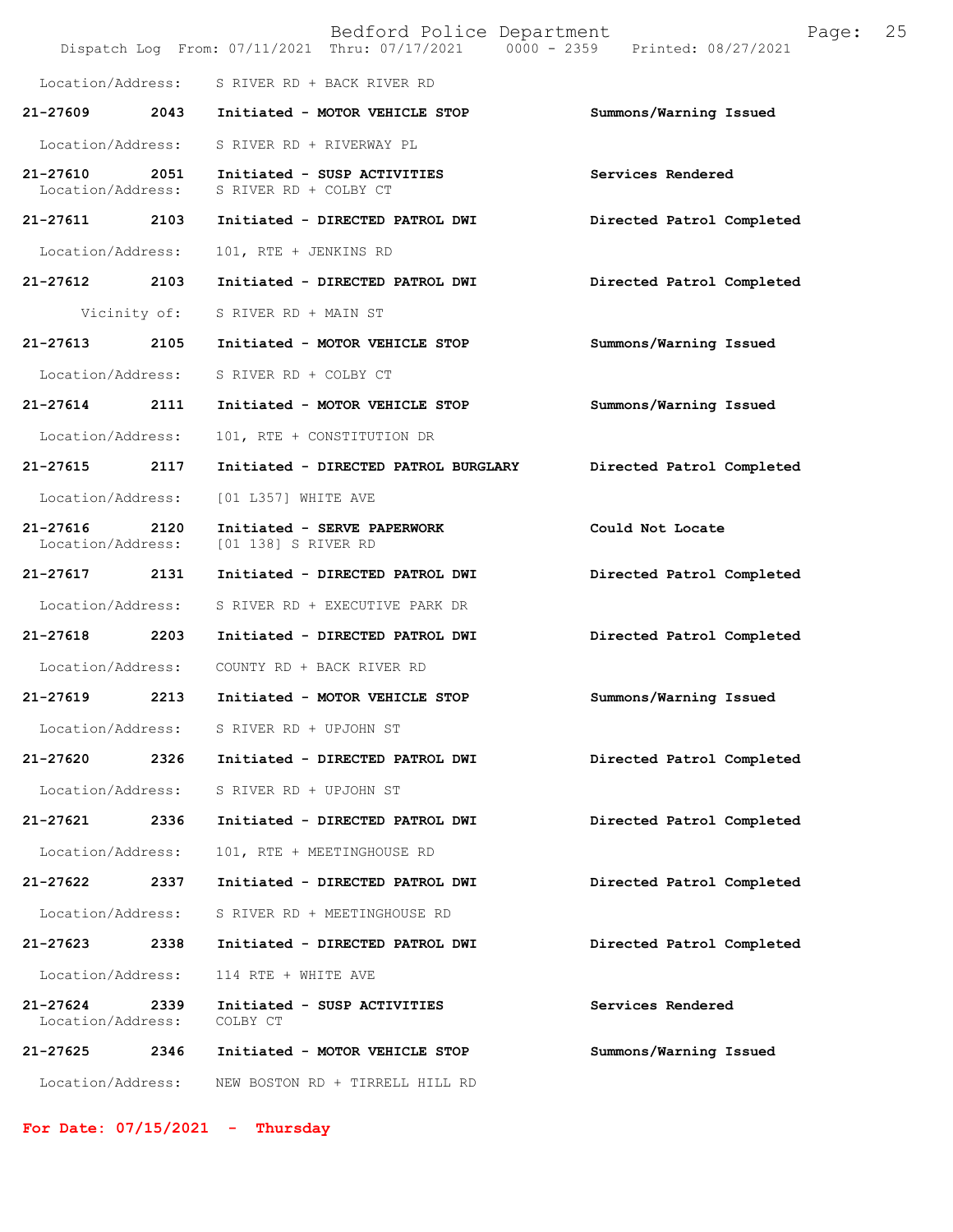Location/Address: S RIVER RD + BACK RIVER RD

**21-27609 2043 Initiated - MOTOR VEHICLE STOP** — **Summons/Warning Issued**
Location/Address: S RIVER RD + RIVERWAY PL

**21-27610 2051 Initiated - SUSP ACTIVITIES** — **Services Rendered**
Location/Address: S RIVER RD + COLBY CT

**21-27611 2103 Initiated - DIRECTED PATROL DWI** — **Directed Patrol Completed**
Location/Address: 101, RTE + JENKINS RD

**21-27612 2103 Initiated - DIRECTED PATROL DWI** — **Directed Patrol Completed**
Vicinity of: S RIVER RD + MAIN ST

**21-27613 2105 Initiated - MOTOR VEHICLE STOP** — **Summons/Warning Issued**
Location/Address: S RIVER RD + COLBY CT

**21-27614 2111 Initiated - MOTOR VEHICLE STOP** — **Summons/Warning Issued**
Location/Address: 101, RTE + CONSTITUTION DR

**21-27615 2117 Initiated - DIRECTED PATROL BURGLARY** — **Directed Patrol Completed**
Location/Address: [01 L357] WHITE AVE

**21-27616 2120 Initiated - SERVE PAPERWORK** — **Could Not Locate**
Location/Address: [01 138] S RIVER RD

**21-27617 2131 Initiated - DIRECTED PATROL DWI** — **Directed Patrol Completed**
Location/Address: S RIVER RD + EXECUTIVE PARK DR

**21-27618 2203 Initiated - DIRECTED PATROL DWI** — **Directed Patrol Completed**
Location/Address: COUNTY RD + BACK RIVER RD

**21-27619 2213 Initiated - MOTOR VEHICLE STOP** — **Summons/Warning Issued**
Location/Address: S RIVER RD + UPJOHN ST

**21-27620 2326 Initiated - DIRECTED PATROL DWI** — **Directed Patrol Completed**
Location/Address: S RIVER RD + UPJOHN ST

**21-27621 2336 Initiated - DIRECTED PATROL DWI** — **Directed Patrol Completed**
Location/Address: 101, RTE + MEETINGHOUSE RD

**21-27622 2337 Initiated - DIRECTED PATROL DWI** — **Directed Patrol Completed**
Location/Address: S RIVER RD + MEETINGHOUSE RD

**21-27623 2338 Initiated - DIRECTED PATROL DWI** — **Directed Patrol Completed**
Location/Address: 114 RTE + WHITE AVE

**21-27624 2339 Initiated - SUSP ACTIVITIES** — **Services Rendered**
Location/Address: COLBY CT

**21-27625 2346 Initiated - MOTOR VEHICLE STOP** — **Summons/Warning Issued**
Location/Address: NEW BOSTON RD + TIRRELL HILL RD

## For Date: 07/15/2021 - Thursday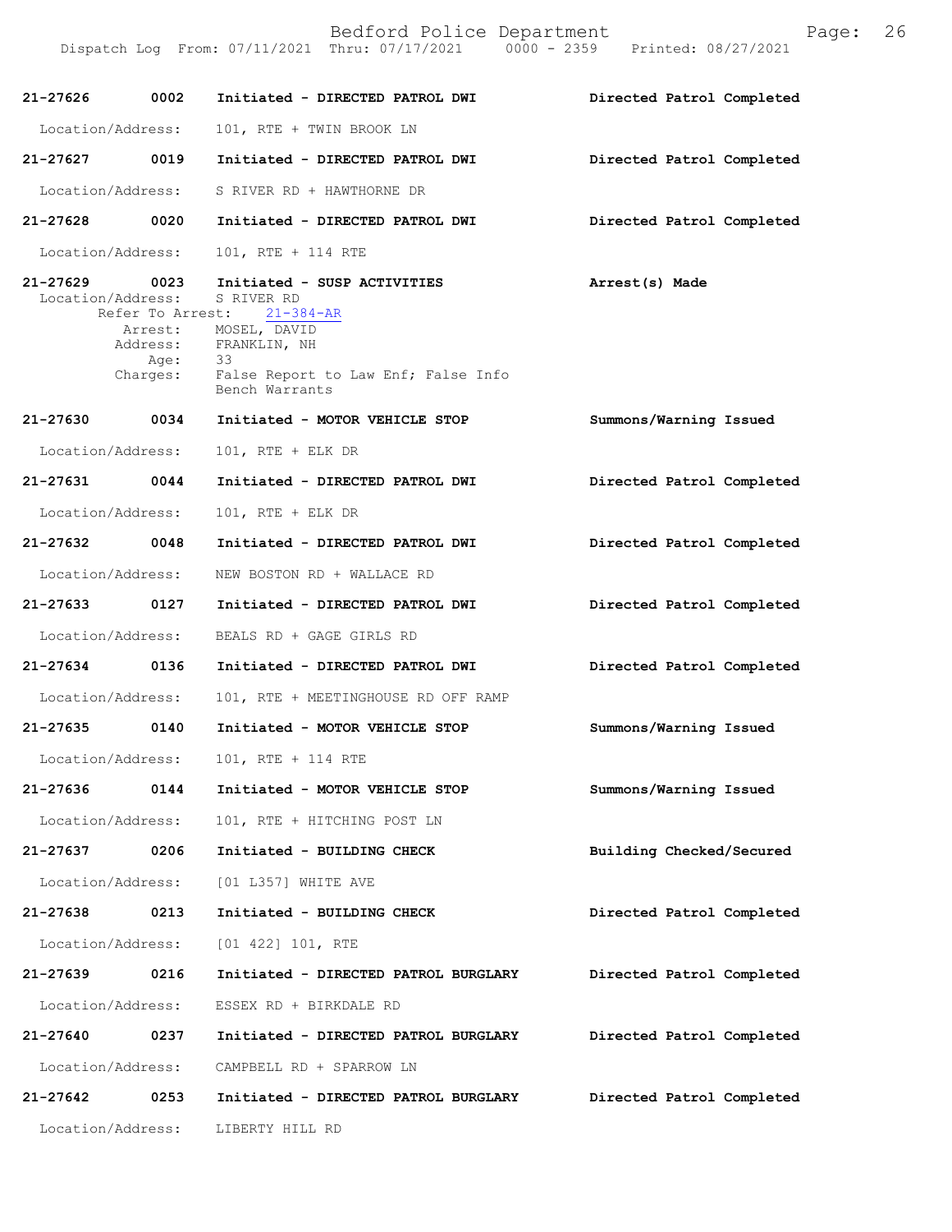21-27626 0002 Initiated - DIRECTED PATROL DWI Directed Patrol Completed

Location/Address: 101, RTE + TWIN BROOK LN

21-27627 0019 Initiated - DIRECTED PATROL DWI Directed Patrol Completed

Location/Address: S RIVER RD + HAWTHORNE DR

21-27628 0020 Initiated - DIRECTED PATROL DWI Directed Patrol Completed

Location/Address: 101, RTE + 114 RTE

21-27629 0023 Initiated - SUSP ACTIVITIES Arrest(s) Made

Location/Address: S RIVER RD

Refer To Arrest: 21-384-AR

Arrest: MOSEL, DAVID

Address: FRANKLIN, NH

Age: 33

Charges: False Report to Law Enf; False Info
Bench Warrants

21-27630 0034 Initiated - MOTOR VEHICLE STOP Summons/Warning Issued

Location/Address: 101, RTE + ELK DR

21-27631 0044 Initiated - DIRECTED PATROL DWI Directed Patrol Completed

Location/Address: 101, RTE + ELK DR

21-27632 0048 Initiated - DIRECTED PATROL DWI Directed Patrol Completed

Location/Address: NEW BOSTON RD + WALLACE RD

21-27633 0127 Initiated - DIRECTED PATROL DWI Directed Patrol Completed

Location/Address: BEALS RD + GAGE GIRLS RD

21-27634 0136 Initiated - DIRECTED PATROL DWI Directed Patrol Completed

Location/Address: 101, RTE + MEETINGHOUSE RD OFF RAMP

21-27635 0140 Initiated - MOTOR VEHICLE STOP Summons/Warning Issued

Location/Address: 101, RTE + 114 RTE

21-27636 0144 Initiated - MOTOR VEHICLE STOP Summons/Warning Issued

Location/Address: 101, RTE + HITCHING POST LN

21-27637 0206 Initiated - BUILDING CHECK Building Checked/Secured

Location/Address: [01 L357] WHITE AVE

21-27638 0213 Initiated - BUILDING CHECK Directed Patrol Completed

Location/Address: [01 422] 101, RTE

21-27639 0216 Initiated - DIRECTED PATROL BURGLARY Directed Patrol Completed

Location/Address: ESSEX RD + BIRKDALE RD

21-27640 0237 Initiated - DIRECTED PATROL BURGLARY Directed Patrol Completed

Location/Address: CAMPBELL RD + SPARROW LN

21-27642 0253 Initiated - DIRECTED PATROL BURGLARY Directed Patrol Completed

Location/Address: LIBERTY HILL RD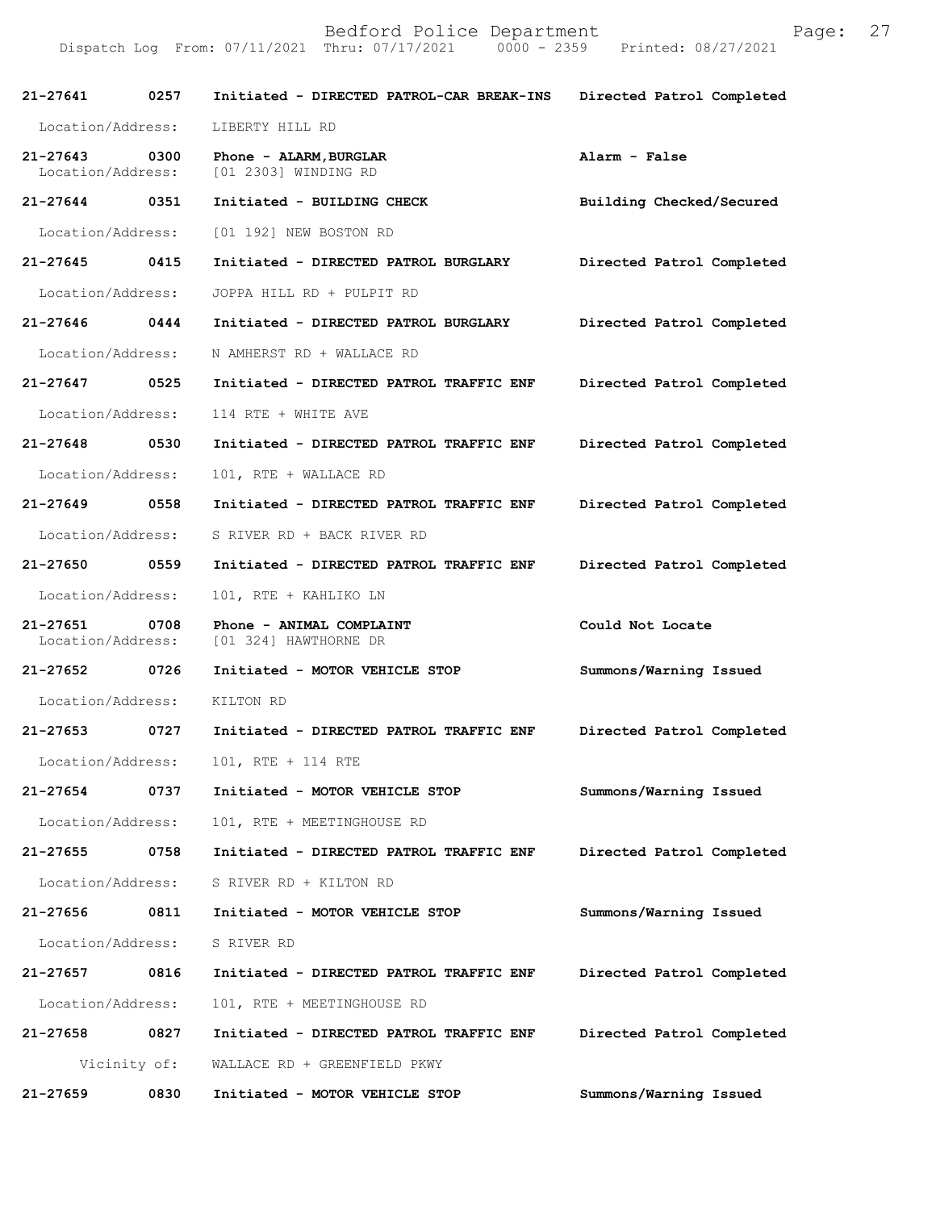Bedford Police Department
Dispatch Log From: 07/11/2021 Thru: 07/17/2021 0000 - 2359 Printed: 08/27/2021

| Call # | Time | Call Reason / Action | Disposition |
|---|---|---|---|
| 21-27641 | 0257 | Initiated - DIRECTED PATROL-CAR BREAK-INS | Directed Patrol Completed |
| Location/Address: | | LIBERTY HILL RD | |
| 21-27643 | 0300 | Phone - ALARM,BURGLAR | Alarm - False |
| Location/Address: | | [01 2303] WINDING RD | |
| 21-27644 | 0351 | Initiated - BUILDING CHECK | Building Checked/Secured |
| Location/Address: | | [01 192] NEW BOSTON RD | |
| 21-27645 | 0415 | Initiated - DIRECTED PATROL BURGLARY | Directed Patrol Completed |
| Location/Address: | | JOPPA HILL RD + PULPIT RD | |
| 21-27646 | 0444 | Initiated - DIRECTED PATROL BURGLARY | Directed Patrol Completed |
| Location/Address: | | N AMHERST RD + WALLACE RD | |
| 21-27647 | 0525 | Initiated - DIRECTED PATROL TRAFFIC ENF | Directed Patrol Completed |
| Location/Address: | | 114 RTE + WHITE AVE | |
| 21-27648 | 0530 | Initiated - DIRECTED PATROL TRAFFIC ENF | Directed Patrol Completed |
| Location/Address: | | 101, RTE + WALLACE RD | |
| 21-27649 | 0558 | Initiated - DIRECTED PATROL TRAFFIC ENF | Directed Patrol Completed |
| Location/Address: | | S RIVER RD + BACK RIVER RD | |
| 21-27650 | 0559 | Initiated - DIRECTED PATROL TRAFFIC ENF | Directed Patrol Completed |
| Location/Address: | | 101, RTE + KAHLIKO LN | |
| 21-27651 | 0708 | Phone - ANIMAL COMPLAINT | Could Not Locate |
| Location/Address: | | [01 324] HAWTHORNE DR | |
| 21-27652 | 0726 | Initiated - MOTOR VEHICLE STOP | Summons/Warning Issued |
| Location/Address: | | KILTON RD | |
| 21-27653 | 0727 | Initiated - DIRECTED PATROL TRAFFIC ENF | Directed Patrol Completed |
| Location/Address: | | 101, RTE + 114 RTE | |
| 21-27654 | 0737 | Initiated - MOTOR VEHICLE STOP | Summons/Warning Issued |
| Location/Address: | | 101, RTE + MEETINGHOUSE RD | |
| 21-27655 | 0758 | Initiated - DIRECTED PATROL TRAFFIC ENF | Directed Patrol Completed |
| Location/Address: | | S RIVER RD + KILTON RD | |
| 21-27656 | 0811 | Initiated - MOTOR VEHICLE STOP | Summons/Warning Issued |
| Location/Address: | | S RIVER RD | |
| 21-27657 | 0816 | Initiated - DIRECTED PATROL TRAFFIC ENF | Directed Patrol Completed |
| Location/Address: | | 101, RTE + MEETINGHOUSE RD | |
| 21-27658 | 0827 | Initiated - DIRECTED PATROL TRAFFIC ENF | Directed Patrol Completed |
| Vicinity of: | | WALLACE RD + GREENFIELD PKWY | |
| 21-27659 | 0830 | Initiated - MOTOR VEHICLE STOP | Summons/Warning Issued |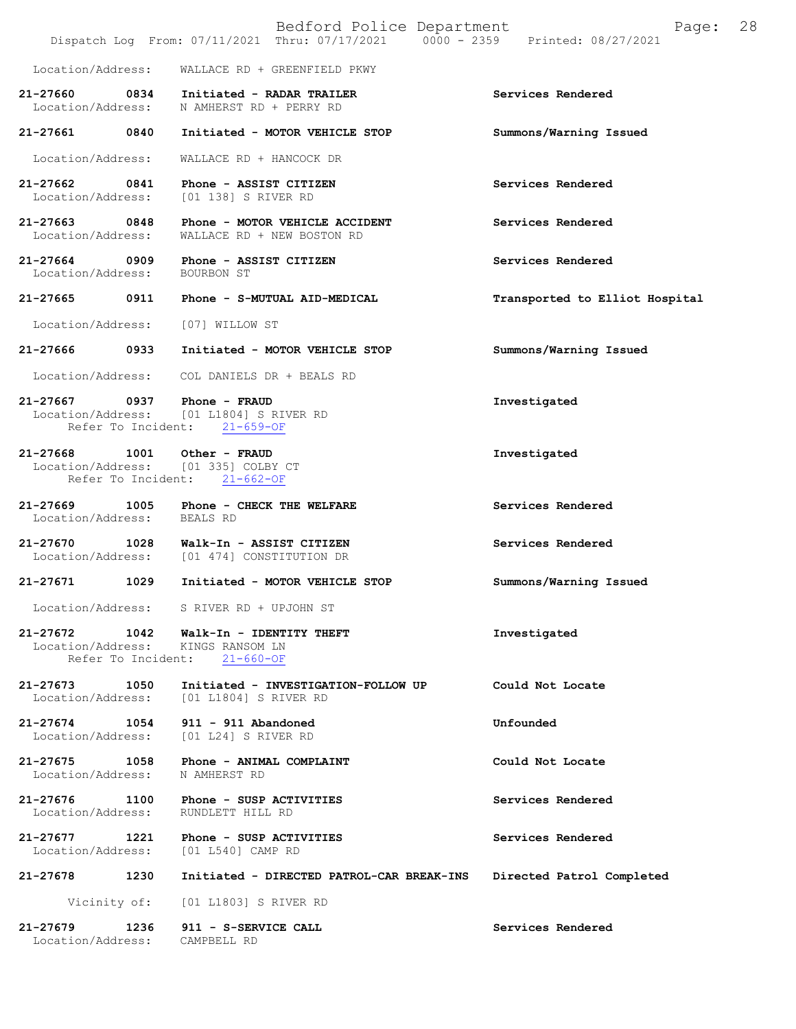Location/Address: WALLACE RD + GREENFIELD PKWY

**21-27660 0834 Initiated - RADAR TRAILER** — **Services Rendered**
Location/Address: N AMHERST RD + PERRY RD

**21-27661 0840 Initiated - MOTOR VEHICLE STOP** — **Summons/Warning Issued**
Location/Address: WALLACE RD + HANCOCK DR

**21-27662 0841 Phone - ASSIST CITIZEN** — **Services Rendered**
Location/Address: [01 138] S RIVER RD

**21-27663 0848 Phone - MOTOR VEHICLE ACCIDENT** — **Services Rendered**
Location/Address: WALLACE RD + NEW BOSTON RD

**21-27664 0909 Phone - ASSIST CITIZEN** — **Services Rendered**
Location/Address: BOURBON ST

**21-27665 0911 Phone - S-MUTUAL AID-MEDICAL** — **Transported to Elliot Hospital**
Location/Address: [07] WILLOW ST

**21-27666 0933 Initiated - MOTOR VEHICLE STOP** — **Summons/Warning Issued**
Location/Address: COL DANIELS DR + BEALS RD

**21-27667 0937 Phone - FRAUD** — **Investigated**
Location/Address: [01 L1804] S RIVER RD
Refer To Incident: 21-659-OF

**21-27668 1001 Other - FRAUD** — **Investigated**
Location/Address: [01 335] COLBY CT
Refer To Incident: 21-662-OF

**21-27669 1005 Phone - CHECK THE WELFARE** — **Services Rendered**
Location/Address: BEALS RD

**21-27670 1028 Walk-In - ASSIST CITIZEN** — **Services Rendered**
Location/Address: [01 474] CONSTITUTION DR

**21-27671 1029 Initiated - MOTOR VEHICLE STOP** — **Summons/Warning Issued**
Location/Address: S RIVER RD + UPJOHN ST

**21-27672 1042 Walk-In - IDENTITY THEFT** — **Investigated**
Location/Address: KINGS RANSOM LN
Refer To Incident: 21-660-OF

**21-27673 1050 Initiated - INVESTIGATION-FOLLOW UP** — **Could Not Locate**
Location/Address: [01 L1804] S RIVER RD

**21-27674 1054 911 - 911 Abandoned** — **Unfounded**
Location/Address: [01 L24] S RIVER RD

**21-27675 1058 Phone - ANIMAL COMPLAINT** — **Could Not Locate**
Location/Address: N AMHERST RD

**21-27676 1100 Phone - SUSP ACTIVITIES** — **Services Rendered**
Location/Address: RUNDLETT HILL RD

**21-27677 1221 Phone - SUSP ACTIVITIES** — **Services Rendered**
Location/Address: [01 L540] CAMP RD

**21-27678 1230 Initiated - DIRECTED PATROL-CAR BREAK-INS** — **Directed Patrol Completed**
Vicinity of: [01 L1803] S RIVER RD

**21-27679 1236 911 - S-SERVICE CALL** — **Services Rendered**
Location/Address: CAMPBELL RD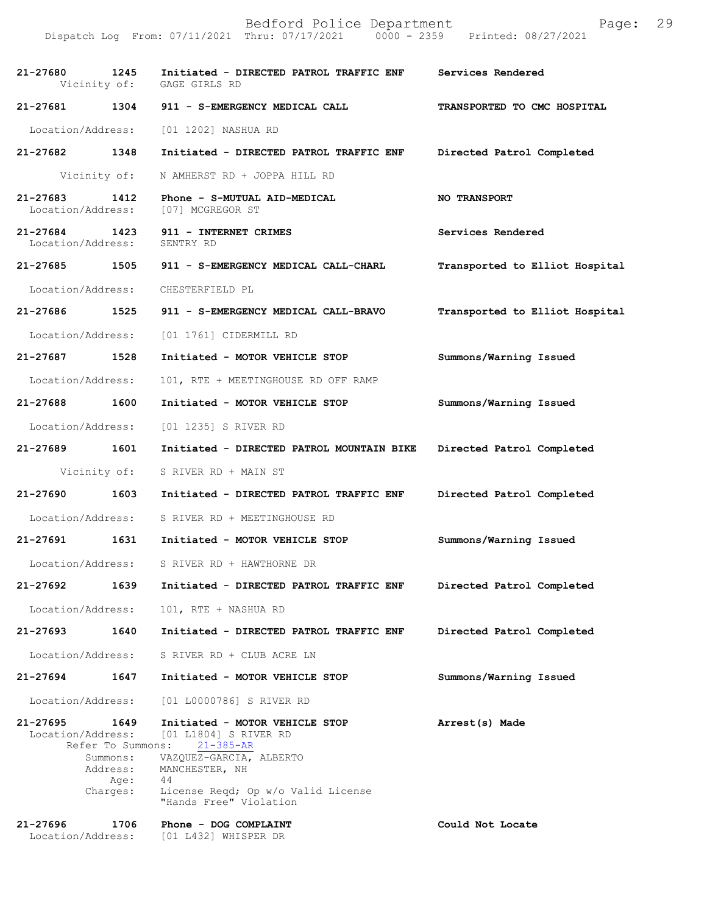21-27680 1245 Initiated - DIRECTED PATROL TRAFFIC ENF Services Rendered
Vicinity of: GAGE GIRLS RD

21-27681 1304 911 - S-EMERGENCY MEDICAL CALL TRANSPORTED TO CMC HOSPITAL
Location/Address: [01 1202] NASHUA RD

21-27682 1348 Initiated - DIRECTED PATROL TRAFFIC ENF Directed Patrol Completed
Vicinity of: N AMHERST RD + JOPPA HILL RD

21-27683 1412 Phone - S-MUTUAL AID-MEDICAL NO TRANSPORT
Location/Address: [07] MCGREGOR ST

21-27684 1423 911 - INTERNET CRIMES Services Rendered
Location/Address: SENTRY RD

21-27685 1505 911 - S-EMERGENCY MEDICAL CALL-CHARL Transported to Elliot Hospital
Location/Address: CHESTERFIELD PL

21-27686 1525 911 - S-EMERGENCY MEDICAL CALL-BRAVO Transported to Elliot Hospital
Location/Address: [01 1761] CIDERMILL RD

21-27687 1528 Initiated - MOTOR VEHICLE STOP Summons/Warning Issued
Location/Address: 101, RTE + MEETINGHOUSE RD OFF RAMP

21-27688 1600 Initiated - MOTOR VEHICLE STOP Summons/Warning Issued
Location/Address: [01 1235] S RIVER RD

21-27689 1601 Initiated - DIRECTED PATROL MOUNTAIN BIKE Directed Patrol Completed
Vicinity of: S RIVER RD + MAIN ST

21-27690 1603 Initiated - DIRECTED PATROL TRAFFIC ENF Directed Patrol Completed
Location/Address: S RIVER RD + MEETINGHOUSE RD

21-27691 1631 Initiated - MOTOR VEHICLE STOP Summons/Warning Issued
Location/Address: S RIVER RD + HAWTHORNE DR

21-27692 1639 Initiated - DIRECTED PATROL TRAFFIC ENF Directed Patrol Completed
Location/Address: 101, RTE + NASHUA RD

21-27693 1640 Initiated - DIRECTED PATROL TRAFFIC ENF Directed Patrol Completed
Location/Address: S RIVER RD + CLUB ACRE LN

21-27694 1647 Initiated - MOTOR VEHICLE STOP Summons/Warning Issued
Location/Address: [01 L0000786] S RIVER RD

21-27695 1649 Initiated - MOTOR VEHICLE STOP Arrest(s) Made
Location/Address: [01 L1804] S RIVER RD
Refer To Summons: 21-385-AR
Summons: VAZQUEZ-GARCIA, ALBERTO
Address: MANCHESTER, NH
Age: 44
Charges: License Reqd; Op w/o Valid License
"Hands Free" Violation

21-27696 1706 Phone - DOG COMPLAINT Could Not Locate
Location/Address: [01 L432] WHISPER DR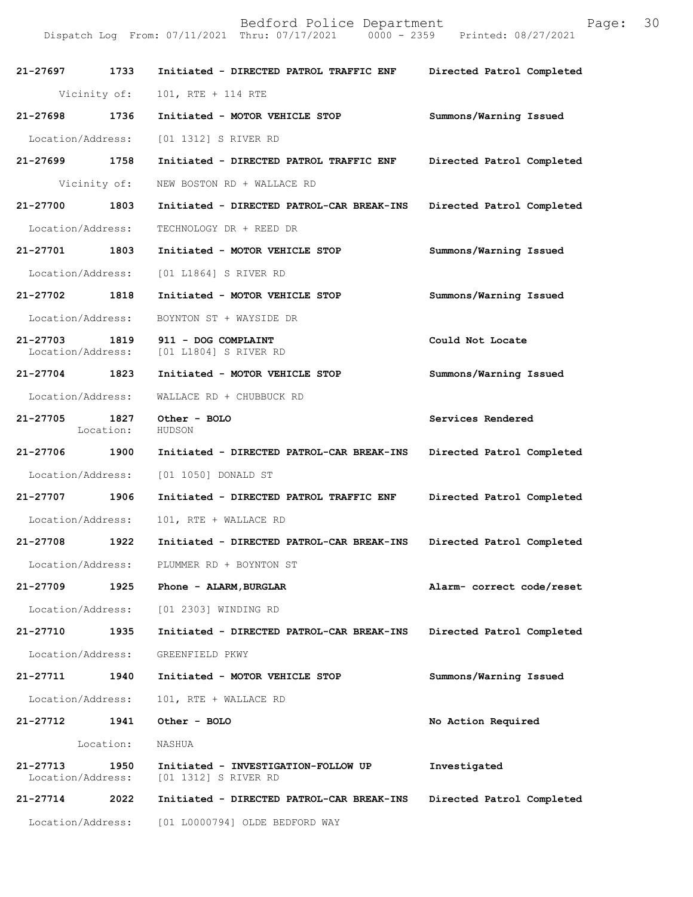Bedford Police Department

Dispatch Log From: 07/11/2021 Thru: 07/17/2021 0000 - 2359 Printed: 08/27/2021

| Call # | Time | Call Type | Disposition |
|---|---|---|---|
| 21-27697 | 1733 | Initiated - DIRECTED PATROL TRAFFIC ENF | Directed Patrol Completed |
| Vicinity of: | | 101, RTE + 114 RTE | |
| 21-27698 | 1736 | Initiated - MOTOR VEHICLE STOP | Summons/Warning Issued |
| Location/Address: | | [01 1312] S RIVER RD | |
| 21-27699 | 1758 | Initiated - DIRECTED PATROL TRAFFIC ENF | Directed Patrol Completed |
| Vicinity of: | | NEW BOSTON RD + WALLACE RD | |
| 21-27700 | 1803 | Initiated - DIRECTED PATROL-CAR BREAK-INS | Directed Patrol Completed |
| Location/Address: | | TECHNOLOGY DR + REED DR | |
| 21-27701 | 1803 | Initiated - MOTOR VEHICLE STOP | Summons/Warning Issued |
| Location/Address: | | [01 L1864] S RIVER RD | |
| 21-27702 | 1818 | Initiated - MOTOR VEHICLE STOP | Summons/Warning Issued |
| Location/Address: | | BOYNTON ST + WAYSIDE DR | |
| 21-27703 | 1819 | 911 - DOG COMPLAINT | Could Not Locate |
| Location/Address: | | [01 L1804] S RIVER RD | |
| 21-27704 | 1823 | Initiated - MOTOR VEHICLE STOP | Summons/Warning Issued |
| Location/Address: | | WALLACE RD + CHUBBUCK RD | |
| 21-27705 | 1827 | Other - BOLO | Services Rendered |
| Location: | | HUDSON | |
| 21-27706 | 1900 | Initiated - DIRECTED PATROL-CAR BREAK-INS | Directed Patrol Completed |
| Location/Address: | | [01 1050] DONALD ST | |
| 21-27707 | 1906 | Initiated - DIRECTED PATROL TRAFFIC ENF | Directed Patrol Completed |
| Location/Address: | | 101, RTE + WALLACE RD | |
| 21-27708 | 1922 | Initiated - DIRECTED PATROL-CAR BREAK-INS | Directed Patrol Completed |
| Location/Address: | | PLUMMER RD + BOYNTON ST | |
| 21-27709 | 1925 | Phone - ALARM,BURGLAR | Alarm- correct code/reset |
| Location/Address: | | [01 2303] WINDING RD | |
| 21-27710 | 1935 | Initiated - DIRECTED PATROL-CAR BREAK-INS | Directed Patrol Completed |
| Location/Address: | | GREENFIELD PKWY | |
| 21-27711 | 1940 | Initiated - MOTOR VEHICLE STOP | Summons/Warning Issued |
| Location/Address: | | 101, RTE + WALLACE RD | |
| 21-27712 | 1941 | Other - BOLO | No Action Required |
| Location: | | NASHUA | |
| 21-27713 | 1950 | Initiated - INVESTIGATION-FOLLOW UP | Investigated |
| Location/Address: | | [01 1312] S RIVER RD | |
| 21-27714 | 2022 | Initiated - DIRECTED PATROL-CAR BREAK-INS | Directed Patrol Completed |
| Location/Address: | | [01 L0000794] OLDE BEDFORD WAY | |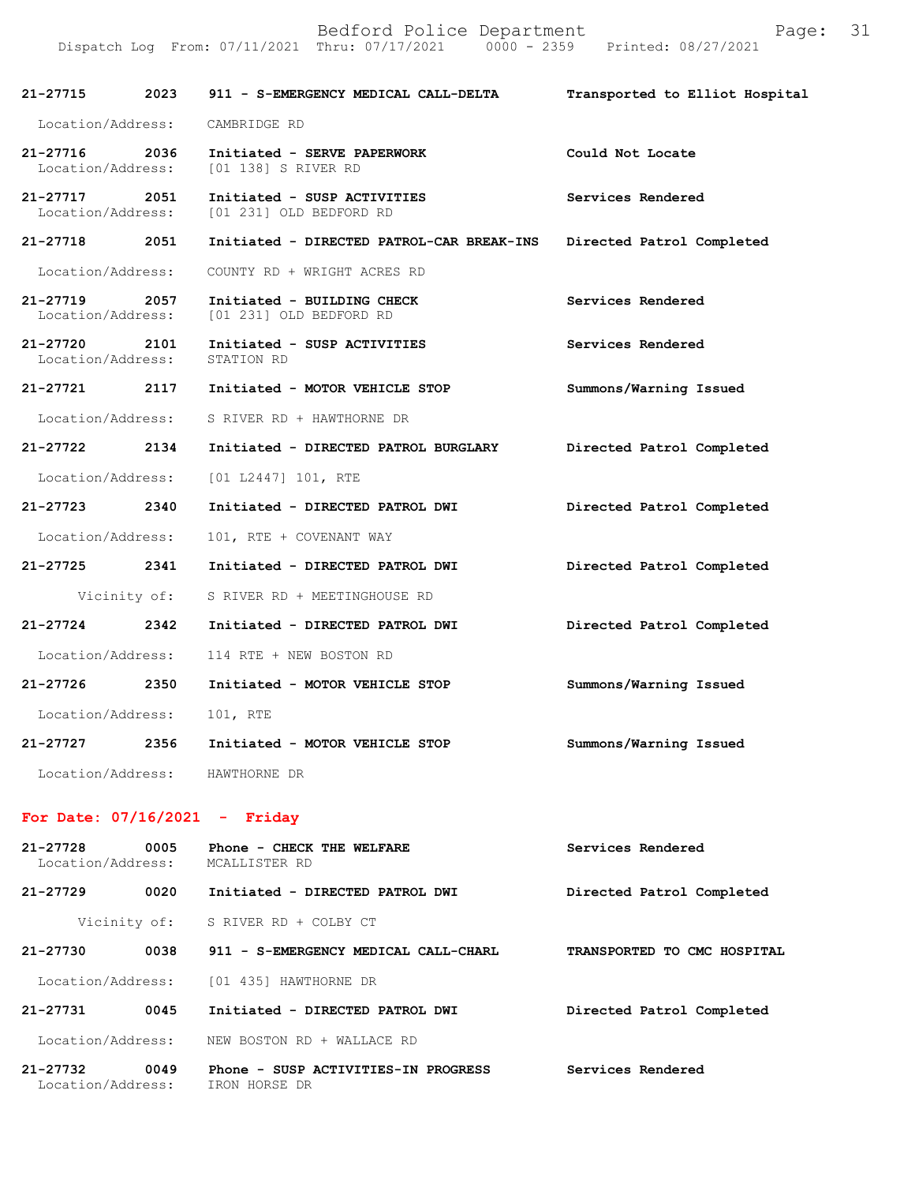| Call Number | Time | Call Reason | Action |
|---|---|---|---|
| 21-27715 | 2023 | 911 - S-EMERGENCY MEDICAL CALL-DELTA | Transported to Elliot Hospital |

Location/Address: CAMBRIDGE RD

| 21-27716 | 2036 | Initiated - SERVE PAPERWORK | Could Not Locate |
|---|---|---|---|

Location/Address: [01 138] S RIVER RD

**21-27717 2051 Initiated - SUSP ACTIVITIES** — Services Rendered
Location/Address: [01 231] OLD BEDFORD RD

**21-27718 2051 Initiated - DIRECTED PATROL-CAR BREAK-INS** — Directed Patrol Completed
Location/Address: COUNTY RD + WRIGHT ACRES RD

**21-27719 2057 Initiated - BUILDING CHECK** — Services Rendered
Location/Address: [01 231] OLD BEDFORD RD

**21-27720 2101 Initiated - SUSP ACTIVITIES** — Services Rendered
Location/Address: STATION RD

**21-27721 2117 Initiated - MOTOR VEHICLE STOP** — Summons/Warning Issued
Location/Address: S RIVER RD + HAWTHORNE DR

**21-27722 2134 Initiated - DIRECTED PATROL BURGLARY** — Directed Patrol Completed
Location/Address: [01 L2447] 101, RTE

**21-27723 2340 Initiated - DIRECTED PATROL DWI** — Directed Patrol Completed
Location/Address: 101, RTE + COVENANT WAY

**21-27725 2341 Initiated - DIRECTED PATROL DWI** — Directed Patrol Completed
Vicinity of: S RIVER RD + MEETINGHOUSE RD

**21-27724 2342 Initiated - DIRECTED PATROL DWI** — Directed Patrol Completed
Location/Address: 114 RTE + NEW BOSTON RD

**21-27726 2350 Initiated - MOTOR VEHICLE STOP** — Summons/Warning Issued
Location/Address: 101, RTE

**21-27727 2356 Initiated - MOTOR VEHICLE STOP** — Summons/Warning Issued
Location/Address: HAWTHORNE DR

## For Date: 07/16/2021 - Friday

**21-27728 0005 Phone - CHECK THE WELFARE** — Services Rendered
Location/Address: MCALLISTER RD

**21-27729 0020 Initiated - DIRECTED PATROL DWI** — Directed Patrol Completed
Vicinity of: S RIVER RD + COLBY CT

**21-27730 0038 911 - S-EMERGENCY MEDICAL CALL-CHARL** — TRANSPORTED TO CMC HOSPITAL
Location/Address: [01 435] HAWTHORNE DR

**21-27731 0045 Initiated - DIRECTED PATROL DWI** — Directed Patrol Completed
Location/Address: NEW BOSTON RD + WALLACE RD

**21-27732 0049 Phone - SUSP ACTIVITIES-IN PROGRESS** — Services Rendered
Location/Address: IRON HORSE DR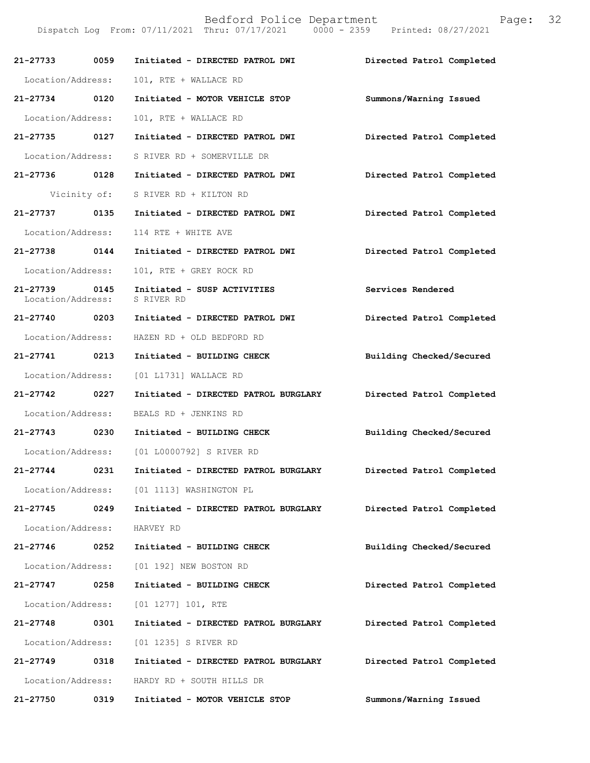Bedford Police Department
Dispatch Log From: 07/11/2021 Thru: 07/17/2021 0000 - 2359 Printed: 08/27/2021

**21-27733 0059 Initiated - DIRECTED PATROL DWI** — **Directed Patrol Completed**
Location/Address: 101, RTE + WALLACE RD

**21-27734 0120 Initiated - MOTOR VEHICLE STOP** — **Summons/Warning Issued**
Location/Address: 101, RTE + WALLACE RD

**21-27735 0127 Initiated - DIRECTED PATROL DWI** — **Directed Patrol Completed**
Location/Address: S RIVER RD + SOMERVILLE DR

**21-27736 0128 Initiated - DIRECTED PATROL DWI** — **Directed Patrol Completed**
Vicinity of: S RIVER RD + KILTON RD

**21-27737 0135 Initiated - DIRECTED PATROL DWI** — **Directed Patrol Completed**
Location/Address: 114 RTE + WHITE AVE

**21-27738 0144 Initiated - DIRECTED PATROL DWI** — **Directed Patrol Completed**
Location/Address: 101, RTE + GREY ROCK RD

**21-27739 0145 Initiated - SUSP ACTIVITIES** — **Services Rendered**
Location/Address: S RIVER RD

**21-27740 0203 Initiated - DIRECTED PATROL DWI** — **Directed Patrol Completed**
Location/Address: HAZEN RD + OLD BEDFORD RD

**21-27741 0213 Initiated - BUILDING CHECK** — **Building Checked/Secured**
Location/Address: [01 L1731] WALLACE RD

**21-27742 0227 Initiated - DIRECTED PATROL BURGLARY** — **Directed Patrol Completed**
Location/Address: BEALS RD + JENKINS RD

**21-27743 0230 Initiated - BUILDING CHECK** — **Building Checked/Secured**
Location/Address: [01 L0000792] S RIVER RD

**21-27744 0231 Initiated - DIRECTED PATROL BURGLARY** — **Directed Patrol Completed**
Location/Address: [01 1113] WASHINGTON PL

**21-27745 0249 Initiated - DIRECTED PATROL BURGLARY** — **Directed Patrol Completed**
Location/Address: HARVEY RD

**21-27746 0252 Initiated - BUILDING CHECK** — **Building Checked/Secured**
Location/Address: [01 192] NEW BOSTON RD

**21-27747 0258 Initiated - BUILDING CHECK** — **Directed Patrol Completed**
Location/Address: [01 1277] 101, RTE

**21-27748 0301 Initiated - DIRECTED PATROL BURGLARY** — **Directed Patrol Completed**
Location/Address: [01 1235] S RIVER RD

**21-27749 0318 Initiated - DIRECTED PATROL BURGLARY** — **Directed Patrol Completed**
Location/Address: HARDY RD + SOUTH HILLS DR

**21-27750 0319 Initiated - MOTOR VEHICLE STOP** — **Summons/Warning Issued**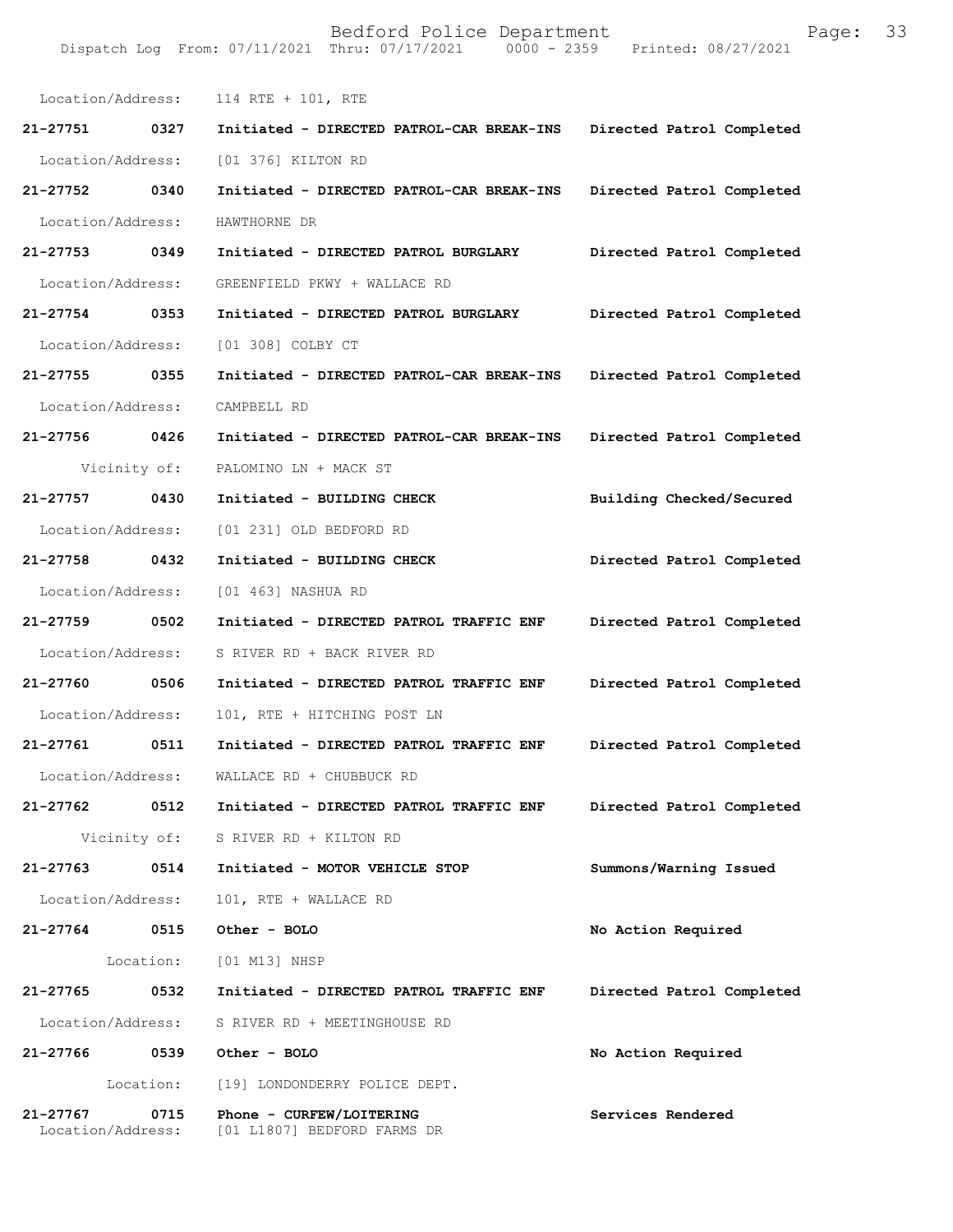Location/Address: 114 RTE + 101, RTE

**21-27751 0327 Initiated - DIRECTED PATROL-CAR BREAK-INS Directed Patrol Completed**

Location/Address: [01 376] KILTON RD

**21-27752 0340 Initiated - DIRECTED PATROL-CAR BREAK-INS Directed Patrol Completed**

Location/Address: HAWTHORNE DR

**21-27753 0349 Initiated - DIRECTED PATROL BURGLARY Directed Patrol Completed**

Location/Address: GREENFIELD PKWY + WALLACE RD

**21-27754 0353 Initiated - DIRECTED PATROL BURGLARY Directed Patrol Completed**

Location/Address: [01 308] COLBY CT

**21-27755 0355 Initiated - DIRECTED PATROL-CAR BREAK-INS Directed Patrol Completed**

Location/Address: CAMPBELL RD

**21-27756 0426 Initiated - DIRECTED PATROL-CAR BREAK-INS Directed Patrol Completed**

Vicinity of: PALOMINO LN + MACK ST

**21-27757 0430 Initiated - BUILDING CHECK Building Checked/Secured**

Location/Address: [01 231] OLD BEDFORD RD

**21-27758 0432 Initiated - BUILDING CHECK Directed Patrol Completed**

Location/Address: [01 463] NASHUA RD

**21-27759 0502 Initiated - DIRECTED PATROL TRAFFIC ENF Directed Patrol Completed**

Location/Address: S RIVER RD + BACK RIVER RD

**21-27760 0506 Initiated - DIRECTED PATROL TRAFFIC ENF Directed Patrol Completed**

Location/Address: 101, RTE + HITCHING POST LN

**21-27761 0511 Initiated - DIRECTED PATROL TRAFFIC ENF Directed Patrol Completed**

Location/Address: WALLACE RD + CHUBBUCK RD

**21-27762 0512 Initiated - DIRECTED PATROL TRAFFIC ENF Directed Patrol Completed**

Vicinity of: S RIVER RD + KILTON RD

**21-27763 0514 Initiated - MOTOR VEHICLE STOP Summons/Warning Issued**

Location/Address: 101, RTE + WALLACE RD

**21-27764 0515 Other - BOLO No Action Required**

Location: [01 M13] NHSP

**21-27765 0532 Initiated - DIRECTED PATROL TRAFFIC ENF Directed Patrol Completed**

Location/Address: S RIVER RD + MEETINGHOUSE RD

**21-27766 0539 Other - BOLO No Action Required**

Location: [19] LONDONDERRY POLICE DEPT.

**21-27767 0715 Phone - CURFEW/LOITERING Services Rendered**

Location/Address: [01 L1807] BEDFORD FARMS DR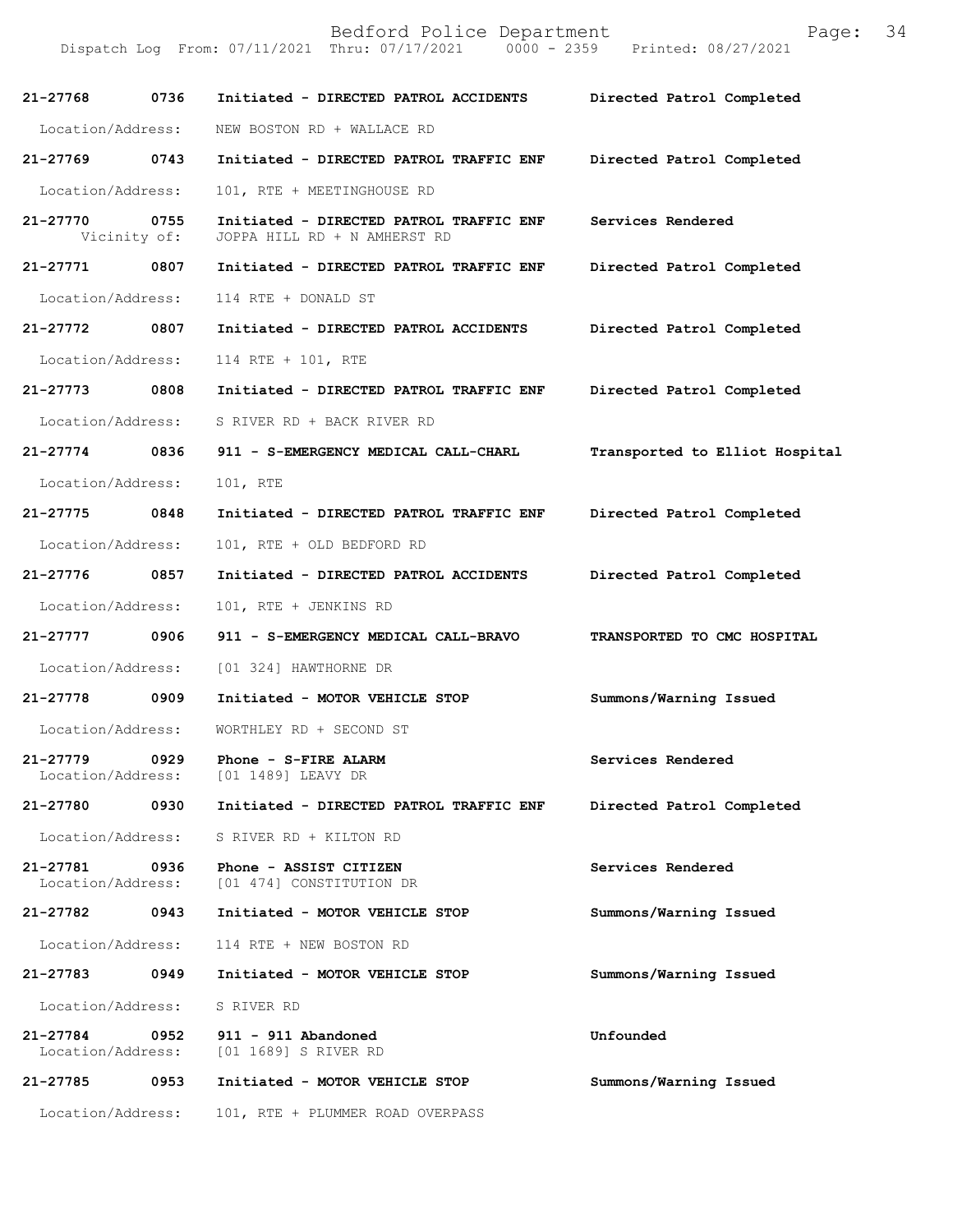Dispatch Log From: 07/11/2021 Thru: 07/17/2021 0000 - 2359 Printed: 08/27/2021

| Call Number | Time | Call Reason | Action |
|---|---|---|---|
| 21-27768 | 0736 | Initiated - DIRECTED PATROL ACCIDENTS | Directed Patrol Completed |
| Location/Address: | | NEW BOSTON RD + WALLACE RD | |
| 21-27769 | 0743 | Initiated - DIRECTED PATROL TRAFFIC ENF | Directed Patrol Completed |
| Location/Address: | | 101, RTE + MEETINGHOUSE RD | |
| 21-27770 | 0755 | Initiated - DIRECTED PATROL TRAFFIC ENF | Services Rendered |
| Vicinity of: | | JOPPA HILL RD + N AMHERST RD | |
| 21-27771 | 0807 | Initiated - DIRECTED PATROL TRAFFIC ENF | Directed Patrol Completed |
| Location/Address: | | 114 RTE + DONALD ST | |
| 21-27772 | 0807 | Initiated - DIRECTED PATROL ACCIDENTS | Directed Patrol Completed |
| Location/Address: | | 114 RTE + 101, RTE | |
| 21-27773 | 0808 | Initiated - DIRECTED PATROL TRAFFIC ENF | Directed Patrol Completed |
| Location/Address: | | S RIVER RD + BACK RIVER RD | |
| 21-27774 | 0836 | 911 - S-EMERGENCY MEDICAL CALL-CHARL | Transported to Elliot Hospital |
| Location/Address: | | 101, RTE | |
| 21-27775 | 0848 | Initiated - DIRECTED PATROL TRAFFIC ENF | Directed Patrol Completed |
| Location/Address: | | 101, RTE + OLD BEDFORD RD | |
| 21-27776 | 0857 | Initiated - DIRECTED PATROL ACCIDENTS | Directed Patrol Completed |
| Location/Address: | | 101, RTE + JENKINS RD | |
| 21-27777 | 0906 | 911 - S-EMERGENCY MEDICAL CALL-BRAVO | TRANSPORTED TO CMC HOSPITAL |
| Location/Address: | | [01 324] HAWTHORNE DR | |
| 21-27778 | 0909 | Initiated - MOTOR VEHICLE STOP | Summons/Warning Issued |
| Location/Address: | | WORTHLEY RD + SECOND ST | |
| 21-27779 | 0929 | Phone - S-FIRE ALARM | Services Rendered |
| Location/Address: | | [01 1489] LEAVY DR | |
| 21-27780 | 0930 | Initiated - DIRECTED PATROL TRAFFIC ENF | Directed Patrol Completed |
| Location/Address: | | S RIVER RD + KILTON RD | |
| 21-27781 | 0936 | Phone - ASSIST CITIZEN | Services Rendered |
| Location/Address: | | [01 474] CONSTITUTION DR | |
| 21-27782 | 0943 | Initiated - MOTOR VEHICLE STOP | Summons/Warning Issued |
| Location/Address: | | 114 RTE + NEW BOSTON RD | |
| 21-27783 | 0949 | Initiated - MOTOR VEHICLE STOP | Summons/Warning Issued |
| Location/Address: | | S RIVER RD | |
| 21-27784 | 0952 | 911 - 911 Abandoned | Unfounded |
| Location/Address: | | [01 1689] S RIVER RD | |
| 21-27785 | 0953 | Initiated - MOTOR VEHICLE STOP | Summons/Warning Issued |
| Location/Address: | | 101, RTE + PLUMMER ROAD OVERPASS | |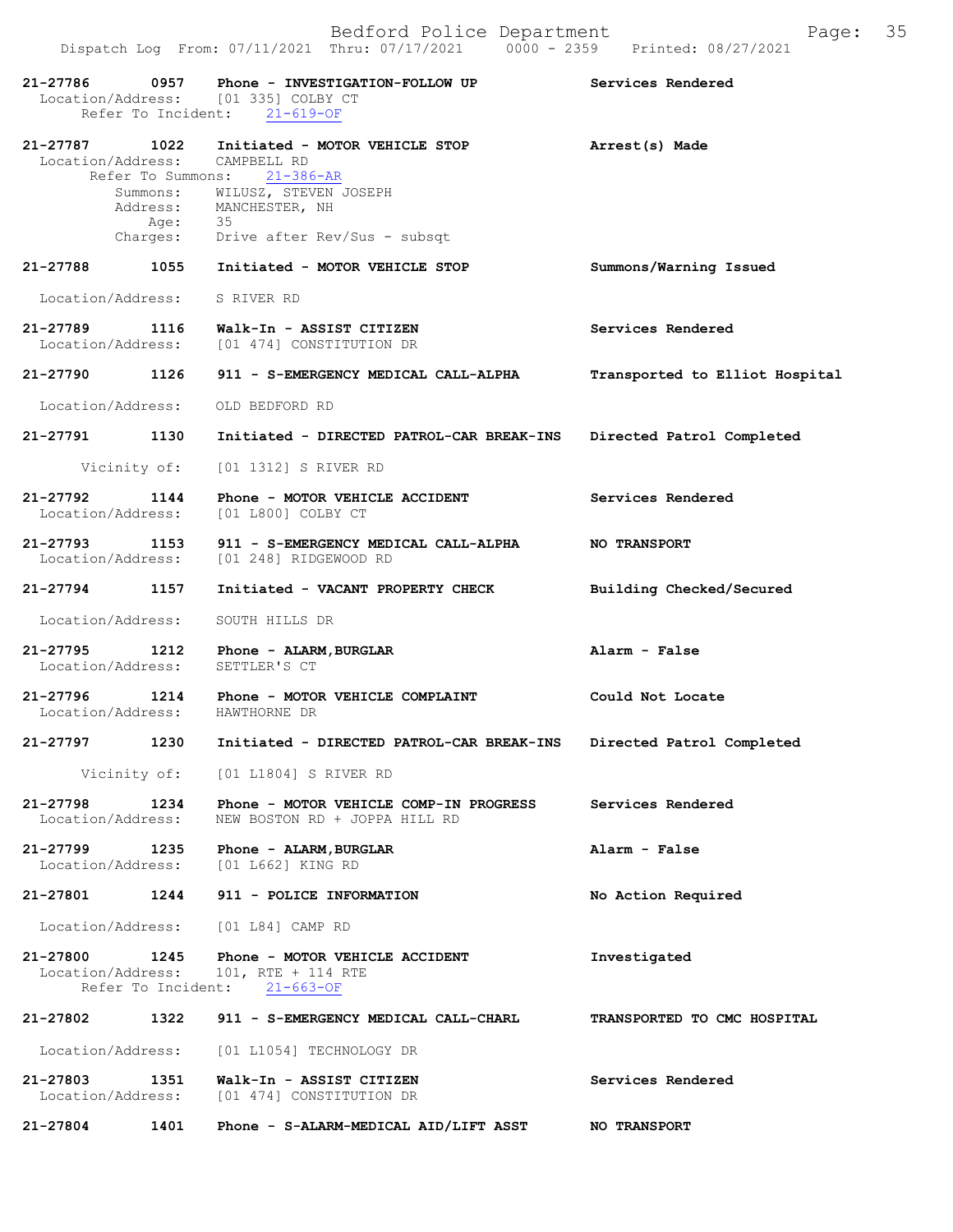21-27786 0957 Phone - INVESTIGATION-FOLLOW UP Services Rendered
Location/Address: [01 335] COLBY CT
Refer To Incident: 21-619-OF

21-27787 1022 Initiated - MOTOR VEHICLE STOP Arrest(s) Made
Location/Address: CAMPBELL RD
Refer To Summons: 21-386-AR
Summons: WILUSZ, STEVEN JOSEPH
Address: MANCHESTER, NH
Age: 35
Charges: Drive after Rev/Sus - subsqt

21-27788 1055 Initiated - MOTOR VEHICLE STOP Summons/Warning Issued
Location/Address: S RIVER RD

21-27789 1116 Walk-In - ASSIST CITIZEN Services Rendered
Location/Address: [01 474] CONSTITUTION DR

21-27790 1126 911 - S-EMERGENCY MEDICAL CALL-ALPHA Transported to Elliot Hospital
Location/Address: OLD BEDFORD RD

21-27791 1130 Initiated - DIRECTED PATROL-CAR BREAK-INS Directed Patrol Completed
Vicinity of: [01 1312] S RIVER RD

21-27792 1144 Phone - MOTOR VEHICLE ACCIDENT Services Rendered
Location/Address: [01 L800] COLBY CT

21-27793 1153 911 - S-EMERGENCY MEDICAL CALL-ALPHA NO TRANSPORT
Location/Address: [01 248] RIDGEWOOD RD

21-27794 1157 Initiated - VACANT PROPERTY CHECK Building Checked/Secured
Location/Address: SOUTH HILLS DR

21-27795 1212 Phone - ALARM,BURGLAR Alarm - False
Location/Address: SETTLER'S CT

21-27796 1214 Phone - MOTOR VEHICLE COMPLAINT Could Not Locate
Location/Address: HAWTHORNE DR

21-27797 1230 Initiated - DIRECTED PATROL-CAR BREAK-INS Directed Patrol Completed
Vicinity of: [01 L1804] S RIVER RD

21-27798 1234 Phone - MOTOR VEHICLE COMP-IN PROGRESS Services Rendered
Location/Address: NEW BOSTON RD + JOPPA HILL RD

21-27799 1235 Phone - ALARM,BURGLAR Alarm - False
Location/Address: [01 L662] KING RD

21-27801 1244 911 - POLICE INFORMATION No Action Required
Location/Address: [01 L84] CAMP RD

21-27800 1245 Phone - MOTOR VEHICLE ACCIDENT Investigated
Location/Address: 101, RTE + 114 RTE
Refer To Incident: 21-663-OF

21-27802 1322 911 - S-EMERGENCY MEDICAL CALL-CHARL TRANSPORTED TO CMC HOSPITAL
Location/Address: [01 L1054] TECHNOLOGY DR

21-27803 1351 Walk-In - ASSIST CITIZEN Services Rendered
Location/Address: [01 474] CONSTITUTION DR

21-27804 1401 Phone - S-ALARM-MEDICAL AID/LIFT ASST NO TRANSPORT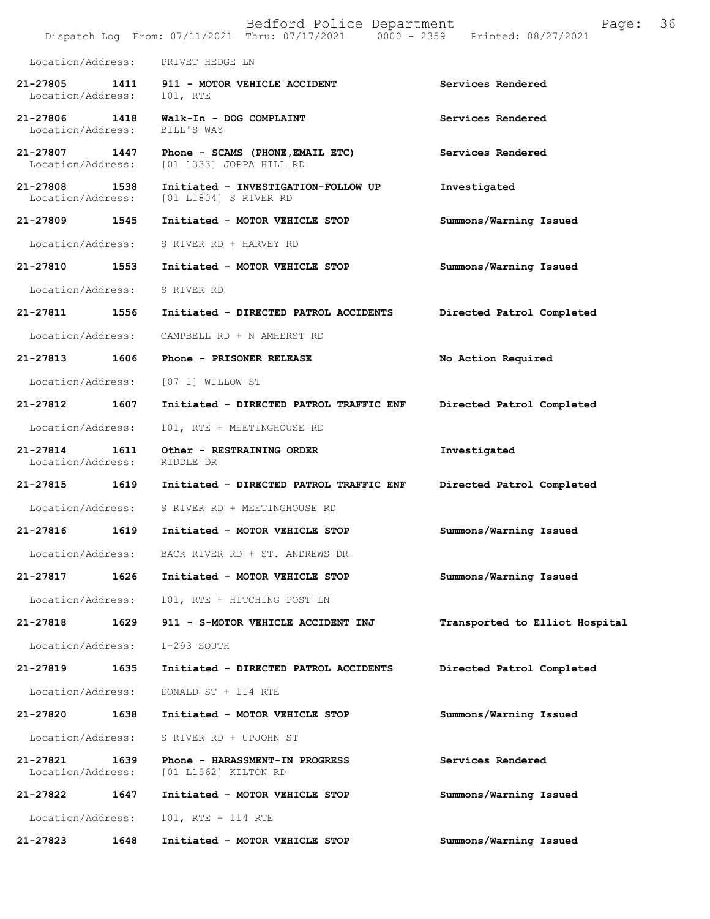Location/Address: PRIVET HEDGE LN

| Call # | Time | Call Reason / Location | Action |
|---|---|---|---|
| 21-27805 | 1411 | 911 - MOTOR VEHICLE ACCIDENT | Services Rendered |
| Location/Address: | | 101, RTE | |
| 21-27806 | 1418 | Walk-In - DOG COMPLAINT | Services Rendered |
| Location/Address: | | BILL'S WAY | |
| 21-27807 | 1447 | Phone - SCAMS (PHONE,EMAIL ETC) | Services Rendered |
| Location/Address: | | [01 1333] JOPPA HILL RD | |
| 21-27808 | 1538 | Initiated - INVESTIGATION-FOLLOW UP | Investigated |
| Location/Address: | | [01 L1804] S RIVER RD | |
| 21-27809 | 1545 | Initiated - MOTOR VEHICLE STOP | Summons/Warning Issued |
| Location/Address: | | S RIVER RD + HARVEY RD | |
| 21-27810 | 1553 | Initiated - MOTOR VEHICLE STOP | Summons/Warning Issued |
| Location/Address: | | S RIVER RD | |
| 21-27811 | 1556 | Initiated - DIRECTED PATROL ACCIDENTS | Directed Patrol Completed |
| Location/Address: | | CAMPBELL RD + N AMHERST RD | |
| 21-27813 | 1606 | Phone - PRISONER RELEASE | No Action Required |
| Location/Address: | | [07 1] WILLOW ST | |
| 21-27812 | 1607 | Initiated - DIRECTED PATROL TRAFFIC ENF | Directed Patrol Completed |
| Location/Address: | | 101, RTE + MEETINGHOUSE RD | |
| 21-27814 | 1611 | Other - RESTRAINING ORDER | Investigated |
| Location/Address: | | RIDDLE DR | |
| 21-27815 | 1619 | Initiated - DIRECTED PATROL TRAFFIC ENF | Directed Patrol Completed |
| Location/Address: | | S RIVER RD + MEETINGHOUSE RD | |
| 21-27816 | 1619 | Initiated - MOTOR VEHICLE STOP | Summons/Warning Issued |
| Location/Address: | | BACK RIVER RD + ST. ANDREWS DR | |
| 21-27817 | 1626 | Initiated - MOTOR VEHICLE STOP | Summons/Warning Issued |
| Location/Address: | | 101, RTE + HITCHING POST LN | |
| 21-27818 | 1629 | 911 - S-MOTOR VEHICLE ACCIDENT INJ | Transported to Elliot Hospital |
| Location/Address: | | I-293 SOUTH | |
| 21-27819 | 1635 | Initiated - DIRECTED PATROL ACCIDENTS | Directed Patrol Completed |
| Location/Address: | | DONALD ST + 114 RTE | |
| 21-27820 | 1638 | Initiated - MOTOR VEHICLE STOP | Summons/Warning Issued |
| Location/Address: | | S RIVER RD + UPJOHN ST | |
| 21-27821 | 1639 | Phone - HARASSMENT-IN PROGRESS | Services Rendered |
| Location/Address: | | [01 L1562] KILTON RD | |
| 21-27822 | 1647 | Initiated - MOTOR VEHICLE STOP | Summons/Warning Issued |
| Location/Address: | | 101, RTE + 114 RTE | |
| 21-27823 | 1648 | Initiated - MOTOR VEHICLE STOP | Summons/Warning Issued |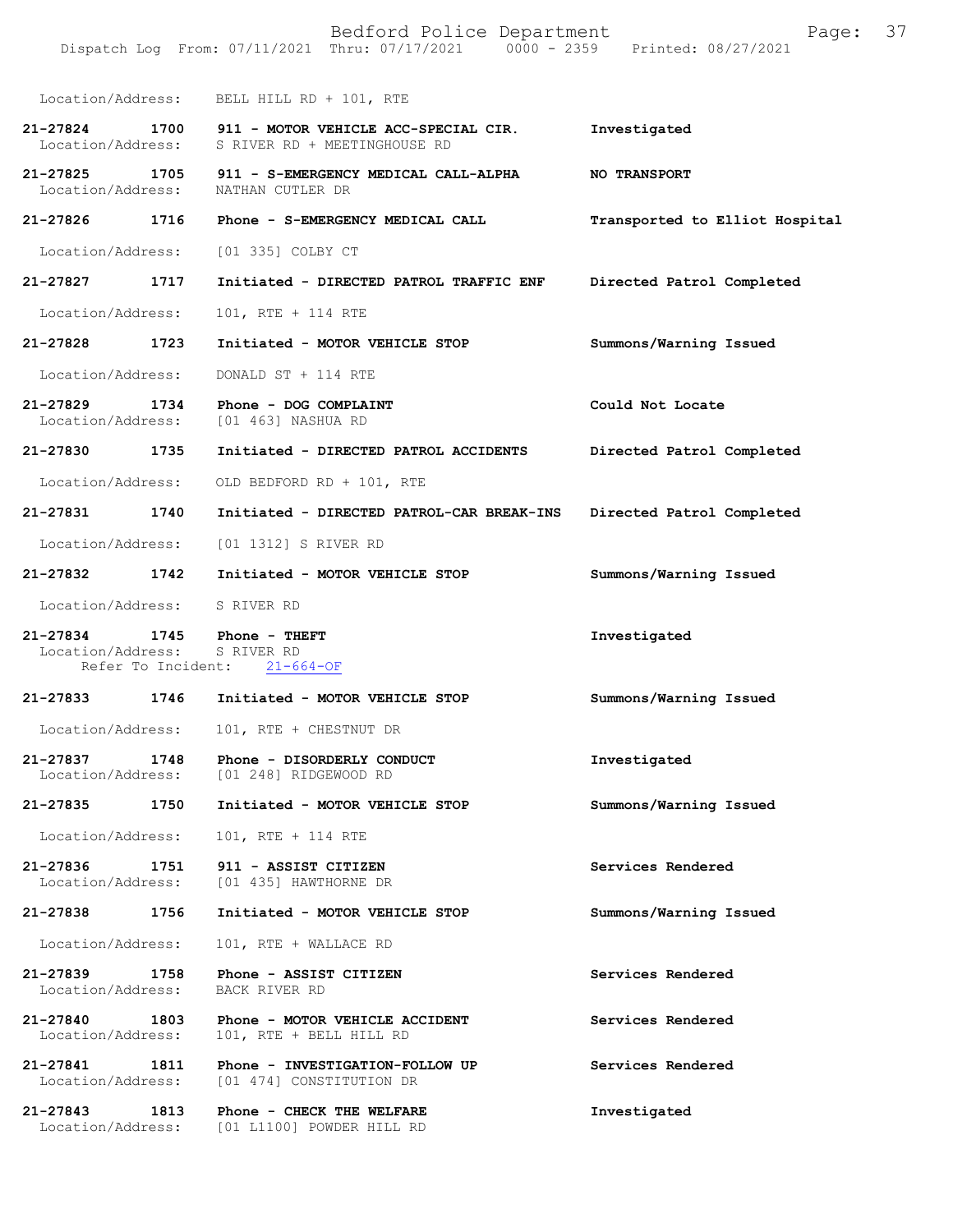Location/Address: BELL HILL RD + 101, RTE

**21-27824 1700 911 - MOTOR VEHICLE ACC-SPECIAL CIR. Investigated**
Location/Address: S RIVER RD + MEETINGHOUSE RD

**21-27825 1705 911 - S-EMERGENCY MEDICAL CALL-ALPHA NO TRANSPORT**
Location/Address: NATHAN CUTLER DR

**21-27826 1716 Phone - S-EMERGENCY MEDICAL CALL Transported to Elliot Hospital**
Location/Address: [01 335] COLBY CT

**21-27827 1717 Initiated - DIRECTED PATROL TRAFFIC ENF Directed Patrol Completed**
Location/Address: 101, RTE + 114 RTE

**21-27828 1723 Initiated - MOTOR VEHICLE STOP Summons/Warning Issued**
Location/Address: DONALD ST + 114 RTE

**21-27829 1734 Phone - DOG COMPLAINT Could Not Locate**
Location/Address: [01 463] NASHUA RD

**21-27830 1735 Initiated - DIRECTED PATROL ACCIDENTS Directed Patrol Completed**
Location/Address: OLD BEDFORD RD + 101, RTE

**21-27831 1740 Initiated - DIRECTED PATROL-CAR BREAK-INS Directed Patrol Completed**
Location/Address: [01 1312] S RIVER RD

**21-27832 1742 Initiated - MOTOR VEHICLE STOP Summons/Warning Issued**
Location/Address: S RIVER RD

**21-27834 1745 Phone - THEFT Investigated**
Location/Address: S RIVER RD
Refer To Incident: 21-664-OF

**21-27833 1746 Initiated - MOTOR VEHICLE STOP Summons/Warning Issued**
Location/Address: 101, RTE + CHESTNUT DR

**21-27837 1748 Phone - DISORDERLY CONDUCT Investigated**
Location/Address: [01 248] RIDGEWOOD RD

**21-27835 1750 Initiated - MOTOR VEHICLE STOP Summons/Warning Issued**
Location/Address: 101, RTE + 114 RTE

**21-27836 1751 911 - ASSIST CITIZEN Services Rendered**
Location/Address: [01 435] HAWTHORNE DR

**21-27838 1756 Initiated - MOTOR VEHICLE STOP Summons/Warning Issued**
Location/Address: 101, RTE + WALLACE RD

**21-27839 1758 Phone - ASSIST CITIZEN Services Rendered**
Location/Address: BACK RIVER RD

**21-27840 1803 Phone - MOTOR VEHICLE ACCIDENT Services Rendered**
Location/Address: 101, RTE + BELL HILL RD

**21-27841 1811 Phone - INVESTIGATION-FOLLOW UP Services Rendered**
Location/Address: [01 474] CONSTITUTION DR

**21-27843 1813 Phone - CHECK THE WELFARE Investigated**
Location/Address: [01 L1100] POWDER HILL RD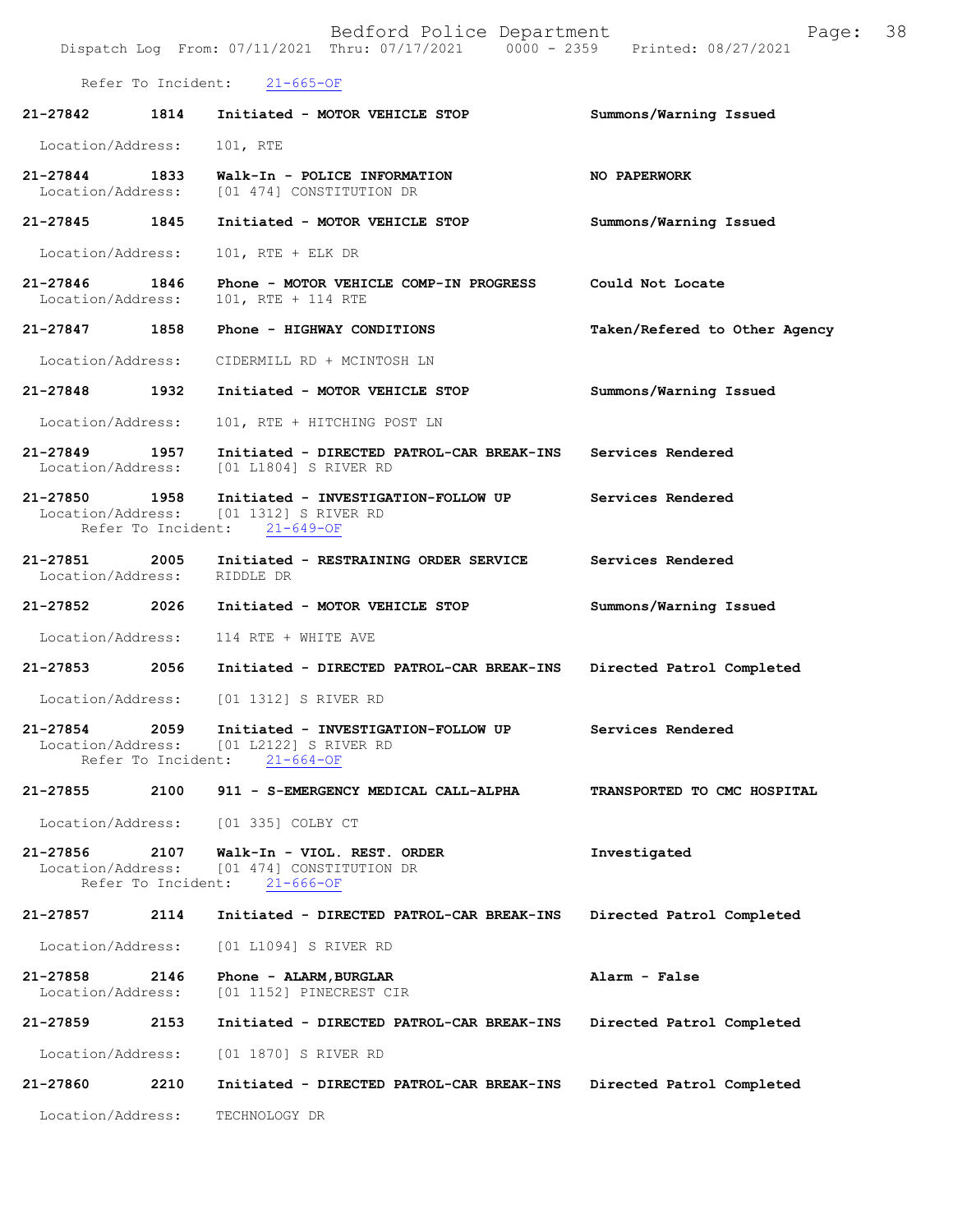Refer To Incident: 21-665-OF

**21-27842 1814 Initiated - MOTOR VEHICLE STOP** — **Summons/Warning Issued**
Location/Address: 101, RTE

**21-27844 1833 Walk-In - POLICE INFORMATION** — **NO PAPERWORK**
Location/Address: [01 474] CONSTITUTION DR

**21-27845 1845 Initiated - MOTOR VEHICLE STOP** — **Summons/Warning Issued**
Location/Address: 101, RTE + ELK DR

**21-27846 1846 Phone - MOTOR VEHICLE COMP-IN PROGRESS** — **Could Not Locate**
Location/Address: 101, RTE + 114 RTE

**21-27847 1858 Phone - HIGHWAY CONDITIONS** — **Taken/Refered to Other Agency**
Location/Address: CIDERMILL RD + MCINTOSH LN

**21-27848 1932 Initiated - MOTOR VEHICLE STOP** — **Summons/Warning Issued**
Location/Address: 101, RTE + HITCHING POST LN

**21-27849 1957 Initiated - DIRECTED PATROL-CAR BREAK-INS** — **Services Rendered**
Location/Address: [01 L1804] S RIVER RD

**21-27850 1958 Initiated - INVESTIGATION-FOLLOW UP** — **Services Rendered**
Location/Address: [01 1312] S RIVER RD
Refer To Incident: 21-649-OF

**21-27851 2005 Initiated - RESTRAINING ORDER SERVICE** — **Services Rendered**
Location/Address: RIDDLE DR

**21-27852 2026 Initiated - MOTOR VEHICLE STOP** — **Summons/Warning Issued**
Location/Address: 114 RTE + WHITE AVE

**21-27853 2056 Initiated - DIRECTED PATROL-CAR BREAK-INS** — **Directed Patrol Completed**
Location/Address: [01 1312] S RIVER RD

**21-27854 2059 Initiated - INVESTIGATION-FOLLOW UP** — **Services Rendered**
Location/Address: [01 L2122] S RIVER RD
Refer To Incident: 21-664-OF

**21-27855 2100 911 - S-EMERGENCY MEDICAL CALL-ALPHA** — **TRANSPORTED TO CMC HOSPITAL**
Location/Address: [01 335] COLBY CT

**21-27856 2107 Walk-In - VIOL. REST. ORDER** — **Investigated**
Location/Address: [01 474] CONSTITUTION DR
Refer To Incident: 21-666-OF

**21-27857 2114 Initiated - DIRECTED PATROL-CAR BREAK-INS** — **Directed Patrol Completed**
Location/Address: [01 L1094] S RIVER RD

**21-27858 2146 Phone - ALARM,BURGLAR** — **Alarm - False**
Location/Address: [01 1152] PINECREST CIR

**21-27859 2153 Initiated - DIRECTED PATROL-CAR BREAK-INS** — **Directed Patrol Completed**
Location/Address: [01 1870] S RIVER RD

**21-27860 2210 Initiated - DIRECTED PATROL-CAR BREAK-INS** — **Directed Patrol Completed**
Location/Address: TECHNOLOGY DR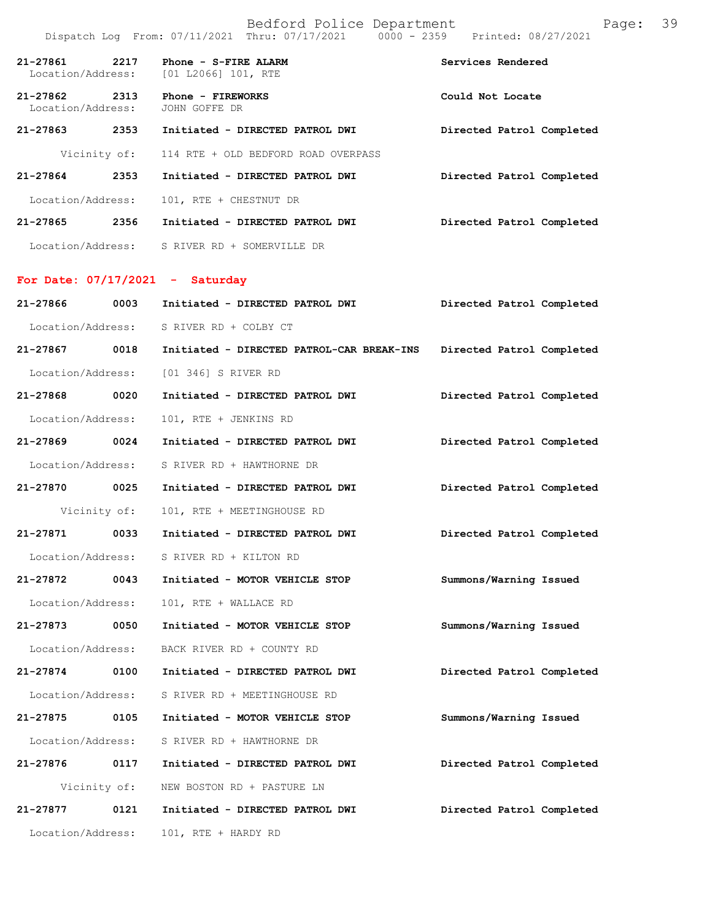21-27861 2217 Phone - S-FIRE ALARM Services Rendered
Location/Address: [01 L2066] 101, RTE

21-27862 2313 Phone - FIREWORKS Could Not Locate
Location/Address: JOHN GOFFE DR

21-27863 2353 Initiated - DIRECTED PATROL DWI Directed Patrol Completed
Vicinity of: 114 RTE + OLD BEDFORD ROAD OVERPASS

21-27864 2353 Initiated - DIRECTED PATROL DWI Directed Patrol Completed
Location/Address: 101, RTE + CHESTNUT DR

21-27865 2356 Initiated - DIRECTED PATROL DWI Directed Patrol Completed
Location/Address: S RIVER RD + SOMERVILLE DR

## For Date: 07/17/2021 - Saturday

21-27866 0003 Initiated - DIRECTED PATROL DWI Directed Patrol Completed
Location/Address: S RIVER RD + COLBY CT

21-27867 0018 Initiated - DIRECTED PATROL-CAR BREAK-INS Directed Patrol Completed
Location/Address: [01 346] S RIVER RD

21-27868 0020 Initiated - DIRECTED PATROL DWI Directed Patrol Completed
Location/Address: 101, RTE + JENKINS RD

21-27869 0024 Initiated - DIRECTED PATROL DWI Directed Patrol Completed
Location/Address: S RIVER RD + HAWTHORNE DR

21-27870 0025 Initiated - DIRECTED PATROL DWI Directed Patrol Completed
Vicinity of: 101, RTE + MEETINGHOUSE RD

21-27871 0033 Initiated - DIRECTED PATROL DWI Directed Patrol Completed
Location/Address: S RIVER RD + KILTON RD

21-27872 0043 Initiated - MOTOR VEHICLE STOP Summons/Warning Issued
Location/Address: 101, RTE + WALLACE RD

21-27873 0050 Initiated - MOTOR VEHICLE STOP Summons/Warning Issued
Location/Address: BACK RIVER RD + COUNTY RD

21-27874 0100 Initiated - DIRECTED PATROL DWI Directed Patrol Completed
Location/Address: S RIVER RD + MEETINGHOUSE RD

21-27875 0105 Initiated - MOTOR VEHICLE STOP Summons/Warning Issued
Location/Address: S RIVER RD + HAWTHORNE DR

21-27876 0117 Initiated - DIRECTED PATROL DWI Directed Patrol Completed
Vicinity of: NEW BOSTON RD + PASTURE LN

21-27877 0121 Initiated - DIRECTED PATROL DWI Directed Patrol Completed
Location/Address: 101, RTE + HARDY RD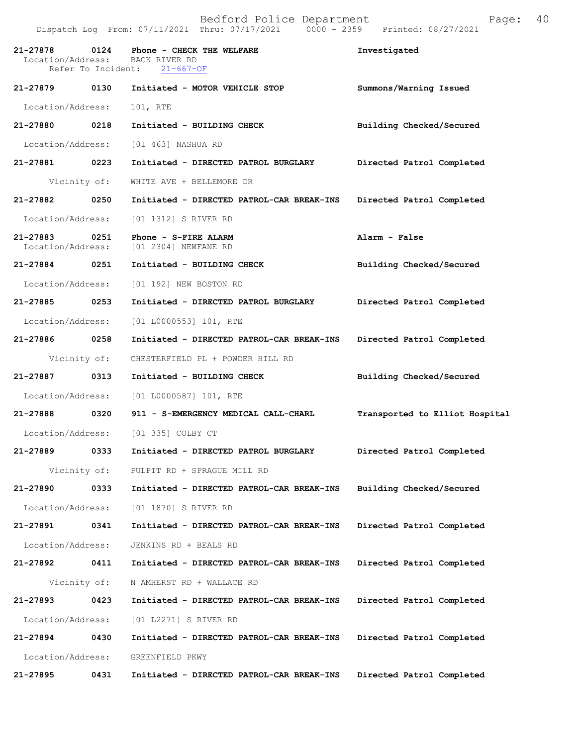Bedford Police Department
Dispatch Log From: 07/11/2021 Thru: 07/17/2021 0000 - 2359 Printed: 08/27/2021

**21-27878 0124 Phone - CHECK THE WELFARE** — **Investigated**
Location/Address: BACK RIVER RD
Refer To Incident: 21-667-OF

**21-27879 0130 Initiated - MOTOR VEHICLE STOP** — **Summons/Warning Issued**
Location/Address: 101, RTE

**21-27880 0218 Initiated - BUILDING CHECK** — **Building Checked/Secured**
Location/Address: [01 463] NASHUA RD

**21-27881 0223 Initiated - DIRECTED PATROL BURGLARY** — **Directed Patrol Completed**
Vicinity of: WHITE AVE + BELLEMORE DR

**21-27882 0250 Initiated - DIRECTED PATROL-CAR BREAK-INS** — **Directed Patrol Completed**
Location/Address: [01 1312] S RIVER RD

**21-27883 0251 Phone - S-FIRE ALARM** — **Alarm - False**
Location/Address: [01 2304] NEWFANE RD

**21-27884 0251 Initiated - BUILDING CHECK** — **Building Checked/Secured**
Location/Address: [01 192] NEW BOSTON RD

**21-27885 0253 Initiated - DIRECTED PATROL BURGLARY** — **Directed Patrol Completed**
Location/Address: [01 L0000553] 101, RTE

**21-27886 0258 Initiated - DIRECTED PATROL-CAR BREAK-INS** — **Directed Patrol Completed**
Vicinity of: CHESTERFIELD PL + POWDER HILL RD

**21-27887 0313 Initiated - BUILDING CHECK** — **Building Checked/Secured**
Location/Address: [01 L0000587] 101, RTE

**21-27888 0320 911 - S-EMERGENCY MEDICAL CALL-CHARL** — **Transported to Elliot Hospital**
Location/Address: [01 335] COLBY CT

**21-27889 0333 Initiated - DIRECTED PATROL BURGLARY** — **Directed Patrol Completed**
Vicinity of: PULPIT RD + SPRAGUE MILL RD

**21-27890 0333 Initiated - DIRECTED PATROL-CAR BREAK-INS** — **Building Checked/Secured**
Location/Address: [01 1870] S RIVER RD

**21-27891 0341 Initiated - DIRECTED PATROL-CAR BREAK-INS** — **Directed Patrol Completed**
Location/Address: JENKINS RD + BEALS RD

**21-27892 0411 Initiated - DIRECTED PATROL-CAR BREAK-INS** — **Directed Patrol Completed**
Vicinity of: N AMHERST RD + WALLACE RD

**21-27893 0423 Initiated - DIRECTED PATROL-CAR BREAK-INS** — **Directed Patrol Completed**
Location/Address: [01 L2271] S RIVER RD

**21-27894 0430 Initiated - DIRECTED PATROL-CAR BREAK-INS** — **Directed Patrol Completed**
Location/Address: GREENFIELD PKWY

**21-27895 0431 Initiated - DIRECTED PATROL-CAR BREAK-INS** — **Directed Patrol Completed**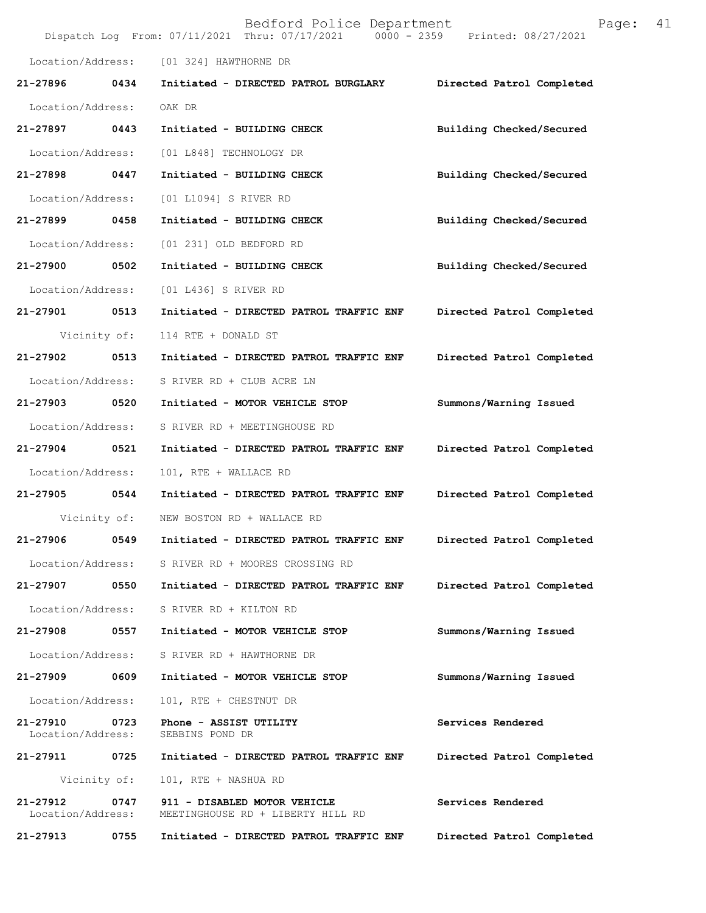Location/Address: [01 324] HAWTHORNE DR

**21-27896 0434 Initiated - DIRECTED PATROL BURGLARY** Directed Patrol Completed

Location/Address: OAK DR

**21-27897 0443 Initiated - BUILDING CHECK** Building Checked/Secured

Location/Address: [01 L848] TECHNOLOGY DR

**21-27898 0447 Initiated - BUILDING CHECK** Building Checked/Secured

Location/Address: [01 L1094] S RIVER RD

**21-27899 0458 Initiated - BUILDING CHECK** Building Checked/Secured

Location/Address: [01 231] OLD BEDFORD RD

**21-27900 0502 Initiated - BUILDING CHECK** Building Checked/Secured

Location/Address: [01 L436] S RIVER RD

**21-27901 0513 Initiated - DIRECTED PATROL TRAFFIC ENF** Directed Patrol Completed

Vicinity of: 114 RTE + DONALD ST

**21-27902 0513 Initiated - DIRECTED PATROL TRAFFIC ENF** Directed Patrol Completed

Location/Address: S RIVER RD + CLUB ACRE LN

**21-27903 0520 Initiated - MOTOR VEHICLE STOP** Summons/Warning Issued

Location/Address: S RIVER RD + MEETINGHOUSE RD

**21-27904 0521 Initiated - DIRECTED PATROL TRAFFIC ENF** Directed Patrol Completed

Location/Address: 101, RTE + WALLACE RD

**21-27905 0544 Initiated - DIRECTED PATROL TRAFFIC ENF** Directed Patrol Completed

Vicinity of: NEW BOSTON RD + WALLACE RD

**21-27906 0549 Initiated - DIRECTED PATROL TRAFFIC ENF** Directed Patrol Completed

Location/Address: S RIVER RD + MOORES CROSSING RD

**21-27907 0550 Initiated - DIRECTED PATROL TRAFFIC ENF** Directed Patrol Completed

Location/Address: S RIVER RD + KILTON RD

**21-27908 0557 Initiated - MOTOR VEHICLE STOP** Summons/Warning Issued

Location/Address: S RIVER RD + HAWTHORNE DR

**21-27909 0609 Initiated - MOTOR VEHICLE STOP** Summons/Warning Issued

Location/Address: 101, RTE + CHESTNUT DR

**21-27910 0723 Phone - ASSIST UTILITY** Services Rendered

Location/Address: SEBBINS POND DR

**21-27911 0725 Initiated - DIRECTED PATROL TRAFFIC ENF** Directed Patrol Completed

Vicinity of: 101, RTE + NASHUA RD

**21-27912 0747 911 - DISABLED MOTOR VEHICLE** Services Rendered

Location/Address: MEETINGHOUSE RD + LIBERTY HILL RD

**21-27913 0755 Initiated - DIRECTED PATROL TRAFFIC ENF** Directed Patrol Completed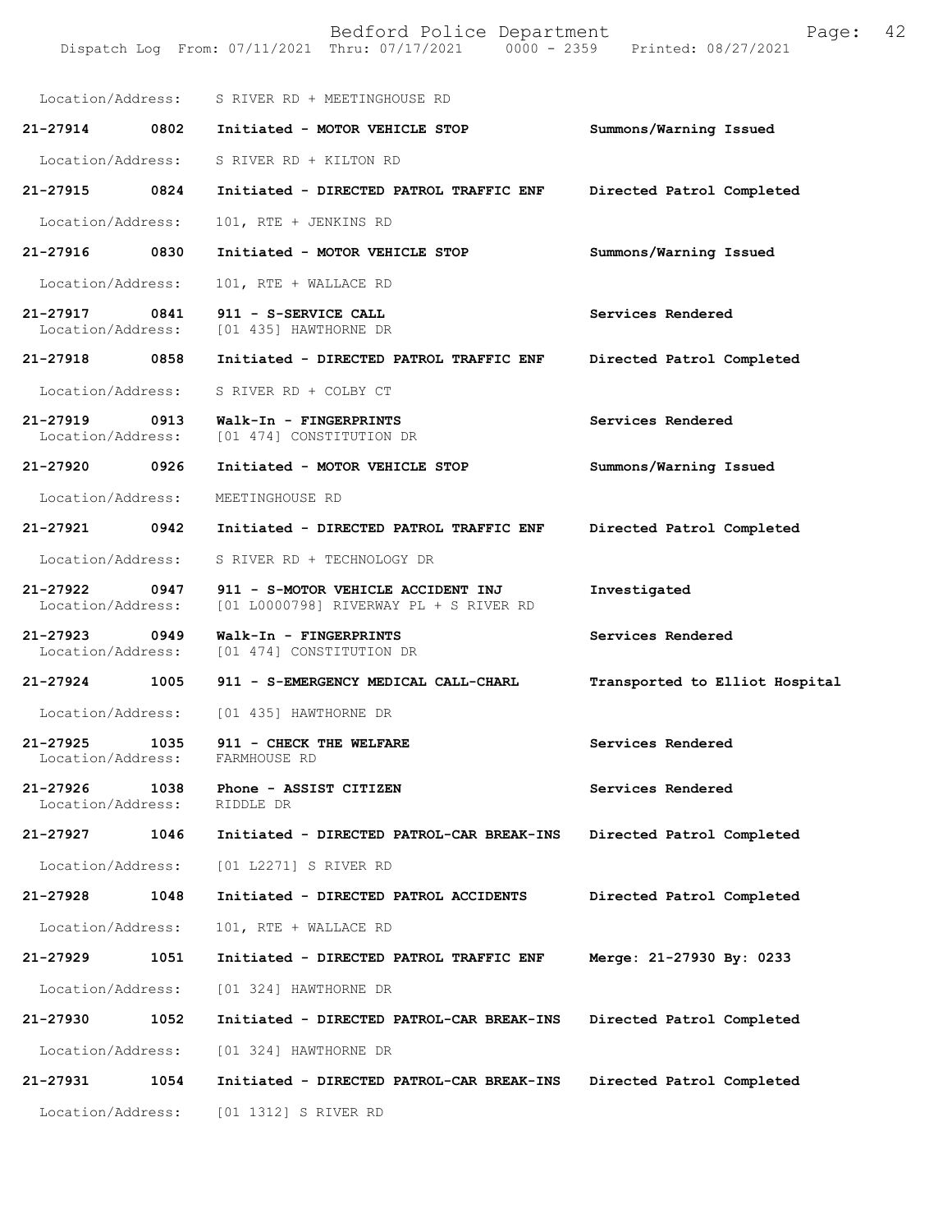Location/Address: S RIVER RD + MEETINGHOUSE RD

| Call # | Time | Call Reason | Action |
|---|---|---|---|
| 21-27914 | 0802 | Initiated - MOTOR VEHICLE STOP | Summons/Warning Issued |
| Location/Address: | | S RIVER RD + KILTON RD | |
| 21-27915 | 0824 | Initiated - DIRECTED PATROL TRAFFIC ENF | Directed Patrol Completed |
| Location/Address: | | 101, RTE + JENKINS RD | |
| 21-27916 | 0830 | Initiated - MOTOR VEHICLE STOP | Summons/Warning Issued |
| Location/Address: | | 101, RTE + WALLACE RD | |
| 21-27917 | 0841 | 911 - S-SERVICE CALL | Services Rendered |
| Location/Address: | | [01 435] HAWTHORNE DR | |
| 21-27918 | 0858 | Initiated - DIRECTED PATROL TRAFFIC ENF | Directed Patrol Completed |
| Location/Address: | | S RIVER RD + COLBY CT | |
| 21-27919 | 0913 | Walk-In - FINGERPRINTS | Services Rendered |
| Location/Address: | | [01 474] CONSTITUTION DR | |
| 21-27920 | 0926 | Initiated - MOTOR VEHICLE STOP | Summons/Warning Issued |
| Location/Address: | | MEETINGHOUSE RD | |
| 21-27921 | 0942 | Initiated - DIRECTED PATROL TRAFFIC ENF | Directed Patrol Completed |
| Location/Address: | | S RIVER RD + TECHNOLOGY DR | |
| 21-27922 | 0947 | 911 - S-MOTOR VEHICLE ACCIDENT INJ | Investigated |
| Location/Address: | | [01 L0000798] RIVERWAY PL + S RIVER RD | |
| 21-27923 | 0949 | Walk-In - FINGERPRINTS | Services Rendered |
| Location/Address: | | [01 474] CONSTITUTION DR | |
| 21-27924 | 1005 | 911 - S-EMERGENCY MEDICAL CALL-CHARL | Transported to Elliot Hospital |
| Location/Address: | | [01 435] HAWTHORNE DR | |
| 21-27925 | 1035 | 911 - CHECK THE WELFARE | Services Rendered |
| Location/Address: | | FARMHOUSE RD | |
| 21-27926 | 1038 | Phone - ASSIST CITIZEN | Services Rendered |
| Location/Address: | | RIDDLE DR | |
| 21-27927 | 1046 | Initiated - DIRECTED PATROL-CAR BREAK-INS | Directed Patrol Completed |
| Location/Address: | | [01 L2271] S RIVER RD | |
| 21-27928 | 1048 | Initiated - DIRECTED PATROL ACCIDENTS | Directed Patrol Completed |
| Location/Address: | | 101, RTE + WALLACE RD | |
| 21-27929 | 1051 | Initiated - DIRECTED PATROL TRAFFIC ENF | Merge: 21-27930 By: 0233 |
| Location/Address: | | [01 324] HAWTHORNE DR | |
| 21-27930 | 1052 | Initiated - DIRECTED PATROL-CAR BREAK-INS | Directed Patrol Completed |
| Location/Address: | | [01 324] HAWTHORNE DR | |
| 21-27931 | 1054 | Initiated - DIRECTED PATROL-CAR BREAK-INS | Directed Patrol Completed |
| Location/Address: | | [01 1312] S RIVER RD | |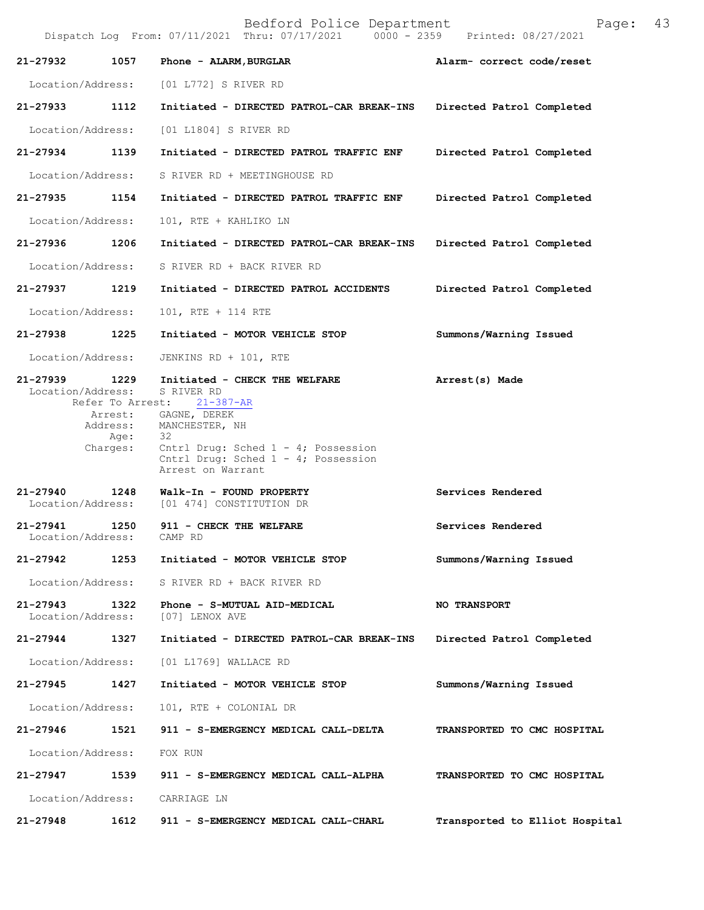| Call Number | Time | Call Reason | Action |
|---|---|---|---|
| 21-27932 | 1057 | Phone - ALARM,BURGLAR | Alarm- correct code/reset |
| Location/Address: | | [01 L772] S RIVER RD | |
| 21-27933 | 1112 | Initiated - DIRECTED PATROL-CAR BREAK-INS | Directed Patrol Completed |
| Location/Address: | | [01 L1804] S RIVER RD | |
| 21-27934 | 1139 | Initiated - DIRECTED PATROL TRAFFIC ENF | Directed Patrol Completed |
| Location/Address: | | S RIVER RD + MEETINGHOUSE RD | |
| 21-27935 | 1154 | Initiated - DIRECTED PATROL TRAFFIC ENF | Directed Patrol Completed |
| Location/Address: | | 101, RTE + KAHLIKO LN | |
| 21-27936 | 1206 | Initiated - DIRECTED PATROL-CAR BREAK-INS | Directed Patrol Completed |
| Location/Address: | | S RIVER RD + BACK RIVER RD | |
| 21-27937 | 1219 | Initiated - DIRECTED PATROL ACCIDENTS | Directed Patrol Completed |
| Location/Address: | | 101, RTE + 114 RTE | |
| 21-27938 | 1225 | Initiated - MOTOR VEHICLE STOP | Summons/Warning Issued |
| Location/Address: | | JENKINS RD + 101, RTE | |
| 21-27939 | 1229 | Initiated - CHECK THE WELFARE | Arrest(s) Made |
| Location/Address: | | S RIVER RD | |
| Refer To Arrest: | | 21-387-AR | |
| Arrest: | | GAGNE, DEREK | |
| Address: | | MANCHESTER, NH | |
| Age: | | 32 | |
| Charges: | | Cntrl Drug: Sched 1 - 4; Possession<br>Cntrl Drug: Sched 1 - 4; Possession<br>Arrest on Warrant | |
| 21-27940 | 1248 | Walk-In - FOUND PROPERTY | Services Rendered |
| Location/Address: | | [01 474] CONSTITUTION DR | |
| 21-27941 | 1250 | 911 - CHECK THE WELFARE | Services Rendered |
| Location/Address: | | CAMP RD | |
| 21-27942 | 1253 | Initiated - MOTOR VEHICLE STOP | Summons/Warning Issued |
| Location/Address: | | S RIVER RD + BACK RIVER RD | |
| 21-27943 | 1322 | Phone - S-MUTUAL AID-MEDICAL | NO TRANSPORT |
| Location/Address: | | [07] LENOX AVE | |
| 21-27944 | 1327 | Initiated - DIRECTED PATROL-CAR BREAK-INS | Directed Patrol Completed |
| Location/Address: | | [01 L1769] WALLACE RD | |
| 21-27945 | 1427 | Initiated - MOTOR VEHICLE STOP | Summons/Warning Issued |
| Location/Address: | | 101, RTE + COLONIAL DR | |
| 21-27946 | 1521 | 911 - S-EMERGENCY MEDICAL CALL-DELTA | TRANSPORTED TO CMC HOSPITAL |
| Location/Address: | | FOX RUN | |
| 21-27947 | 1539 | 911 - S-EMERGENCY MEDICAL CALL-ALPHA | TRANSPORTED TO CMC HOSPITAL |
| Location/Address: | | CARRIAGE LN | |
| 21-27948 | 1612 | 911 - S-EMERGENCY MEDICAL CALL-CHARL | Transported to Elliot Hospital |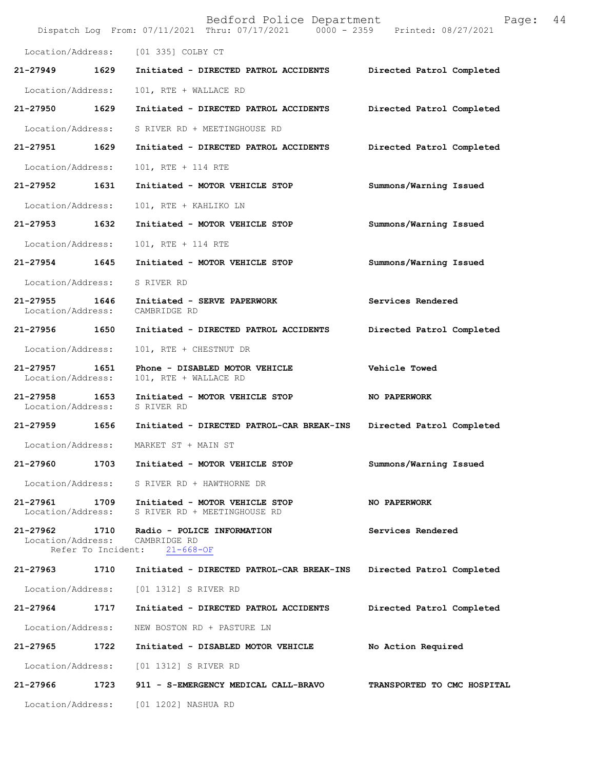Location/Address: [01 335] COLBY CT

**21-27949 1629** Initiated - DIRECTED PATROL ACCIDENTS **Directed Patrol Completed**

Location/Address: 101, RTE + WALLACE RD

**21-27950 1629** Initiated - DIRECTED PATROL ACCIDENTS **Directed Patrol Completed**

Location/Address: S RIVER RD + MEETINGHOUSE RD

**21-27951 1629** Initiated - DIRECTED PATROL ACCIDENTS **Directed Patrol Completed**

Location/Address: 101, RTE + 114 RTE

**21-27952 1631** Initiated - MOTOR VEHICLE STOP **Summons/Warning Issued**

Location/Address: 101, RTE + KAHLIKO LN

**21-27953 1632** Initiated - MOTOR VEHICLE STOP **Summons/Warning Issued**

Location/Address: 101, RTE + 114 RTE

**21-27954 1645** Initiated - MOTOR VEHICLE STOP **Summons/Warning Issued**

Location/Address: S RIVER RD

**21-27955 1646** Initiated - SERVE PAPERWORK **Services Rendered**
Location/Address: CAMBRIDGE RD

**21-27956 1650** Initiated - DIRECTED PATROL ACCIDENTS **Directed Patrol Completed**

Location/Address: 101, RTE + CHESTNUT DR

**21-27957 1651** Phone - DISABLED MOTOR VEHICLE **Vehicle Towed**
Location/Address: 101, RTE + WALLACE RD

**21-27958 1653** Initiated - MOTOR VEHICLE STOP **NO PAPERWORK**
Location/Address: S RIVER RD

**21-27959 1656** Initiated - DIRECTED PATROL-CAR BREAK-INS **Directed Patrol Completed**

Location/Address: MARKET ST + MAIN ST

**21-27960 1703** Initiated - MOTOR VEHICLE STOP **Summons/Warning Issued**

Location/Address: S RIVER RD + HAWTHORNE DR

**21-27961 1709** Initiated - MOTOR VEHICLE STOP **NO PAPERWORK**
Location/Address: S RIVER RD + MEETINGHOUSE RD

**21-27962 1710** Radio - POLICE INFORMATION **Services Rendered**
Location/Address: CAMBRIDGE RD
Refer To Incident: 21-668-OF

**21-27963 1710** Initiated - DIRECTED PATROL-CAR BREAK-INS **Directed Patrol Completed**

Location/Address: [01 1312] S RIVER RD

**21-27964 1717** Initiated - DIRECTED PATROL ACCIDENTS **Directed Patrol Completed**

Location/Address: NEW BOSTON RD + PASTURE LN

**21-27965 1722** Initiated - DISABLED MOTOR VEHICLE **No Action Required**

Location/Address: [01 1312] S RIVER RD

**21-27966 1723** 911 - S-EMERGENCY MEDICAL CALL-BRAVO **TRANSPORTED TO CMC HOSPITAL**

Location/Address: [01 1202] NASHUA RD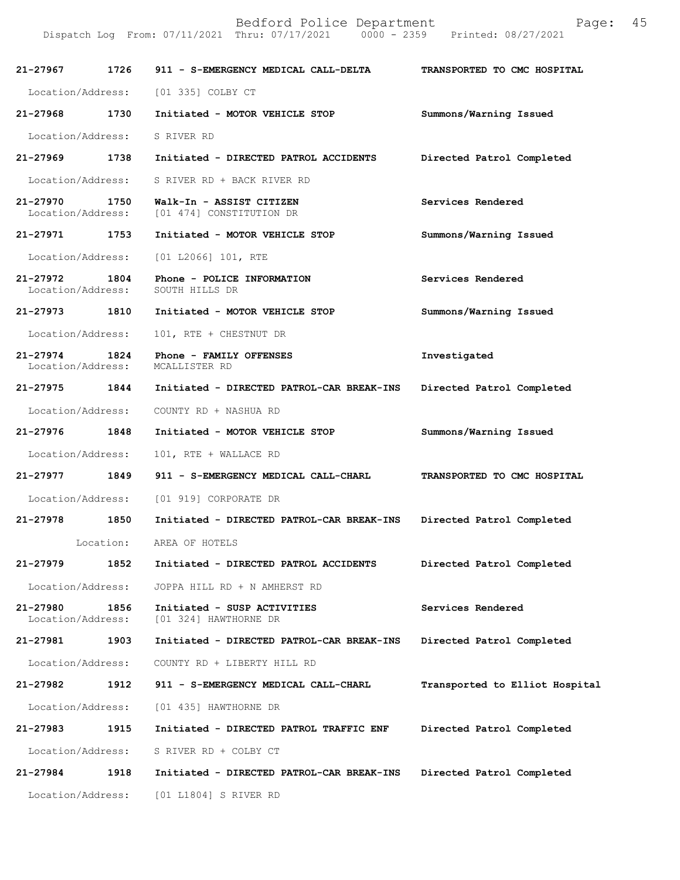| Call # | Time | Call Reason | Action |
|---|---|---|---|
| 21-27967 | 1726 | 911 - S-EMERGENCY MEDICAL CALL-DELTA | TRANSPORTED TO CMC HOSPITAL |
| Location/Address: | | [01 335] COLBY CT | |
| 21-27968 | 1730 | Initiated - MOTOR VEHICLE STOP | Summons/Warning Issued |
| Location/Address: | | S RIVER RD | |
| 21-27969 | 1738 | Initiated - DIRECTED PATROL ACCIDENTS | Directed Patrol Completed |
| Location/Address: | | S RIVER RD + BACK RIVER RD | |
| 21-27970 | 1750 | Walk-In - ASSIST CITIZEN | Services Rendered |
| Location/Address: | | [01 474] CONSTITUTION DR | |
| 21-27971 | 1753 | Initiated - MOTOR VEHICLE STOP | Summons/Warning Issued |
| Location/Address: | | [01 L2066] 101, RTE | |
| 21-27972 | 1804 | Phone - POLICE INFORMATION | Services Rendered |
| Location/Address: | | SOUTH HILLS DR | |
| 21-27973 | 1810 | Initiated - MOTOR VEHICLE STOP | Summons/Warning Issued |
| Location/Address: | | 101, RTE + CHESTNUT DR | |
| 21-27974 | 1824 | Phone - FAMILY OFFENSES | Investigated |
| Location/Address: | | MCALLISTER RD | |
| 21-27975 | 1844 | Initiated - DIRECTED PATROL-CAR BREAK-INS | Directed Patrol Completed |
| Location/Address: | | COUNTY RD + NASHUA RD | |
| 21-27976 | 1848 | Initiated - MOTOR VEHICLE STOP | Summons/Warning Issued |
| Location/Address: | | 101, RTE + WALLACE RD | |
| 21-27977 | 1849 | 911 - S-EMERGENCY MEDICAL CALL-CHARL | TRANSPORTED TO CMC HOSPITAL |
| Location/Address: | | [01 919] CORPORATE DR | |
| 21-27978 | 1850 | Initiated - DIRECTED PATROL-CAR BREAK-INS | Directed Patrol Completed |
| Location: | | AREA OF HOTELS | |
| 21-27979 | 1852 | Initiated - DIRECTED PATROL ACCIDENTS | Directed Patrol Completed |
| Location/Address: | | JOPPA HILL RD + N AMHERST RD | |
| 21-27980 | 1856 | Initiated - SUSP ACTIVITIES | Services Rendered |
| Location/Address: | | [01 324] HAWTHORNE DR | |
| 21-27981 | 1903 | Initiated - DIRECTED PATROL-CAR BREAK-INS | Directed Patrol Completed |
| Location/Address: | | COUNTY RD + LIBERTY HILL RD | |
| 21-27982 | 1912 | 911 - S-EMERGENCY MEDICAL CALL-CHARL | Transported to Elliot Hospital |
| Location/Address: | | [01 435] HAWTHORNE DR | |
| 21-27983 | 1915 | Initiated - DIRECTED PATROL TRAFFIC ENF | Directed Patrol Completed |
| Location/Address: | | S RIVER RD + COLBY CT | |
| 21-27984 | 1918 | Initiated - DIRECTED PATROL-CAR BREAK-INS | Directed Patrol Completed |
| Location/Address: | | [01 L1804] S RIVER RD | |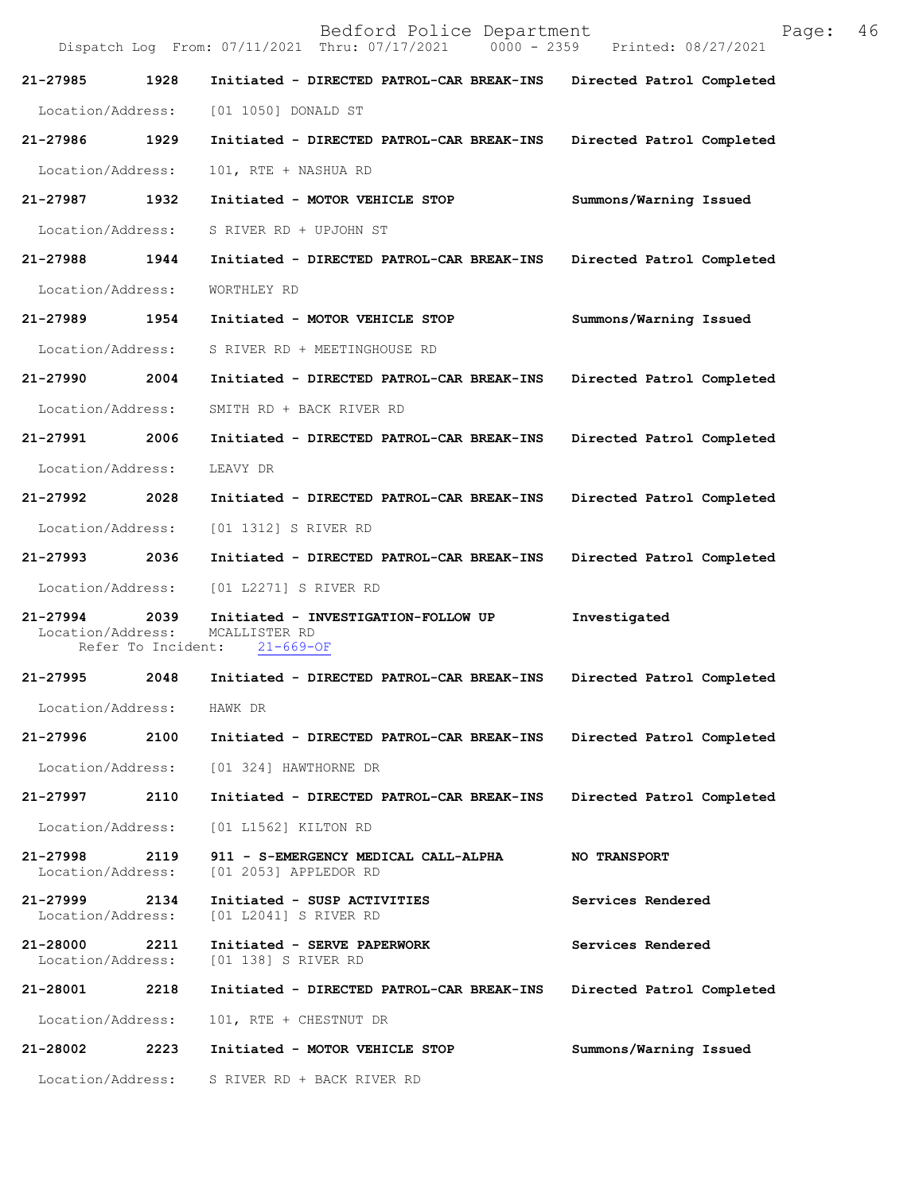Bedford Police Department
Dispatch Log From: 07/11/2021 Thru: 07/17/2021 0000 - 2359 Printed: 08/27/2021

**21-27985 1928 Initiated - DIRECTED PATROL-CAR BREAK-INS Directed Patrol Completed**
Location/Address: [01 1050] DONALD ST

**21-27986 1929 Initiated - DIRECTED PATROL-CAR BREAK-INS Directed Patrol Completed**
Location/Address: 101, RTE + NASHUA RD

**21-27987 1932 Initiated - MOTOR VEHICLE STOP Summons/Warning Issued**
Location/Address: S RIVER RD + UPJOHN ST

**21-27988 1944 Initiated - DIRECTED PATROL-CAR BREAK-INS Directed Patrol Completed**
Location/Address: WORTHLEY RD

**21-27989 1954 Initiated - MOTOR VEHICLE STOP Summons/Warning Issued**
Location/Address: S RIVER RD + MEETINGHOUSE RD

**21-27990 2004 Initiated - DIRECTED PATROL-CAR BREAK-INS Directed Patrol Completed**
Location/Address: SMITH RD + BACK RIVER RD

**21-27991 2006 Initiated - DIRECTED PATROL-CAR BREAK-INS Directed Patrol Completed**
Location/Address: LEAVY DR

**21-27992 2028 Initiated - DIRECTED PATROL-CAR BREAK-INS Directed Patrol Completed**
Location/Address: [01 1312] S RIVER RD

**21-27993 2036 Initiated - DIRECTED PATROL-CAR BREAK-INS Directed Patrol Completed**
Location/Address: [01 L2271] S RIVER RD

**21-27994 2039 Initiated - INVESTIGATION-FOLLOW UP Investigated**
Location/Address: MCALLISTER RD
Refer To Incident: 21-669-OF

**21-27995 2048 Initiated - DIRECTED PATROL-CAR BREAK-INS Directed Patrol Completed**
Location/Address: HAWK DR

**21-27996 2100 Initiated - DIRECTED PATROL-CAR BREAK-INS Directed Patrol Completed**
Location/Address: [01 324] HAWTHORNE DR

**21-27997 2110 Initiated - DIRECTED PATROL-CAR BREAK-INS Directed Patrol Completed**
Location/Address: [01 L1562] KILTON RD

**21-27998 2119 911 - S-EMERGENCY MEDICAL CALL-ALPHA NO TRANSPORT**
Location/Address: [01 2053] APPLEDOR RD

**21-27999 2134 Initiated - SUSP ACTIVITIES Services Rendered**
Location/Address: [01 L2041] S RIVER RD

**21-28000 2211 Initiated - SERVE PAPERWORK Services Rendered**
Location/Address: [01 138] S RIVER RD

**21-28001 2218 Initiated - DIRECTED PATROL-CAR BREAK-INS Directed Patrol Completed**
Location/Address: 101, RTE + CHESTNUT DR

**21-28002 2223 Initiated - MOTOR VEHICLE STOP Summons/Warning Issued**
Location/Address: S RIVER RD + BACK RIVER RD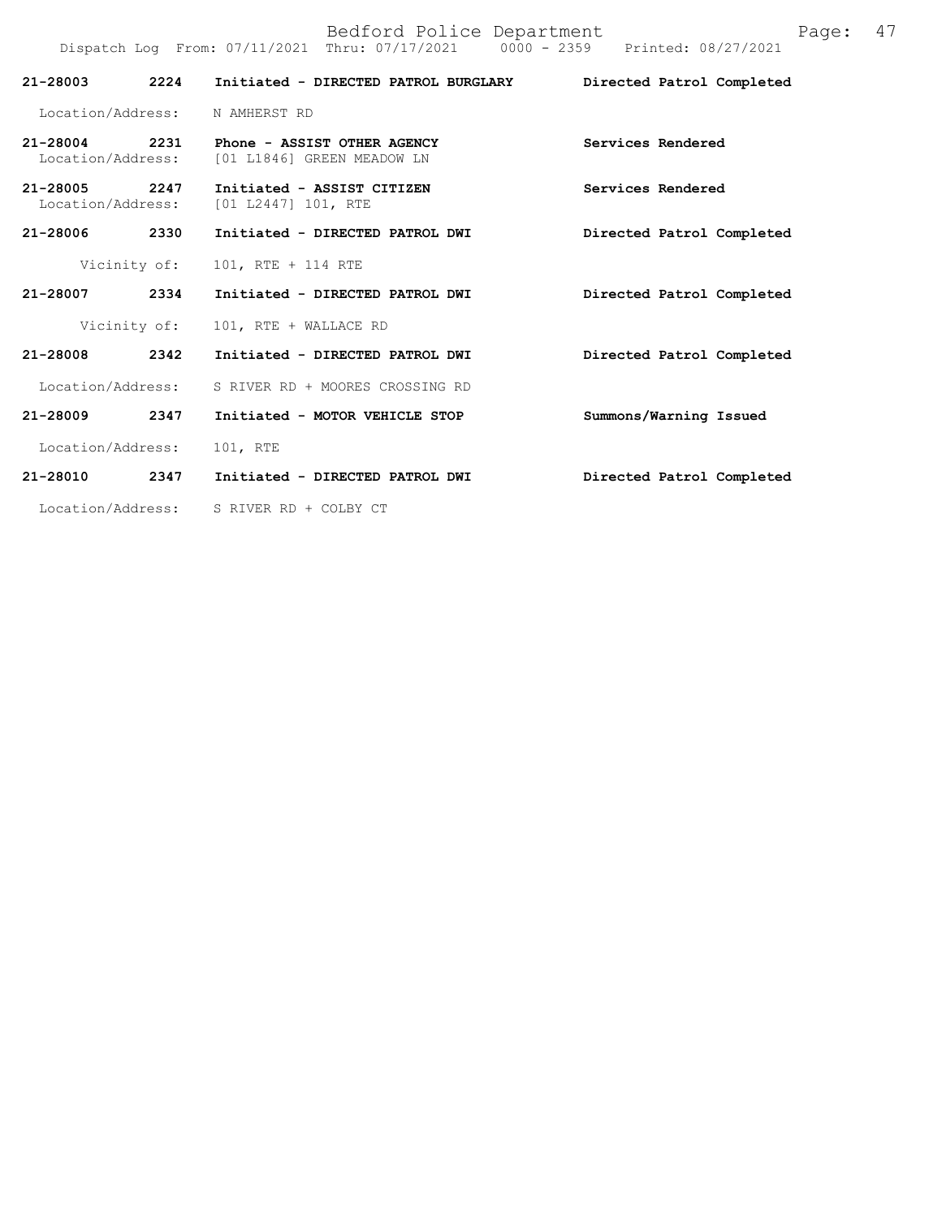21-28003 2224 **Initiated - DIRECTED PATROL BURGLARY** **Directed Patrol Completed**

Location/Address: N AMHERST RD

21-28004 2231 **Phone - ASSIST OTHER AGENCY** **Services Rendered**
Location/Address: [01 L1846] GREEN MEADOW LN

21-28005 2247 **Initiated - ASSIST CITIZEN** **Services Rendered**
Location/Address: [01 L2447] 101, RTE

21-28006 2330 **Initiated - DIRECTED PATROL DWI** **Directed Patrol Completed**

Vicinity of: 101, RTE + 114 RTE

21-28007 2334 **Initiated - DIRECTED PATROL DWI** **Directed Patrol Completed**

Vicinity of: 101, RTE + WALLACE RD

21-28008 2342 **Initiated - DIRECTED PATROL DWI** **Directed Patrol Completed**

Location/Address: S RIVER RD + MOORES CROSSING RD

21-28009 2347 **Initiated - MOTOR VEHICLE STOP** **Summons/Warning Issued**

Location/Address: 101, RTE

21-28010 2347 **Initiated - DIRECTED PATROL DWI** **Directed Patrol Completed**

Location/Address: S RIVER RD + COLBY CT